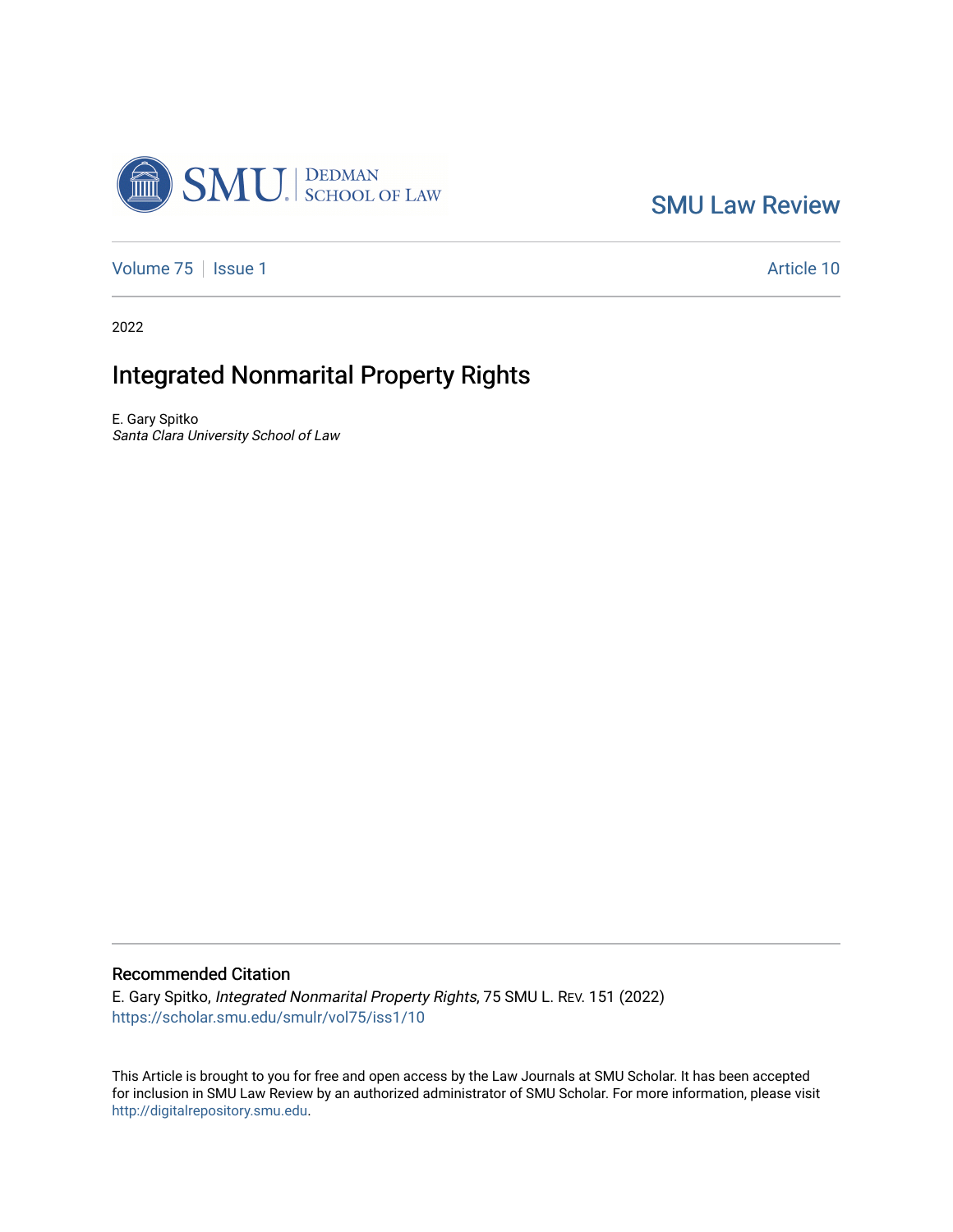SMU Law Review

Volume 75 | Issue 1 | Article 10

2022

# Integrated Nonmarital Property Rights

E. Gary Spitko
*Santa Clara University School of Law*

## Recommended Citation

E. Gary Spitko, *Integrated Nonmarital Property Rights*, 75 SMU L. Rev. 151 (2022)
https://scholar.smu.edu/smulr/vol75/iss1/10

This Article is brought to you for free and open access by the Law Journals at SMU Scholar. It has been accepted for inclusion in SMU Law Review by an authorized administrator of SMU Scholar. For more information, please visit http://digitalrepository.smu.edu.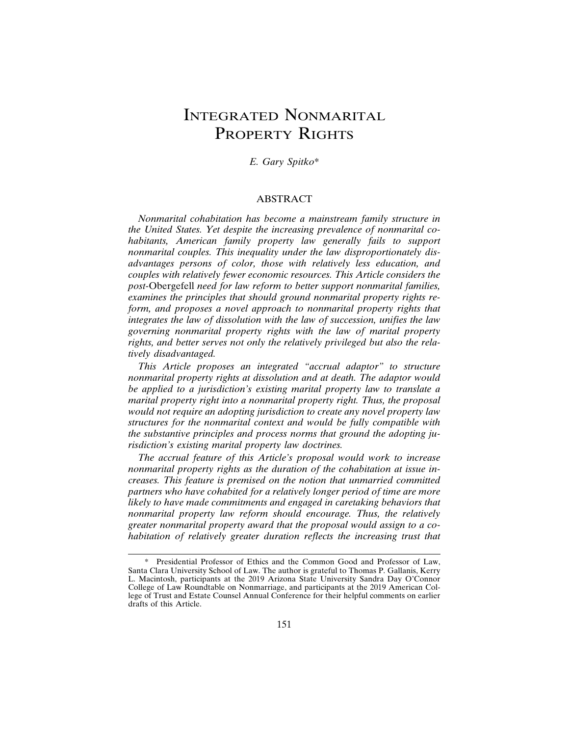# INTEGRATED NONMARITAL PROPERTY RIGHTS

*E. Gary Spitko**

## ABSTRACT

*Nonmarital cohabitation has become a mainstream family structure in the United States. Yet despite the increasing prevalence of nonmarital cohabitants, American family property law generally fails to support nonmarital couples. This inequality under the law disproportionately disadvantages persons of color, those with relatively less education, and couples with relatively fewer economic resources. This Article considers the post-*Obergefell *need for law reform to better support nonmarital families, examines the principles that should ground nonmarital property rights reform, and proposes a novel approach to nonmarital property rights that integrates the law of dissolution with the law of succession, unifies the law governing nonmarital property rights with the law of marital property rights, and better serves not only the relatively privileged but also the relatively disadvantaged.*

*This Article proposes an integrated "accrual adaptor" to structure nonmarital property rights at dissolution and at death. The adaptor would be applied to a jurisdiction's existing marital property law to translate a marital property right into a nonmarital property right. Thus, the proposal would not require an adopting jurisdiction to create any novel property law structures for the nonmarital context and would be fully compatible with the substantive principles and process norms that ground the adopting jurisdiction's existing marital property law doctrines.*

*The accrual feature of this Article's proposal would work to increase nonmarital property rights as the duration of the cohabitation at issue increases. This feature is premised on the notion that unmarried committed partners who have cohabited for a relatively longer period of time are more likely to have made commitments and engaged in caretaking behaviors that nonmarital property law reform should encourage. Thus, the relatively greater nonmarital property award that the proposal would assign to a cohabitation of relatively greater duration reflects the increasing trust that*

---

\* Presidential Professor of Ethics and the Common Good and Professor of Law, Santa Clara University School of Law. The author is grateful to Thomas P. Gallanis, Kerry L. Macintosh, participants at the 2019 Arizona State University Sandra Day O'Connor College of Law Roundtable on Nonmarriage, and participants at the 2019 American College of Trust and Estate Counsel Annual Conference for their helpful comments on earlier drafts of this Article.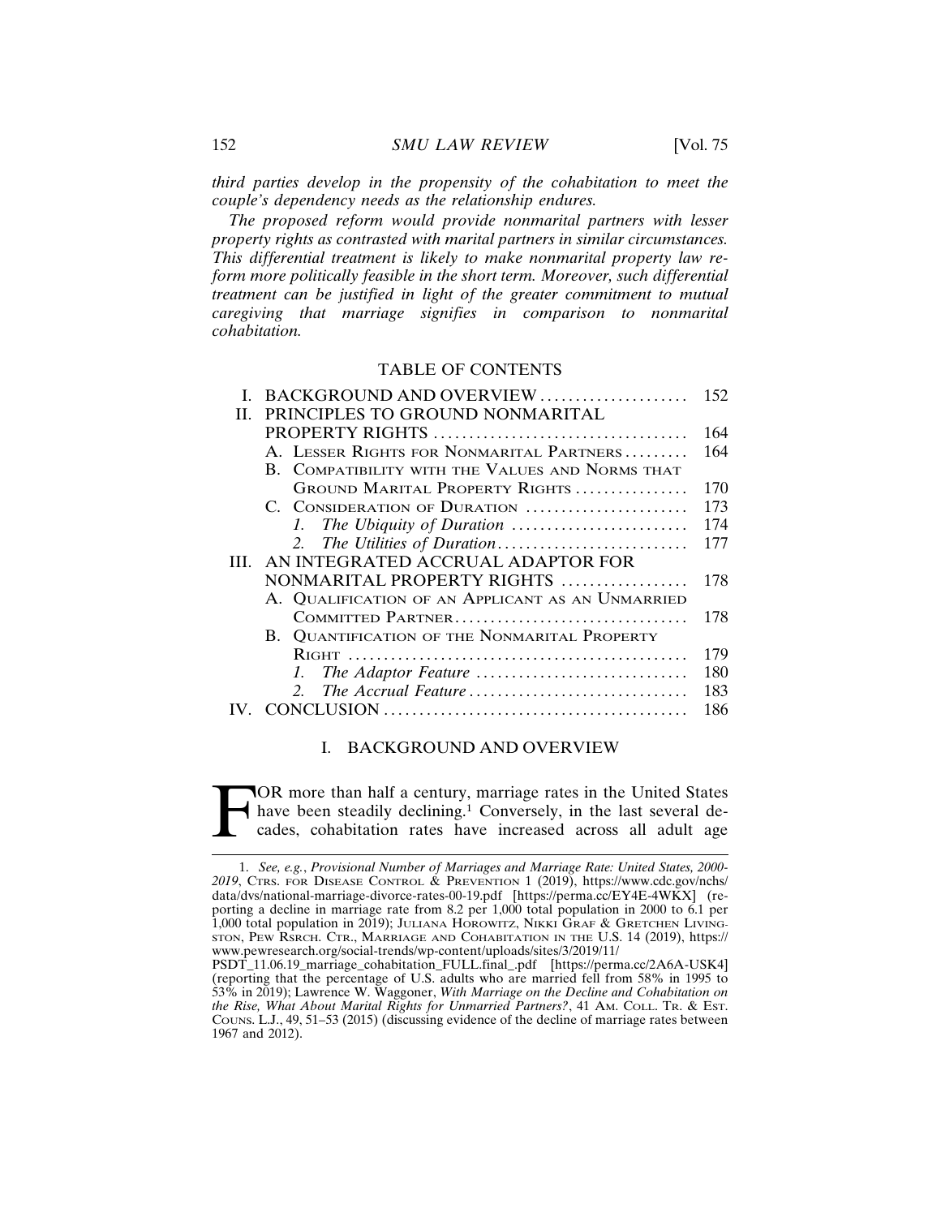*third parties develop in the propensity of the cohabitation to meet the couple's dependency needs as the relationship endures.*

*The proposed reform would provide nonmarital partners with lesser property rights as contrasted with marital partners in similar circumstances. This differential treatment is likely to make nonmarital property law reform more politically feasible in the short term. Moreover, such differential treatment can be justified in light of the greater commitment to mutual caregiving that marriage signifies in comparison to nonmarital cohabitation.*

## TABLE OF CONTENTS

- I. BACKGROUND AND OVERVIEW .................... 152
- II. PRINCIPLES TO GROUND NONMARITAL PROPERTY RIGHTS .................... 164
  - A. LESSER RIGHTS FOR NONMARITAL PARTNERS .................... 164
  - B. COMPATIBILITY WITH THE VALUES AND NORMS THAT GROUND MARITAL PROPERTY RIGHTS .................... 170
  - C. CONSIDERATION OF DURATION .................... 173
    - *1. The Ubiquity of Duration* .................... 174
    - *2. The Utilities of Duration* .................... 177
- III. AN INTEGRATED ACCRUAL ADAPTOR FOR NONMARITAL PROPERTY RIGHTS .................... 178
  - A. QUALIFICATION OF AN APPLICANT AS AN UNMARRIED COMMITTED PARTNER .................... 178
  - B. QUANTIFICATION OF THE NONMARITAL PROPERTY RIGHT .................... 179
    - *1. The Adaptor Feature* .................... 180
    - *2. The Accrual Feature* .................... 183
- IV. CONCLUSION .................... 186

## I. BACKGROUND AND OVERVIEW

FOR more than half a century, marriage rates in the United States have been steadily declining.[1] Conversely, in the last several decades, cohabitation rates have increased across all adult age

---

1. *See, e.g.*, *Provisional Number of Marriages and Marriage Rate: United States, 2000-2019*, CTRS. FOR DISEASE CONTROL & PREVENTION 1 (2019), https://www.cdc.gov/nchs/data/dvs/national-marriage-divorce-rates-00-19.pdf [https://perma.cc/EY4E-4WKX] (reporting a decline in marriage rate from 8.2 per 1,000 total population in 2000 to 6.1 per 1,000 total population in 2019); JULIANA HOROWITZ, NIKKI GRAF & GRETCHEN LIVINGSTON, PEW RSRCH. CTR., MARRIAGE AND COHABITATION IN THE U.S. 14 (2019), https://www.pewresearch.org/social-trends/wp-content/uploads/sites/3/2019/11/PSDT_11.06.19_marriage_cohabitation_FULL.final_.pdf [https://perma.cc/2A6A-USK4] (reporting that the percentage of U.S. adults who are married fell from 58% in 1995 to 53% in 2019); Lawrence W. Waggoner, *With Marriage on the Decline and Cohabitation on the Rise, What About Marital Rights for Unmarried Partners?*, 41 AM. COLL. TR. & EST. COUNS. L.J., 49, 51–53 (2015) (discussing evidence of the decline of marriage rates between 1967 and 2012).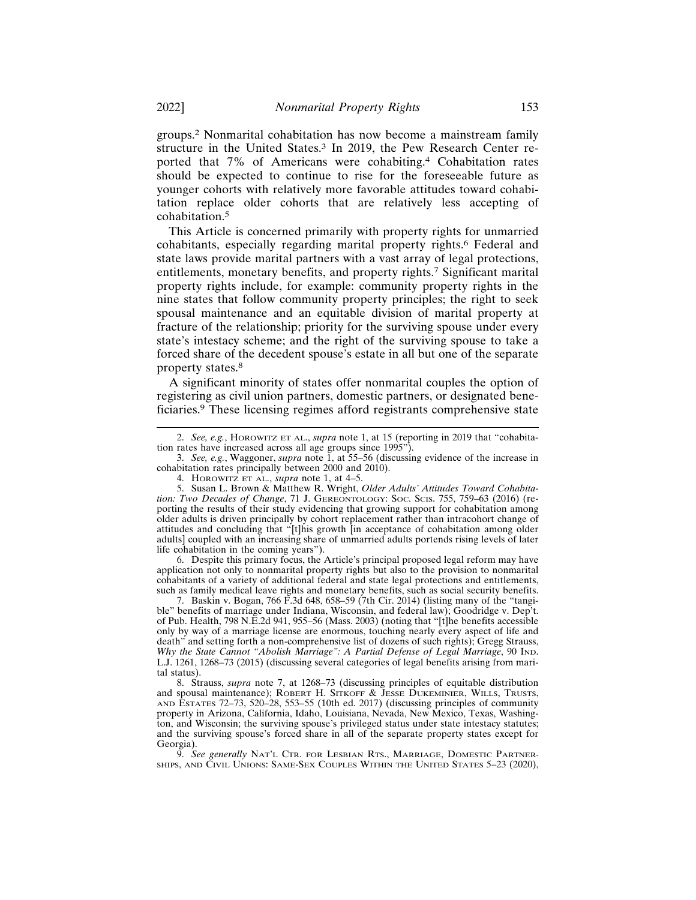groups.[2] Nonmarital cohabitation has now become a mainstream family structure in the United States.[3] In 2019, the Pew Research Center reported that 7% of Americans were cohabiting.[4] Cohabitation rates should be expected to continue to rise for the foreseeable future as younger cohorts with relatively more favorable attitudes toward cohabitation replace older cohorts that are relatively less accepting of cohabitation.[5]

This Article is concerned primarily with property rights for unmarried cohabitants, especially regarding marital property rights.[6] Federal and state laws provide marital partners with a vast array of legal protections, entitlements, monetary benefits, and property rights.[7] Significant marital property rights include, for example: community property rights in the nine states that follow community property principles; the right to seek spousal maintenance and an equitable division of marital property at fracture of the relationship; priority for the surviving spouse under every state's intestacy scheme; and the right of the surviving spouse to take a forced share of the decedent spouse's estate in all but one of the separate property states.[8]

A significant minority of states offer nonmarital couples the option of registering as civil union partners, domestic partners, or designated beneficiaries.[9] These licensing regimes afford registrants comprehensive state

---

2. *See, e.g.*, HOROWITZ ET AL., *supra* note 1, at 15 (reporting in 2019 that "cohabitation rates have increased across all age groups since 1995").

3. *See, e.g.*, Waggoner, *supra* note 1, at 55–56 (discussing evidence of the increase in cohabitation rates principally between 2000 and 2010).

4. HOROWITZ ET AL., *supra* note 1, at 4–5.

5. Susan L. Brown & Matthew R. Wright, *Older Adults' Attitudes Toward Cohabitation: Two Decades of Change*, 71 J. GERONTOLOGY: SOC. SCIS. 755, 759–63 (2016) (reporting the results of their study evidencing that growing support for cohabitation among older adults is driven principally by cohort replacement rather than intracohort change of attitudes and concluding that "[t]his growth [in acceptance of cohabitation among older adults] coupled with an increasing share of unmarried adults portends rising levels of later life cohabitation in the coming years").

6. Despite this primary focus, the Article's principal proposed legal reform may have application not only to nonmarital property rights but also to the provision to nonmarital cohabitants of a variety of additional federal and state legal protections and entitlements, such as family medical leave rights and monetary benefits, such as social security benefits.

7. Baskin v. Bogan, 766 F.3d 648, 658–59 (7th Cir. 2014) (listing many of the "tangible" benefits of marriage under Indiana, Wisconsin, and federal law); Goodridge v. Dep't. of Pub. Health, 798 N.E.2d 941, 955–56 (Mass. 2003) (noting that "[t]he benefits accessible only by way of a marriage license are enormous, touching nearly every aspect of life and death" and setting forth a non-comprehensive list of dozens of such rights); Gregg Strauss, *Why the State Cannot "Abolish Marriage": A Partial Defense of Legal Marriage*, 90 IND. L.J. 1261, 1268–73 (2015) (discussing several categories of legal benefits arising from marital status).

8. Strauss, *supra* note 7, at 1268–73 (discussing principles of equitable distribution and spousal maintenance); ROBERT H. SITKOFF & JESSE DUKEMINIER, WILLS, TRUSTS, AND ESTATES 72–73, 520–28, 553–55 (10th ed. 2017) (discussing principles of community property in Arizona, California, Idaho, Louisiana, Nevada, New Mexico, Texas, Washington, and Wisconsin; the surviving spouse's privileged status under state intestacy statutes; and the surviving spouse's forced share in all of the separate property states except for Georgia).

9. *See generally* NAT'L CTR. FOR LESBIAN RTS., MARRIAGE, DOMESTIC PARTNERSHIPS, AND CIVIL UNIONS: SAME-SEX COUPLES WITHIN THE UNITED STATES 5–23 (2020),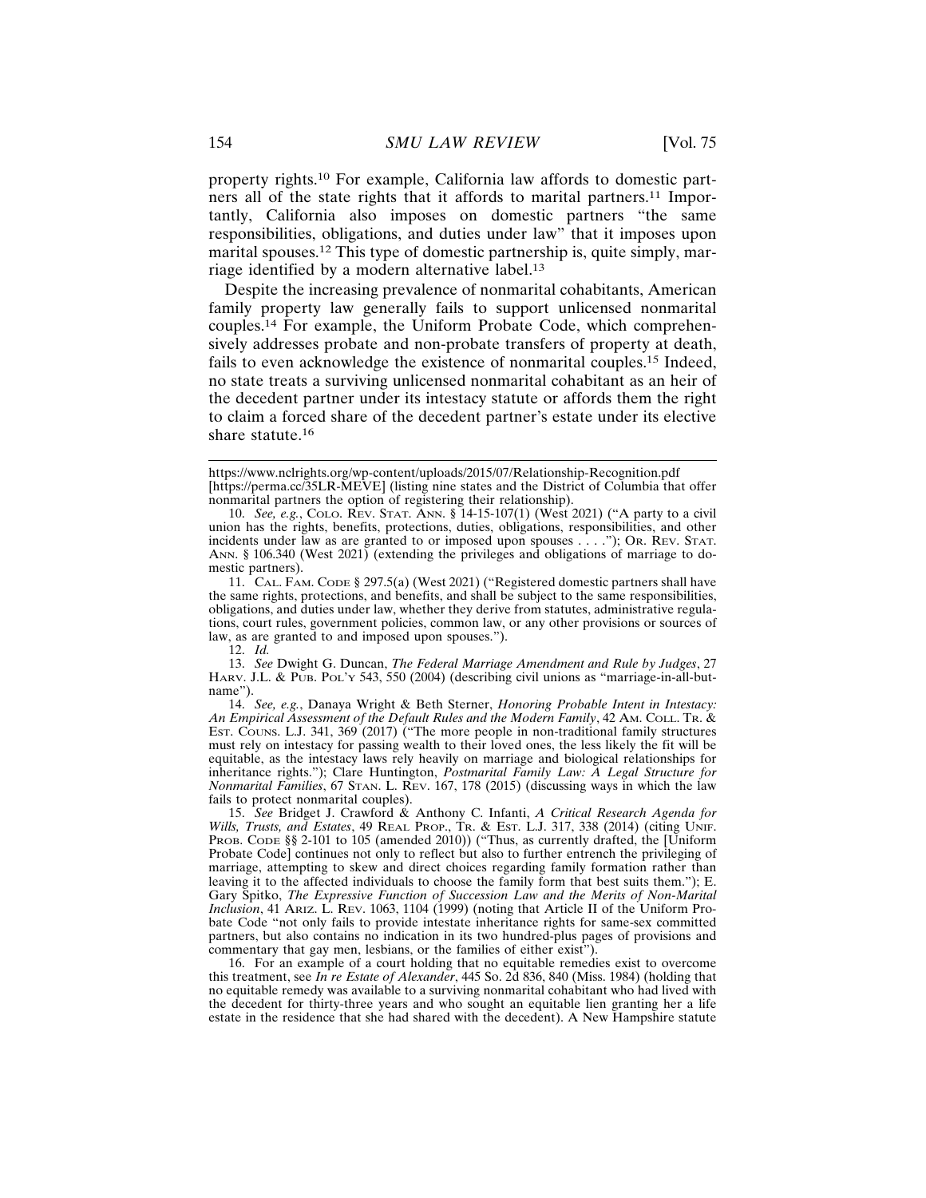property rights.[10] For example, California law affords to domestic partners all of the state rights that it affords to marital partners.[11] Importantly, California also imposes on domestic partners "the same responsibilities, obligations, and duties under law" that it imposes upon marital spouses.[12] This type of domestic partnership is, quite simply, marriage identified by a modern alternative label.[13]

Despite the increasing prevalence of nonmarital cohabitants, American family property law generally fails to support unlicensed nonmarital couples.[14] For example, the Uniform Probate Code, which comprehensively addresses probate and non-probate transfers of property at death, fails to even acknowledge the existence of nonmarital couples.[15] Indeed, no state treats a surviving unlicensed nonmarital cohabitant as an heir of the decedent partner under its intestacy statute or affords them the right to claim a forced share of the decedent partner's estate under its elective share statute.[16]

---

https://www.nclrights.org/wp-content/uploads/2015/07/Relationship-Recognition.pdf [https://perma.cc/35LR-MEVE] (listing nine states and the District of Columbia that offer nonmarital partners the option of registering their relationship).

10. *See, e.g.*, COLO. REV. STAT. ANN. § 14-15-107(1) (West 2021) ("A party to a civil union has the rights, benefits, protections, duties, obligations, responsibilities, and other incidents under law as are granted to or imposed upon spouses . . . ."); OR. REV. STAT. ANN. § 106.340 (West 2021) (extending the privileges and obligations of marriage to domestic partners).

11. CAL. FAM. CODE § 297.5(a) (West 2021) ("Registered domestic partners shall have the same rights, protections, and benefits, and shall be subject to the same responsibilities, obligations, and duties under law, whether they derive from statutes, administrative regulations, court rules, government policies, common law, or any other provisions or sources of law, as are granted to and imposed upon spouses.").

12. *Id.*

13. *See* Dwight G. Duncan, *The Federal Marriage Amendment and Rule by Judges*, 27 HARV. J.L. & PUB. POL'Y 543, 550 (2004) (describing civil unions as "marriage-in-all-but-name").

14. *See, e.g.*, Danaya Wright & Beth Sterner, *Honoring Probable Intent in Intestacy: An Empirical Assessment of the Default Rules and the Modern Family*, 42 AM. COLL. TR. & EST. COUNS. L.J. 341, 369 (2017) ("The more people in non-traditional family structures must rely on intestacy for passing wealth to their loved ones, the less likely the fit will be equitable, as the intestacy laws rely heavily on marriage and biological relationships for inheritance rights."); Clare Huntington, *Postmarital Family Law: A Legal Structure for Nonmarital Families*, 67 STAN. L. REV. 167, 178 (2015) (discussing ways in which the law fails to protect nonmarital couples).

15. *See* Bridget J. Crawford & Anthony C. Infanti, *A Critical Research Agenda for Wills, Trusts, and Estates*, 49 REAL PROP., TR. & EST. L.J. 317, 338 (2014) (citing UNIF. PROB. CODE §§ 2-101 to 105 (amended 2010)) ("Thus, as currently drafted, the [Uniform Probate Code] continues not only to reflect but also to further entrench the privileging of marriage, attempting to skew and direct choices regarding family formation rather than leaving it to the affected individuals to choose the family form that best suits them."); E. Gary Spitko, *The Expressive Function of Succession Law and the Merits of Non-Marital Inclusion*, 41 ARIZ. L. REV. 1063, 1104 (1999) (noting that Article II of the Uniform Probate Code "not only fails to provide intestate inheritance rights for same-sex committed partners, but also contains no indication in its two hundred-plus pages of provisions and commentary that gay men, lesbians, or the families of either exist").

16. For an example of a court holding that no equitable remedies exist to overcome this treatment, see *In re Estate of Alexander*, 445 So. 2d 836, 840 (Miss. 1984) (holding that no equitable remedy was available to a surviving nonmarital cohabitant who had lived with the decedent for thirty-three years and who sought an equitable lien granting her a life estate in the residence that she had shared with the decedent). A New Hampshire statute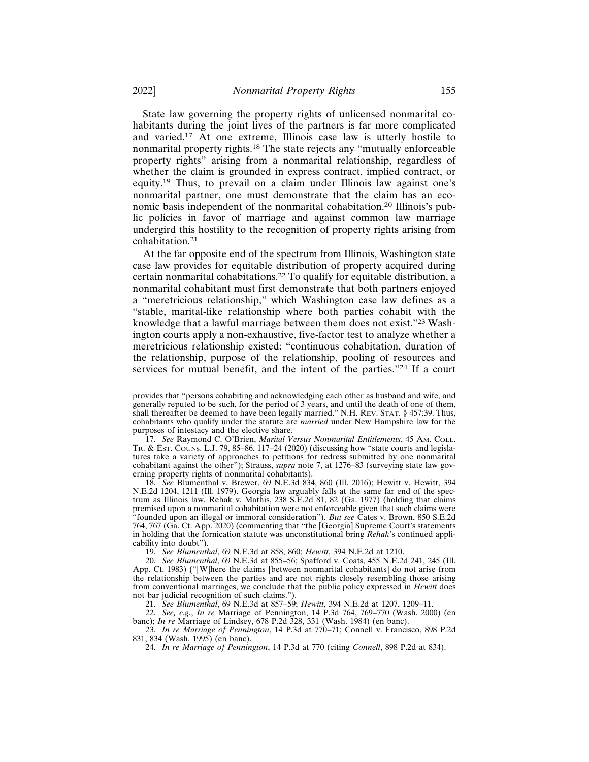State law governing the property rights of unlicensed nonmarital cohabitants during the joint lives of the partners is far more complicated and varied.[17] At one extreme, Illinois case law is utterly hostile to nonmarital property rights.[18] The state rejects any "mutually enforceable property rights" arising from a nonmarital relationship, regardless of whether the claim is grounded in express contract, implied contract, or equity.[19] Thus, to prevail on a claim under Illinois law against one's nonmarital partner, one must demonstrate that the claim has an economic basis independent of the nonmarital cohabitation.[20] Illinois's public policies in favor of marriage and against common law marriage undergird this hostility to the recognition of property rights arising from cohabitation.[21]

At the far opposite end of the spectrum from Illinois, Washington state case law provides for equitable distribution of property acquired during certain nonmarital cohabitations.[22] To qualify for equitable distribution, a nonmarital cohabitant must first demonstrate that both partners enjoyed a "meretricious relationship," which Washington case law defines as a "stable, marital-like relationship where both parties cohabit with the knowledge that a lawful marriage between them does not exist."[23] Washington courts apply a non-exhaustive, five-factor test to analyze whether a meretricious relationship existed: "continuous cohabitation, duration of the relationship, purpose of the relationship, pooling of resources and services for mutual benefit, and the intent of the parties."[24] If a court

---

provides that "persons cohabiting and acknowledging each other as husband and wife, and generally reputed to be such, for the period of 3 years, and until the death of one of them, shall thereafter be deemed to have been legally married." N.H. REV. STAT. § 457:39. Thus, cohabitants who qualify under the statute are *married* under New Hampshire law for the purposes of intestacy and the elective share.

17. *See* Raymond C. O'Brien, *Marital Versus Nonmarital Entitlements*, 45 AM. COLL. TR. & EST. COUNS. L.J. 79, 85–86, 117–24 (2020) (discussing how "state courts and legislatures take a variety of approaches to petitions for redress submitted by one nonmarital cohabitant against the other"); Strauss, *supra* note 7, at 1276–83 (surveying state law governing property rights of nonmarital cohabitants).

18. *See* Blumenthal v. Brewer, 69 N.E.3d 834, 860 (Ill. 2016); Hewitt v. Hewitt, 394 N.E.2d 1204, 1211 (Ill. 1979). Georgia law arguably falls at the same far end of the spectrum as Illinois law. Rehak v. Mathis, 238 S.E.2d 81, 82 (Ga. 1977) (holding that claims premised upon a nonmarital cohabitation were not enforceable given that such claims were "founded upon an illegal or immoral consideration"). *But see* Cates v. Brown, 850 S.E.2d 764, 767 (Ga. Ct. App. 2020) (commenting that "the [Georgia] Supreme Court's statements in holding that the fornication statute was unconstitutional bring *Rehak*'s continued applicability into doubt").

19. *See Blumenthal*, 69 N.E.3d at 858, 860; *Hewitt*, 394 N.E.2d at 1210.

20. *See Blumenthal*, 69 N.E.3d at 855–56; Spafford v. Coats, 455 N.E.2d 241, 245 (Ill. App. Ct. 1983) ("[W]here the claims [between nonmarital cohabitants] do not arise from the relationship between the parties and are not rights closely resembling those arising from conventional marriages, we conclude that the public policy expressed in *Hewitt* does not bar judicial recognition of such claims.").

21. *See Blumenthal*, 69 N.E.3d at 857–59; *Hewitt*, 394 N.E.2d at 1207, 1209–11.

22. *See, e.g.*, *In re* Marriage of Pennington, 14 P.3d 764, 769–770 (Wash. 2000) (en banc); *In re* Marriage of Lindsey, 678 P.2d 328, 331 (Wash. 1984) (en banc).

23. *In re Marriage of Pennington*, 14 P.3d at 770–71; Connell v. Francisco, 898 P.2d 831, 834 (Wash. 1995) (en banc).

24. *In re Marriage of Pennington*, 14 P.3d at 770 (citing *Connell*, 898 P.2d at 834).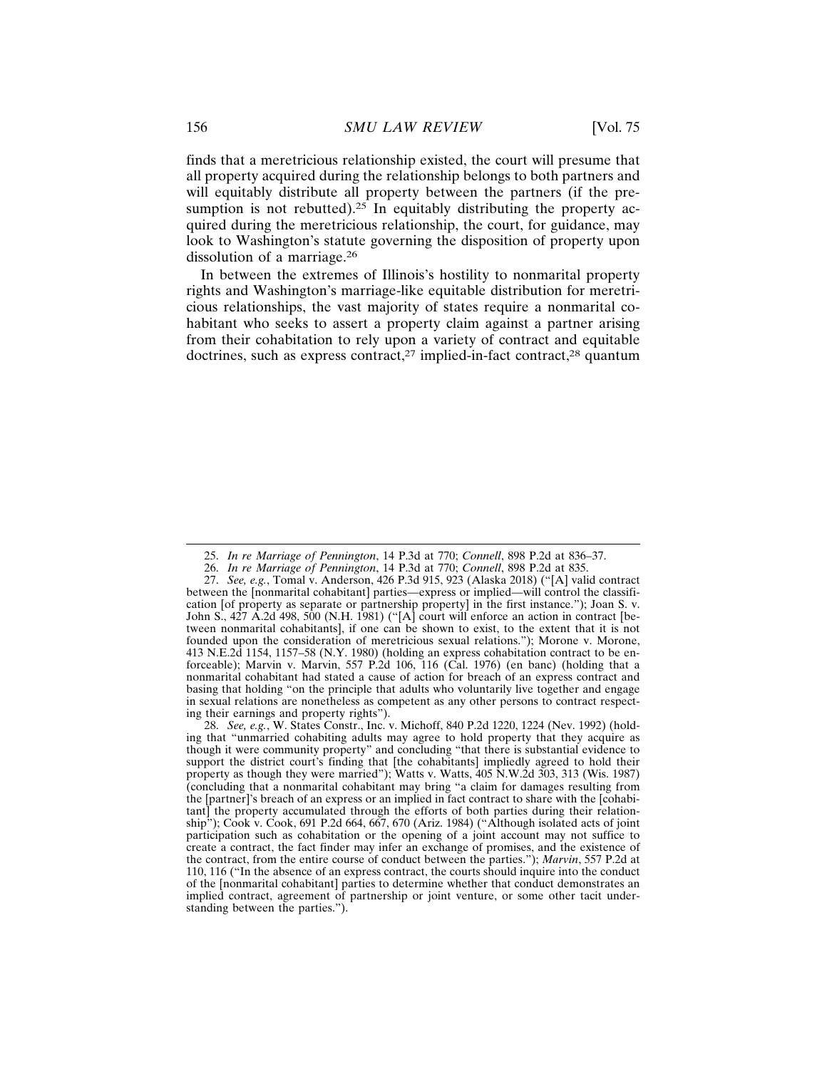finds that a meretricious relationship existed, the court will presume that all property acquired during the relationship belongs to both partners and will equitably distribute all property between the partners (if the presumption is not rebutted).[25] In equitably distributing the property acquired during the meretricious relationship, the court, for guidance, may look to Washington's statute governing the disposition of property upon dissolution of a marriage.[26]

In between the extremes of Illinois's hostility to nonmarital property rights and Washington's marriage-like equitable distribution for meretricious relationships, the vast majority of states require a nonmarital cohabitant who seeks to assert a property claim against a partner arising from their cohabitation to rely upon a variety of contract and equitable doctrines, such as express contract,[27] implied-in-fact contract,[28] quantum

---

25. *In re Marriage of Pennington*, 14 P.3d at 770; *Connell*, 898 P.2d at 836–37.

26. *In re Marriage of Pennington*, 14 P.3d at 770; *Connell*, 898 P.2d at 835.

27. *See, e.g.*, Tomal v. Anderson, 426 P.3d 915, 923 (Alaska 2018) ("[A] valid contract between the [nonmarital cohabitant] parties—express or implied—will control the classification [of property as separate or partnership property] in the first instance."); Joan S. v. John S., 427 A.2d 498, 500 (N.H. 1981) ("[A] court will enforce an action in contract [between nonmarital cohabitants], if one can be shown to exist, to the extent that it is not founded upon the consideration of meretricious sexual relations."); Morone v. Morone, 413 N.E.2d 1154, 1157–58 (N.Y. 1980) (holding an express cohabitation contract to be enforceable); Marvin v. Marvin, 557 P.2d 106, 116 (Cal. 1976) (en banc) (holding that a nonmarital cohabitant had stated a cause of action for breach of an express contract and basing that holding "on the principle that adults who voluntarily live together and engage in sexual relations are nonetheless as competent as any other persons to contract respecting their earnings and property rights").

28. *See, e.g.*, W. States Constr., Inc. v. Michoff, 840 P.2d 1220, 1224 (Nev. 1992) (holding that "unmarried cohabiting adults may agree to hold property that they acquire as though it were community property" and concluding "that there is substantial evidence to support the district court's finding that [the cohabitants] impliedly agreed to hold their property as though they were married"); Watts v. Watts, 405 N.W.2d 303, 313 (Wis. 1987) (concluding that a nonmarital cohabitant may bring "a claim for damages resulting from the [partner]'s breach of an express or an implied in fact contract to share with the [cohabitant] the property accumulated through the efforts of both parties during their relationship"); Cook v. Cook, 691 P.2d 664, 667, 670 (Ariz. 1984) ("Although isolated acts of joint participation such as cohabitation or the opening of a joint account may not suffice to create a contract, the fact finder may infer an exchange of promises, and the existence of the contract, from the entire course of conduct between the parties."); *Marvin*, 557 P.2d at 110, 116 ("In the absence of an express contract, the courts should inquire into the conduct of the [nonmarital cohabitant] parties to determine whether that conduct demonstrates an implied contract, agreement of partnership or joint venture, or some other tacit understanding between the parties.").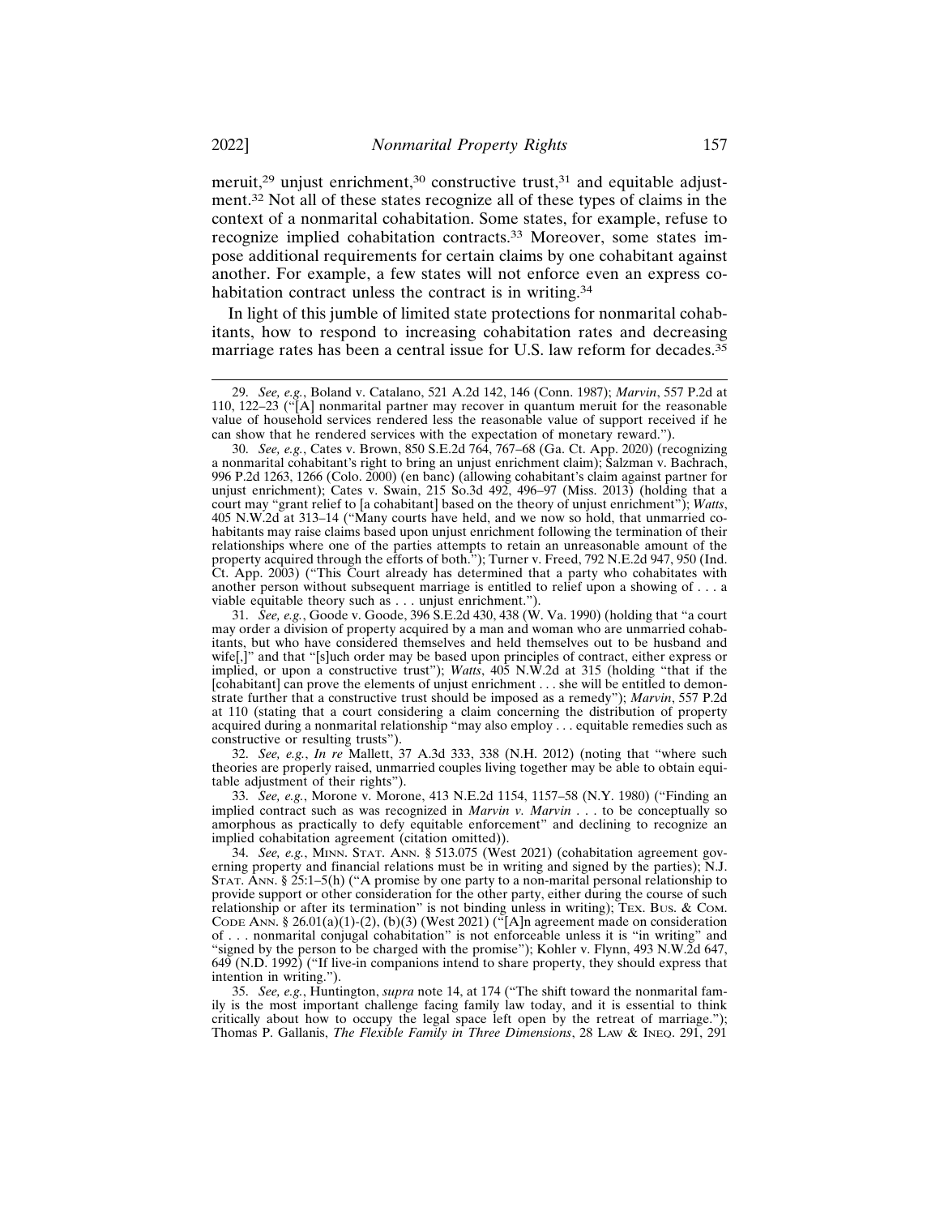meruit,[29] unjust enrichment,[30] constructive trust,[31] and equitable adjustment.[32] Not all of these states recognize all of these types of claims in the context of a nonmarital cohabitation. Some states, for example, refuse to recognize implied cohabitation contracts.[33] Moreover, some states impose additional requirements for certain claims by one cohabitant against another. For example, a few states will not enforce even an express cohabitation contract unless the contract is in writing.[34]

In light of this jumble of limited state protections for nonmarital cohabitants, how to respond to increasing cohabitation rates and decreasing marriage rates has been a central issue for U.S. law reform for decades.[35]

---

29. *See, e.g.*, Boland v. Catalano, 521 A.2d 142, 146 (Conn. 1987); *Marvin*, 557 P.2d at 110, 122–23 ("[A] nonmarital partner may recover in quantum meruit for the reasonable value of household services rendered less the reasonable value of support received if he can show that he rendered services with the expectation of monetary reward.").

30. *See, e.g.*, Cates v. Brown, 850 S.E.2d 764, 767–68 (Ga. Ct. App. 2020) (recognizing a nonmarital cohabitant's right to bring an unjust enrichment claim); Salzman v. Bachrach, 996 P.2d 1263, 1266 (Colo. 2000) (en banc) (allowing cohabitant's claim against partner for unjust enrichment); Cates v. Swain, 215 So.3d 492, 496–97 (Miss. 2013) (holding that a court may "grant relief to [a cohabitant] based on the theory of unjust enrichment"); *Watts*, 405 N.W.2d at 313–14 ("Many courts have held, and we now so hold, that unmarried cohabitants may raise claims based upon unjust enrichment following the termination of their relationships where one of the parties attempts to retain an unreasonable amount of the property acquired through the efforts of both."); Turner v. Freed, 792 N.E.2d 947, 950 (Ind. Ct. App. 2003) ("This Court already has determined that a party who cohabitates with another person without subsequent marriage is entitled to relief upon a showing of . . . a viable equitable theory such as . . . unjust enrichment.").

31. *See, e.g.*, Goode v. Goode, 396 S.E.2d 430, 438 (W. Va. 1990) (holding that "a court may order a division of property acquired by a man and woman who are unmarried cohabitants, but who have considered themselves and held themselves out to be husband and wife[,]" and that "[s]uch order may be based upon principles of contract, either express or implied, or upon a constructive trust"); *Watts*, 405 N.W.2d at 315 (holding "that if the [cohabitant] can prove the elements of unjust enrichment . . . she will be entitled to demonstrate further that a constructive trust should be imposed as a remedy"); *Marvin*, 557 P.2d at 110 (stating that a court considering a claim concerning the distribution of property acquired during a nonmarital relationship "may also employ . . . equitable remedies such as constructive or resulting trusts").

32. *See, e.g.*, *In re* Mallett, 37 A.3d 333, 338 (N.H. 2012) (noting that "where such theories are properly raised, unmarried couples living together may be able to obtain equitable adjustment of their rights").

33. *See, e.g.*, Morone v. Morone, 413 N.E.2d 1154, 1157–58 (N.Y. 1980) ("Finding an implied contract such as was recognized in *Marvin v. Marvin* . . . to be conceptually so amorphous as practically to defy equitable enforcement" and declining to recognize an implied cohabitation agreement (citation omitted)).

34. *See, e.g.*, Minn. Stat. Ann. § 513.075 (West 2021) (cohabitation agreement governing property and financial relations must be in writing and signed by the parties); N.J. Stat. Ann. § 25:1–5(h) ("A promise by one party to a non-marital personal relationship to provide support or other consideration for the other party, either during the course of such relationship or after its termination" is not binding unless in writing); Tex. Bus. & Com. Code Ann. § 26.01(a)(1)-(2), (b)(3) (West 2021) ("[A]n agreement made on consideration of . . . nonmarital conjugal cohabitation" is not enforceable unless it is "in writing" and "signed by the person to be charged with the promise"); Kohler v. Flynn, 493 N.W.2d 647, 649 (N.D. 1992) ("If live-in companions intend to share property, they should express that intention in writing.").

35. *See, e.g.*, Huntington, *supra* note 14, at 174 ("The shift toward the nonmarital family is the most important challenge facing family law today, and it is essential to think critically about how to occupy the legal space left open by the retreat of marriage."); Thomas P. Gallanis, *The Flexible Family in Three Dimensions*, 28 Law & Ineq. 291, 291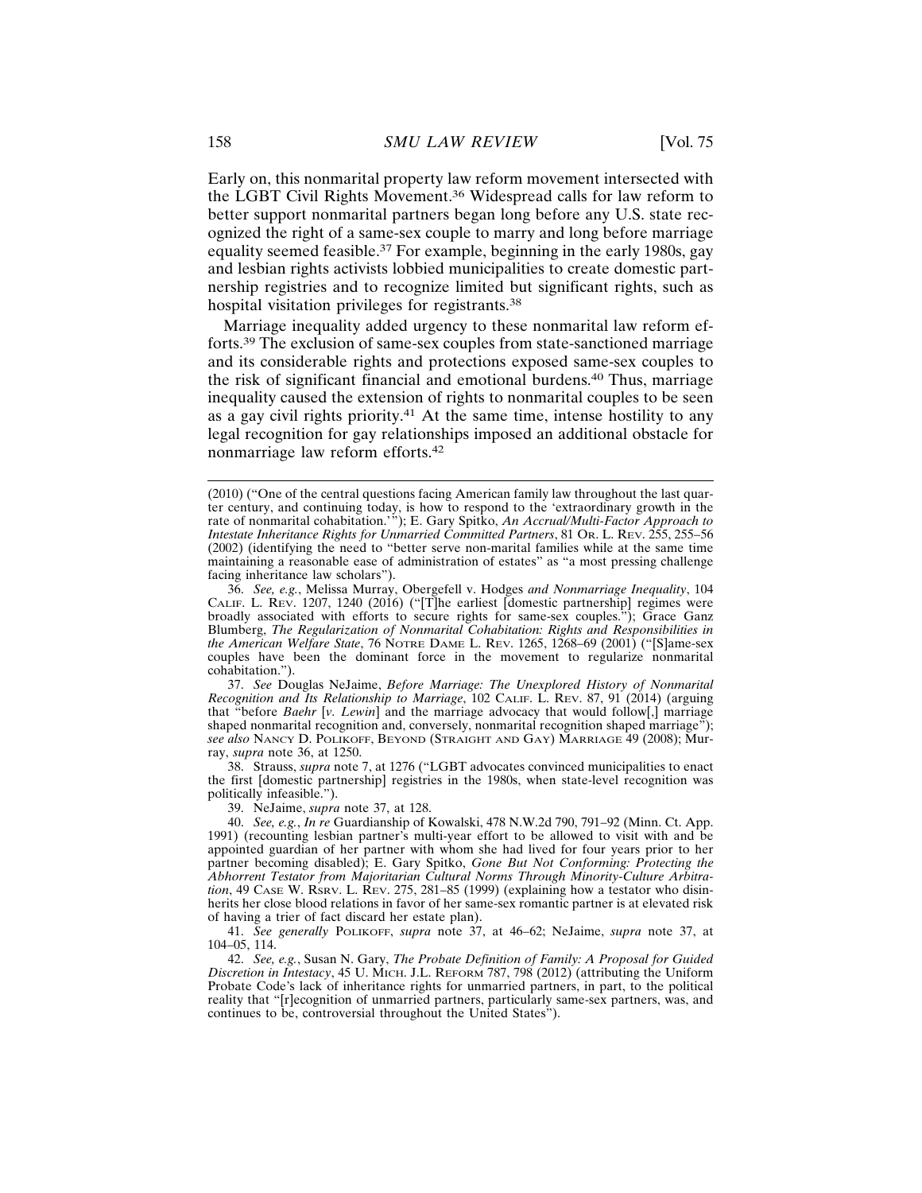Early on, this nonmarital property law reform movement intersected with the LGBT Civil Rights Movement.[36] Widespread calls for law reform to better support nonmarital partners began long before any U.S. state recognized the right of a same-sex couple to marry and long before marriage equality seemed feasible.[37] For example, beginning in the early 1980s, gay and lesbian rights activists lobbied municipalities to create domestic partnership registries and to recognize limited but significant rights, such as hospital visitation privileges for registrants.[38]

Marriage inequality added urgency to these nonmarital law reform efforts.[39] The exclusion of same-sex couples from state-sanctioned marriage and its considerable rights and protections exposed same-sex couples to the risk of significant financial and emotional burdens.[40] Thus, marriage inequality caused the extension of rights to nonmarital couples to be seen as a gay civil rights priority.[41] At the same time, intense hostility to any legal recognition for gay relationships imposed an additional obstacle for nonmarriage law reform efforts.[42]

---

(2010) ("One of the central questions facing American family law throughout the last quarter century, and continuing today, is how to respond to the 'extraordinary growth in the rate of nonmarital cohabitation.'"); E. Gary Spitko, *An Accrual/Multi-Factor Approach to Intestate Inheritance Rights for Unmarried Committed Partners*, 81 OR. L. REV. 255, 255–56 (2002) (identifying the need to "better serve non-marital families while at the same time maintaining a reasonable ease of administration of estates" as "a most pressing challenge facing inheritance law scholars").

36. *See, e.g.*, Melissa Murray, Obergefell v. Hodges *and Nonmarriage Inequality*, 104 CALIF. L. REV. 1207, 1240 (2016) ("[T]he earliest [domestic partnership] regimes were broadly associated with efforts to secure rights for same-sex couples."); Grace Ganz Blumberg, *The Regularization of Nonmarital Cohabitation: Rights and Responsibilities in the American Welfare State*, 76 NOTRE DAME L. REV. 1265, 1268–69 (2001) ("[S]ame-sex couples have been the dominant force in the movement to regularize nonmarital cohabitation.").

37. *See* Douglas NeJaime, *Before Marriage: The Unexplored History of Nonmarital Recognition and Its Relationship to Marriage*, 102 CALIF. L. REV. 87, 91 (2014) (arguing that "before *Baehr* [*v. Lewin*] and the marriage advocacy that would follow[,] marriage shaped nonmarital recognition and, conversely, nonmarital recognition shaped marriage"); *see also* NANCY D. POLIKOFF, BEYOND (STRAIGHT AND GAY) MARRIAGE 49 (2008); Murray, *supra* note 36, at 1250.

38. Strauss, *supra* note 7, at 1276 ("LGBT advocates convinced municipalities to enact the first [domestic partnership] registries in the 1980s, when state-level recognition was politically infeasible.").

39. NeJaime, *supra* note 37, at 128.

40. *See, e.g.*, *In re* Guardianship of Kowalski, 478 N.W.2d 790, 791–92 (Minn. Ct. App. 1991) (recounting lesbian partner's multi-year effort to be allowed to visit with and be appointed guardian of her partner with whom she had lived for four years prior to her partner becoming disabled); E. Gary Spitko, *Gone But Not Conforming: Protecting the Abhorrent Testator from Majoritarian Cultural Norms Through Minority-Culture Arbitration*, 49 CASE W. RSRV. L. REV. 275, 281–85 (1999) (explaining how a testator who disinherits her close blood relations in favor of her same-sex romantic partner is at elevated risk of having a trier of fact discard her estate plan).

41. *See generally* POLIKOFF, *supra* note 37, at 46–62; NeJaime, *supra* note 37, at 104–05, 114.

42. *See, e.g.*, Susan N. Gary, *The Probate Definition of Family: A Proposal for Guided Discretion in Intestacy*, 45 U. MICH. J.L. REFORM 787, 798 (2012) (attributing the Uniform Probate Code's lack of inheritance rights for unmarried partners, in part, to the political reality that "[r]ecognition of unmarried partners, particularly same-sex partners, was, and continues to be, controversial throughout the United States").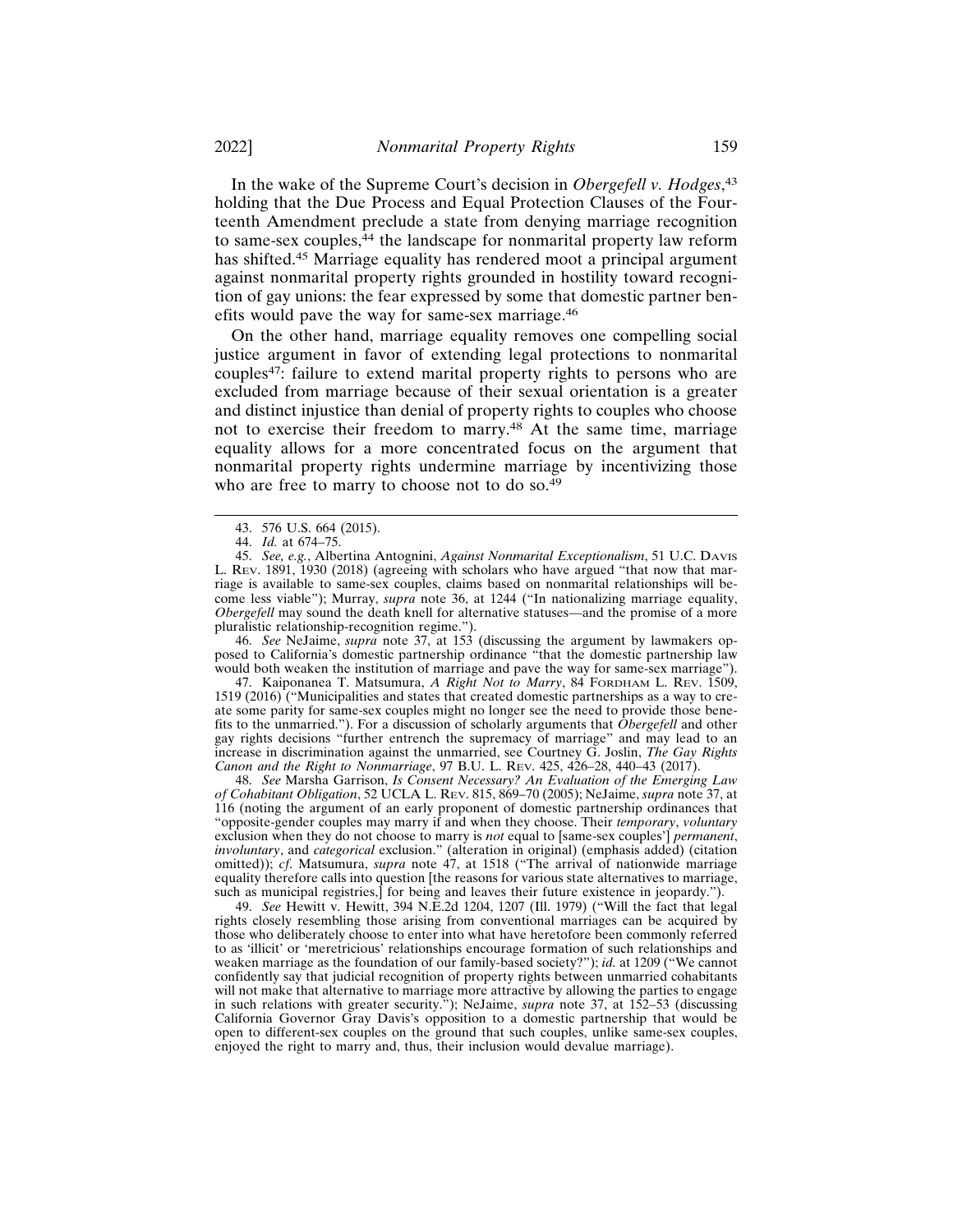In the wake of the Supreme Court's decision in *Obergefell v. Hodges*,[43] holding that the Due Process and Equal Protection Clauses of the Fourteenth Amendment preclude a state from denying marriage recognition to same-sex couples,[44] the landscape for nonmarital property law reform has shifted.[45] Marriage equality has rendered moot a principal argument against nonmarital property rights grounded in hostility toward recognition of gay unions: the fear expressed by some that domestic partner benefits would pave the way for same-sex marriage.[46]

On the other hand, marriage equality removes one compelling social justice argument in favor of extending legal protections to nonmarital couples[47]: failure to extend marital property rights to persons who are excluded from marriage because of their sexual orientation is a greater and distinct injustice than denial of property rights to couples who choose not to exercise their freedom to marry.[48] At the same time, marriage equality allows for a more concentrated focus on the argument that nonmarital property rights undermine marriage by incentivizing those who are free to marry to choose not to do so.[49]

43. 576 U.S. 664 (2015).

44. *Id.* at 674–75.

45. *See, e.g.*, Albertina Antognini, *Against Nonmarital Exceptionalism*, 51 U.C. DAVIS L. REV. 1891, 1930 (2018) (agreeing with scholars who have argued "that now that marriage is available to same-sex couples, claims based on nonmarital relationships will become less viable"); Murray, *supra* note 36, at 1244 ("In nationalizing marriage equality, *Obergefell* may sound the death knell for alternative statuses—and the promise of a more pluralistic relationship-recognition regime.").

46. *See* NeJaime, *supra* note 37, at 153 (discussing the argument by lawmakers opposed to California's domestic partnership ordinance "that the domestic partnership law would both weaken the institution of marriage and pave the way for same-sex marriage").

47. Kaiponanea T. Matsumura, *A Right Not to Marry*, 84 FORDHAM L. REV. 1509, 1519 (2016) ("Municipalities and states that created domestic partnerships as a way to create some parity for same-sex couples might no longer see the need to provide those benefits to the unmarried."). For a discussion of scholarly arguments that *Obergefell* and other gay rights decisions "further entrench the supremacy of marriage" and may lead to an increase in discrimination against the unmarried, see Courtney G. Joslin, *The Gay Rights Canon and the Right to Nonmarriage*, 97 B.U. L. REV. 425, 426–28, 440–43 (2017).

48. *See* Marsha Garrison, *Is Consent Necessary? An Evaluation of the Emerging Law of Cohabitant Obligation*, 52 UCLA L. REV. 815, 869–70 (2005); NeJaime, *supra* note 37, at 116 (noting the argument of an early proponent of domestic partnership ordinances that "opposite-gender couples may marry if and when they choose. Their *temporary*, *voluntary* exclusion when they do not choose to marry is *not* equal to [same-sex couples'] *permanent*, *involuntary*, and *categorical* exclusion." (alteration in original) (emphasis added) (citation omitted)); *cf*. Matsumura, *supra* note 47, at 1518 ("The arrival of nationwide marriage equality therefore calls into question [the reasons for various state alternatives to marriage, such as municipal registries,] for being and leaves their future existence in jeopardy.").

49. *See* Hewitt v. Hewitt, 394 N.E.2d 1204, 1207 (Ill. 1979) ("Will the fact that legal rights closely resembling those arising from conventional marriages can be acquired by those who deliberately choose to enter into what have heretofore been commonly referred to as 'illicit' or 'meretricious' relationships encourage formation of such relationships and weaken marriage as the foundation of our family-based society?"); *id.* at 1209 ("We cannot confidently say that judicial recognition of property rights between unmarried cohabitants will not make that alternative to marriage more attractive by allowing the parties to engage in such relations with greater security."); NeJaime, *supra* note 37, at 152–53 (discussing California Governor Gray Davis's opposition to a domestic partnership that would be open to different-sex couples on the ground that such couples, unlike same-sex couples, enjoyed the right to marry and, thus, their inclusion would devalue marriage).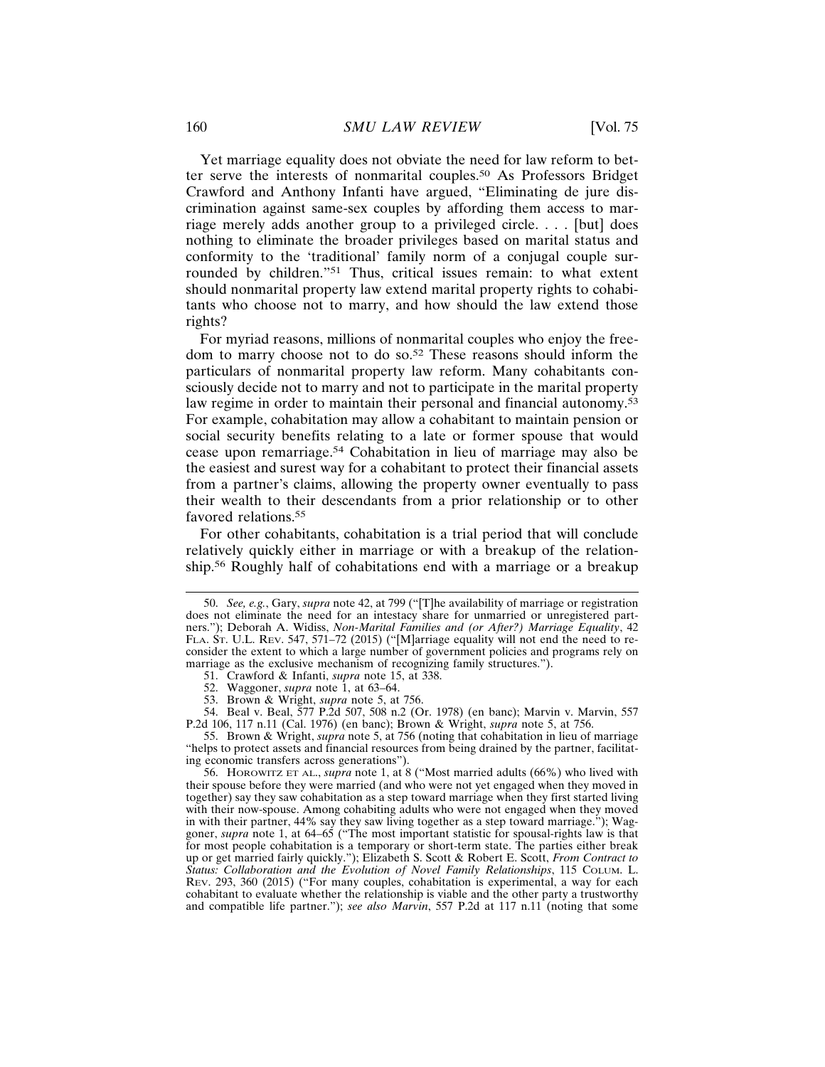Yet marriage equality does not obviate the need for law reform to better serve the interests of nonmarital couples.[50] As Professors Bridget Crawford and Anthony Infanti have argued, "Eliminating de jure discrimination against same-sex couples by affording them access to marriage merely adds another group to a privileged circle. . . . [but] does nothing to eliminate the broader privileges based on marital status and conformity to the 'traditional' family norm of a conjugal couple surrounded by children."[51] Thus, critical issues remain: to what extent should nonmarital property law extend marital property rights to cohabitants who choose not to marry, and how should the law extend those rights?

For myriad reasons, millions of nonmarital couples who enjoy the freedom to marry choose not to do so.[52] These reasons should inform the particulars of nonmarital property law reform. Many cohabitants consciously decide not to marry and not to participate in the marital property law regime in order to maintain their personal and financial autonomy.[53] For example, cohabitation may allow a cohabitant to maintain pension or social security benefits relating to a late or former spouse that would cease upon remarriage.[54] Cohabitation in lieu of marriage may also be the easiest and surest way for a cohabitant to protect their financial assets from a partner's claims, allowing the property owner eventually to pass their wealth to their descendants from a prior relationship or to other favored relations.[55]

For other cohabitants, cohabitation is a trial period that will conclude relatively quickly either in marriage or with a breakup of the relationship.[56] Roughly half of cohabitations end with a marriage or a breakup

---

50. *See, e.g.*, Gary, *supra* note 42, at 799 ("[T]he availability of marriage or registration does not eliminate the need for an intestacy share for unmarried or unregistered partners."); Deborah A. Widiss, *Non-Marital Families and (or After?) Marriage Equality*, 42 FLA. ST. U.L. REV. 547, 571–72 (2015) ("[M]arriage equality will not end the need to reconsider the extent to which a large number of government policies and programs rely on marriage as the exclusive mechanism of recognizing family structures.").

51. Crawford & Infanti, *supra* note 15, at 338.

52. Waggoner, *supra* note 1, at 63–64.

53. Brown & Wright, *supra* note 5, at 756.

54. Beal v. Beal, 577 P.2d 507, 508 n.2 (Or. 1978) (en banc); Marvin v. Marvin, 557 P.2d 106, 117 n.11 (Cal. 1976) (en banc); Brown & Wright, *supra* note 5, at 756.

55. Brown & Wright, *supra* note 5, at 756 (noting that cohabitation in lieu of marriage "helps to protect assets and financial resources from being drained by the partner, facilitating economic transfers across generations").

56. HOROWITZ ET AL., *supra* note 1, at 8 ("Most married adults (66%) who lived with their spouse before they were married (and who were not yet engaged when they moved in together) say they saw cohabitation as a step toward marriage when they first started living with their now-spouse. Among cohabiting adults who were not engaged when they moved in with their partner, 44% say they saw living together as a step toward marriage."); Waggoner, *supra* note 1, at 64–65 ("The most important statistic for spousal-rights law is that for most people cohabitation is a temporary or short-term state. The parties either break up or get married fairly quickly."); Elizabeth S. Scott & Robert E. Scott, *From Contract to Status: Collaboration and the Evolution of Novel Family Relationships*, 115 COLUM. L. REV. 293, 360 (2015) ("For many couples, cohabitation is experimental, a way for each cohabitant to evaluate whether the relationship is viable and the other party a trustworthy and compatible life partner."); *see also Marvin*, 557 P.2d at 117 n.11 (noting that some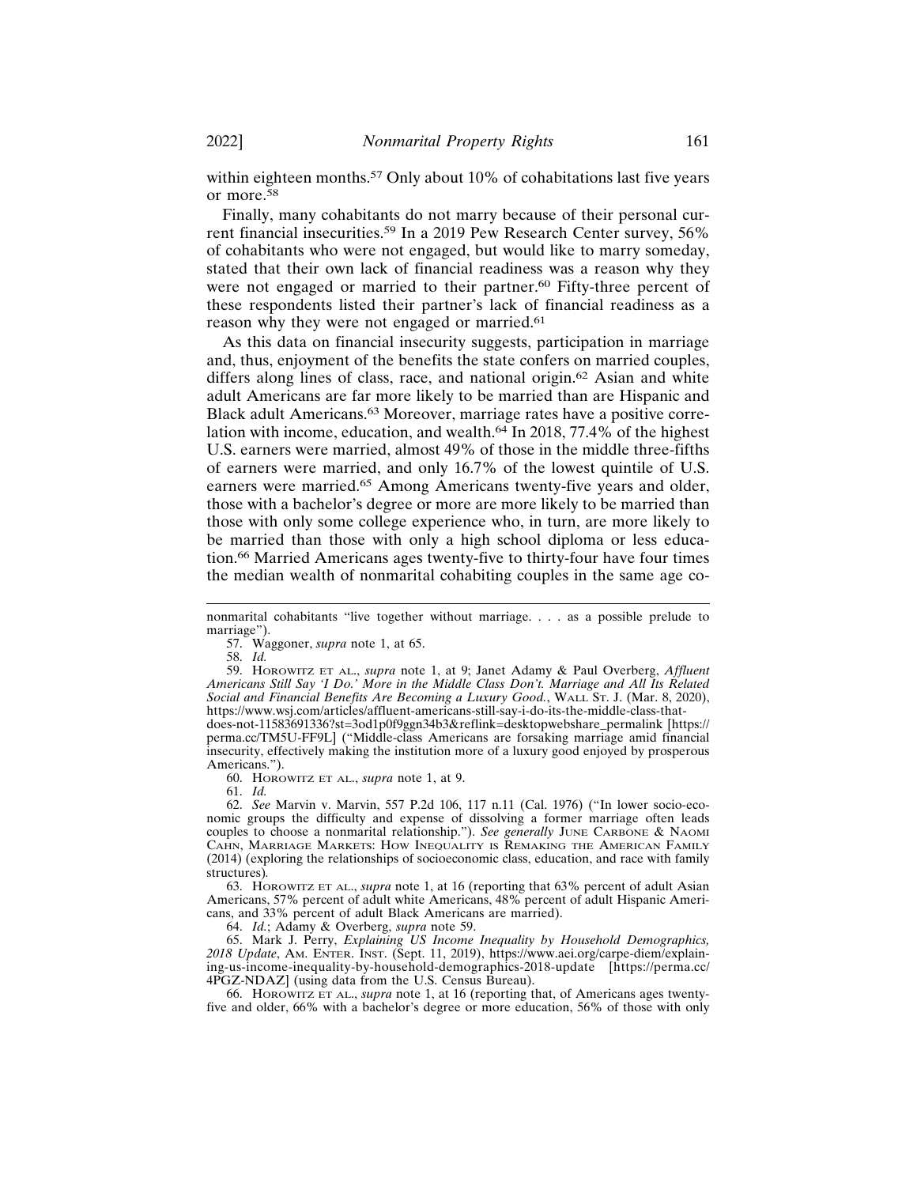within eighteen months.[57] Only about 10% of cohabitations last five years or more.[58]

Finally, many cohabitants do not marry because of their personal current financial insecurities.[59] In a 2019 Pew Research Center survey, 56% of cohabitants who were not engaged, but would like to marry someday, stated that their own lack of financial readiness was a reason why they were not engaged or married to their partner.[60] Fifty-three percent of these respondents listed their partner's lack of financial readiness as a reason why they were not engaged or married.[61]

As this data on financial insecurity suggests, participation in marriage and, thus, enjoyment of the benefits the state confers on married couples, differs along lines of class, race, and national origin.[62] Asian and white adult Americans are far more likely to be married than are Hispanic and Black adult Americans.[63] Moreover, marriage rates have a positive correlation with income, education, and wealth.[64] In 2018, 77.4% of the highest U.S. earners were married, almost 49% of those in the middle three-fifths of earners were married, and only 16.7% of the lowest quintile of U.S. earners were married.[65] Among Americans twenty-five years and older, those with a bachelor's degree or more are more likely to be married than those with only some college experience who, in turn, are more likely to be married than those with only a high school diploma or less education.[66] Married Americans ages twenty-five to thirty-four have four times the median wealth of nonmarital cohabiting couples in the same age co-

---

nonmarital cohabitants "live together without marriage. . . . as a possible prelude to marriage").

57. Waggoner, *supra* note 1, at 65.

58. *Id.*

59. Horowitz et al., *supra* note 1, at 9; Janet Adamy & Paul Overberg, *Affluent Americans Still Say 'I Do.' More in the Middle Class Don't. Marriage and All Its Related Social and Financial Benefits Are Becoming a Luxury Good.*, Wall St. J. (Mar. 8, 2020), https://www.wsj.com/articles/affluent-americans-still-say-i-do-its-the-middle-class-that-does-not-11583691336?st=3od1p0f9ggn34b3&reflink=desktopwebshare_permalink [https://perma.cc/TM5U-FF9L] ("Middle-class Americans are forsaking marriage amid financial insecurity, effectively making the institution more of a luxury good enjoyed by prosperous Americans.").

60. Horowitz et al., *supra* note 1, at 9.

61. *Id.*

62. *See* Marvin v. Marvin, 557 P.2d 106, 117 n.11 (Cal. 1976) ("In lower socio-economic groups the difficulty and expense of dissolving a former marriage often leads couples to choose a nonmarital relationship."). *See generally* June Carbone & Naomi Cahn, Marriage Markets: How Inequality is Remaking the American Family (2014) (exploring the relationships of socioeconomic class, education, and race with family structures).

63. Horowitz et al., *supra* note 1, at 16 (reporting that 63% percent of adult Asian Americans, 57% percent of adult white Americans, 48% percent of adult Hispanic Americans, and 33% percent of adult Black Americans are married).

64. *Id.*; Adamy & Overberg, *supra* note 59.

65. Mark J. Perry, *Explaining US Income Inequality by Household Demographics, 2018 Update*, Am. Enter. Inst. (Sept. 11, 2019), https://www.aei.org/carpe-diem/explaining-us-income-inequality-by-household-demographics-2018-update [https://perma.cc/4PGZ-NDAZ] (using data from the U.S. Census Bureau).

66. Horowitz et al., *supra* note 1, at 16 (reporting that, of Americans ages twenty-five and older, 66% with a bachelor's degree or more education, 56% of those with only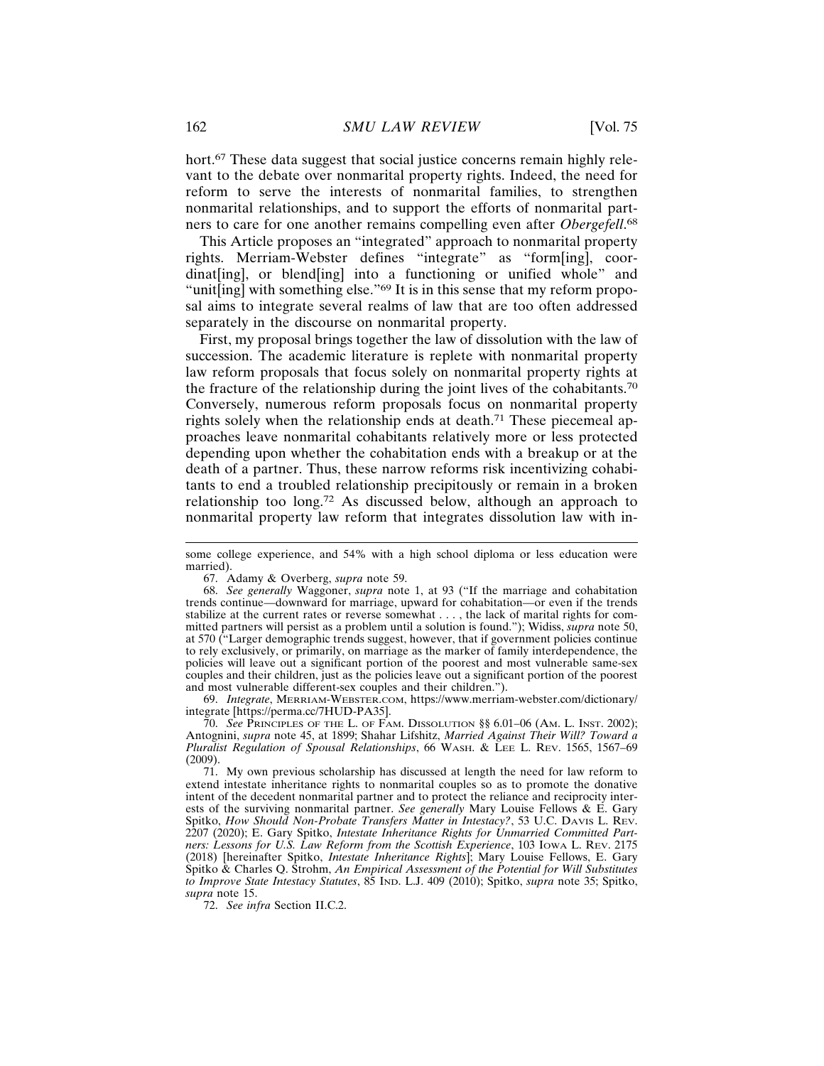hort.[67] These data suggest that social justice concerns remain highly relevant to the debate over nonmarital property rights. Indeed, the need for reform to serve the interests of nonmarital families, to strengthen nonmarital relationships, and to support the efforts of nonmarital partners to care for one another remains compelling even after *Obergefell*.[68]

This Article proposes an "integrated" approach to nonmarital property rights. Merriam-Webster defines "integrate" as "form[ing], coordinat[ing], or blend[ing] into a functioning or unified whole" and "unit[ing] with something else."[69] It is in this sense that my reform proposal aims to integrate several realms of law that are too often addressed separately in the discourse on nonmarital property.

First, my proposal brings together the law of dissolution with the law of succession. The academic literature is replete with nonmarital property law reform proposals that focus solely on nonmarital property rights at the fracture of the relationship during the joint lives of the cohabitants.[70] Conversely, numerous reform proposals focus on nonmarital property rights solely when the relationship ends at death.[71] These piecemeal approaches leave nonmarital cohabitants relatively more or less protected depending upon whether the cohabitation ends with a breakup or at the death of a partner. Thus, these narrow reforms risk incentivizing cohabitants to end a troubled relationship precipitously or remain in a broken relationship too long.[72] As discussed below, although an approach to nonmarital property law reform that integrates dissolution law with in-

---

some college experience, and 54% with a high school diploma or less education were married).

67. Adamy & Overberg, *supra* note 59.

68. *See generally* Waggoner, *supra* note 1, at 93 ("If the marriage and cohabitation trends continue—downward for marriage, upward for cohabitation—or even if the trends stabilize at the current rates or reverse somewhat . . . , the lack of marital rights for committed partners will persist as a problem until a solution is found."); Widiss, *supra* note 50, at 570 ("Larger demographic trends suggest, however, that if government policies continue to rely exclusively, or primarily, on marriage as the marker of family interdependence, the policies will leave out a significant portion of the poorest and most vulnerable same-sex couples and their children, just as the policies leave out a significant portion of the poorest and most vulnerable different-sex couples and their children.").

69. *Integrate*, MERRIAM-WEBSTER.COM, https://www.merriam-webster.com/dictionary/integrate [https://perma.cc/7HUD-PA35].

70. *See* PRINCIPLES OF THE L. OF FAM. DISSOLUTION §§ 6.01–06 (AM. L. INST. 2002); Antognini, *supra* note 45, at 1899; Shahar Lifshitz, *Married Against Their Will? Toward a Pluralist Regulation of Spousal Relationships*, 66 WASH. & LEE L. REV. 1565, 1567–69 (2009).

71. My own previous scholarship has discussed at length the need for law reform to extend intestate inheritance rights to nonmarital couples so as to promote the donative intent of the decedent nonmarital partner and to protect the reliance and reciprocity interests of the surviving nonmarital partner. *See generally* Mary Louise Fellows & E. Gary Spitko, *How Should Non-Probate Transfers Matter in Intestacy?*, 53 U.C. DAVIS L. REV. 2207 (2020); E. Gary Spitko, *Intestate Inheritance Rights for Unmarried Committed Partners: Lessons for U.S. Law Reform from the Scottish Experience*, 103 IOWA L. REV. 2175 (2018) [hereinafter Spitko, *Intestate Inheritance Rights*]; Mary Louise Fellows, E. Gary Spitko & Charles Q. Strohm, *An Empirical Assessment of the Potential for Will Substitutes to Improve State Intestacy Statutes*, 85 IND. L.J. 409 (2010); Spitko, *supra* note 35; Spitko, *supra* note 15.

72. *See infra* Section II.C.2.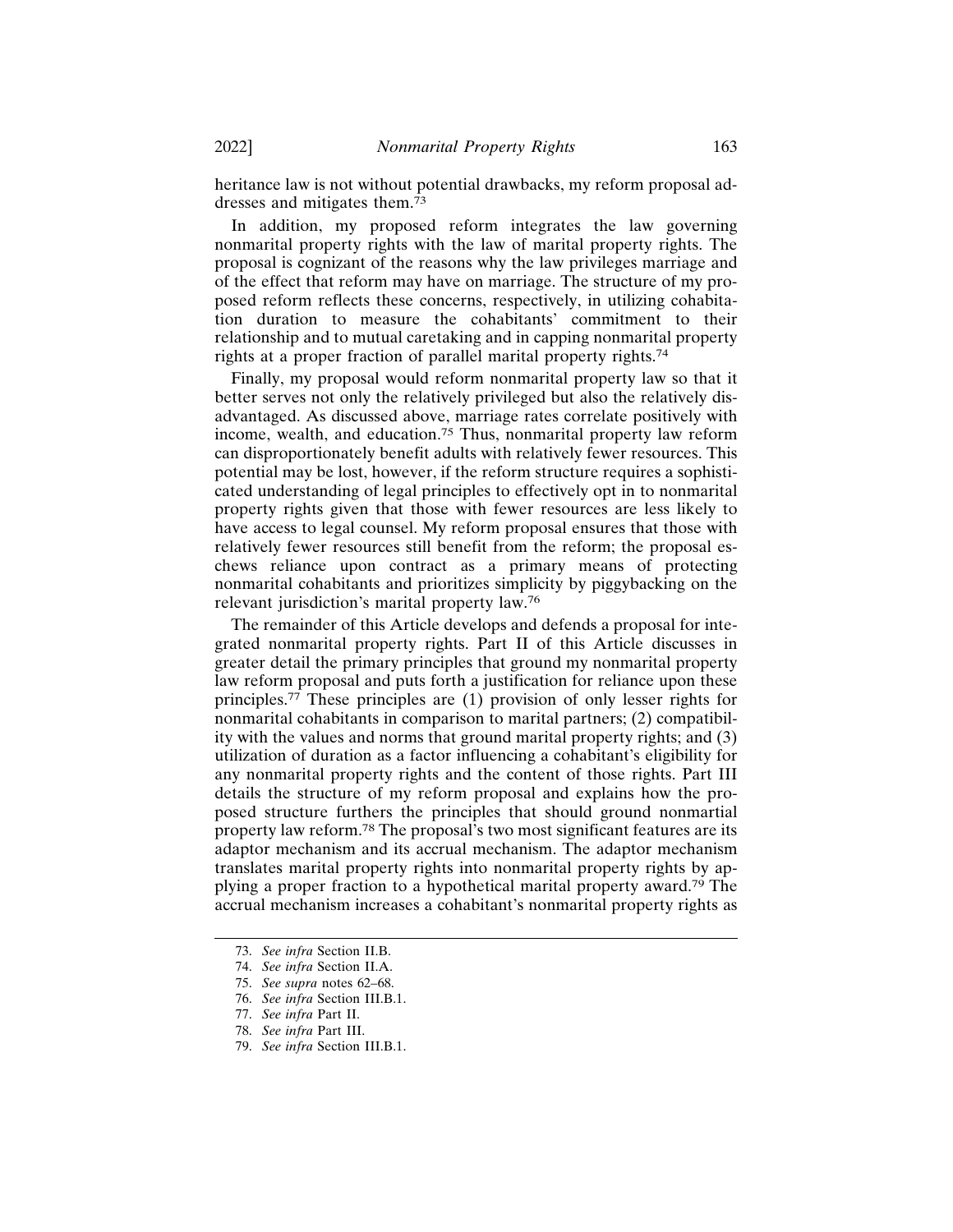heritance law is not without potential drawbacks, my reform proposal addresses and mitigates them.[73]

In addition, my proposed reform integrates the law governing nonmarital property rights with the law of marital property rights. The proposal is cognizant of the reasons why the law privileges marriage and of the effect that reform may have on marriage. The structure of my proposed reform reflects these concerns, respectively, in utilizing cohabitation duration to measure the cohabitants' commitment to their relationship and to mutual caretaking and in capping nonmarital property rights at a proper fraction of parallel marital property rights.[74]

Finally, my proposal would reform nonmarital property law so that it better serves not only the relatively privileged but also the relatively disadvantaged. As discussed above, marriage rates correlate positively with income, wealth, and education.[75] Thus, nonmarital property law reform can disproportionately benefit adults with relatively fewer resources. This potential may be lost, however, if the reform structure requires a sophisticated understanding of legal principles to effectively opt in to nonmarital property rights given that those with fewer resources are less likely to have access to legal counsel. My reform proposal ensures that those with relatively fewer resources still benefit from the reform; the proposal eschews reliance upon contract as a primary means of protecting nonmarital cohabitants and prioritizes simplicity by piggybacking on the relevant jurisdiction's marital property law.[76]

The remainder of this Article develops and defends a proposal for integrated nonmarital property rights. Part II of this Article discusses in greater detail the primary principles that ground my nonmarital property law reform proposal and puts forth a justification for reliance upon these principles.[77] These principles are (1) provision of only lesser rights for nonmarital cohabitants in comparison to marital partners; (2) compatibility with the values and norms that ground marital property rights; and (3) utilization of duration as a factor influencing a cohabitant's eligibility for any nonmarital property rights and the content of those rights. Part III details the structure of my reform proposal and explains how the proposed structure furthers the principles that should ground nonmartial property law reform.[78] The proposal's two most significant features are its adaptor mechanism and its accrual mechanism. The adaptor mechanism translates marital property rights into nonmarital property rights by applying a proper fraction to a hypothetical marital property award.[79] The accrual mechanism increases a cohabitant's nonmarital property rights as

73. *See infra* Section II.B.

74. *See infra* Section II.A.

75. *See supra* notes 62–68.

76. *See infra* Section III.B.1.

77. *See infra* Part II.

78. *See infra* Part III.

79. *See infra* Section III.B.1.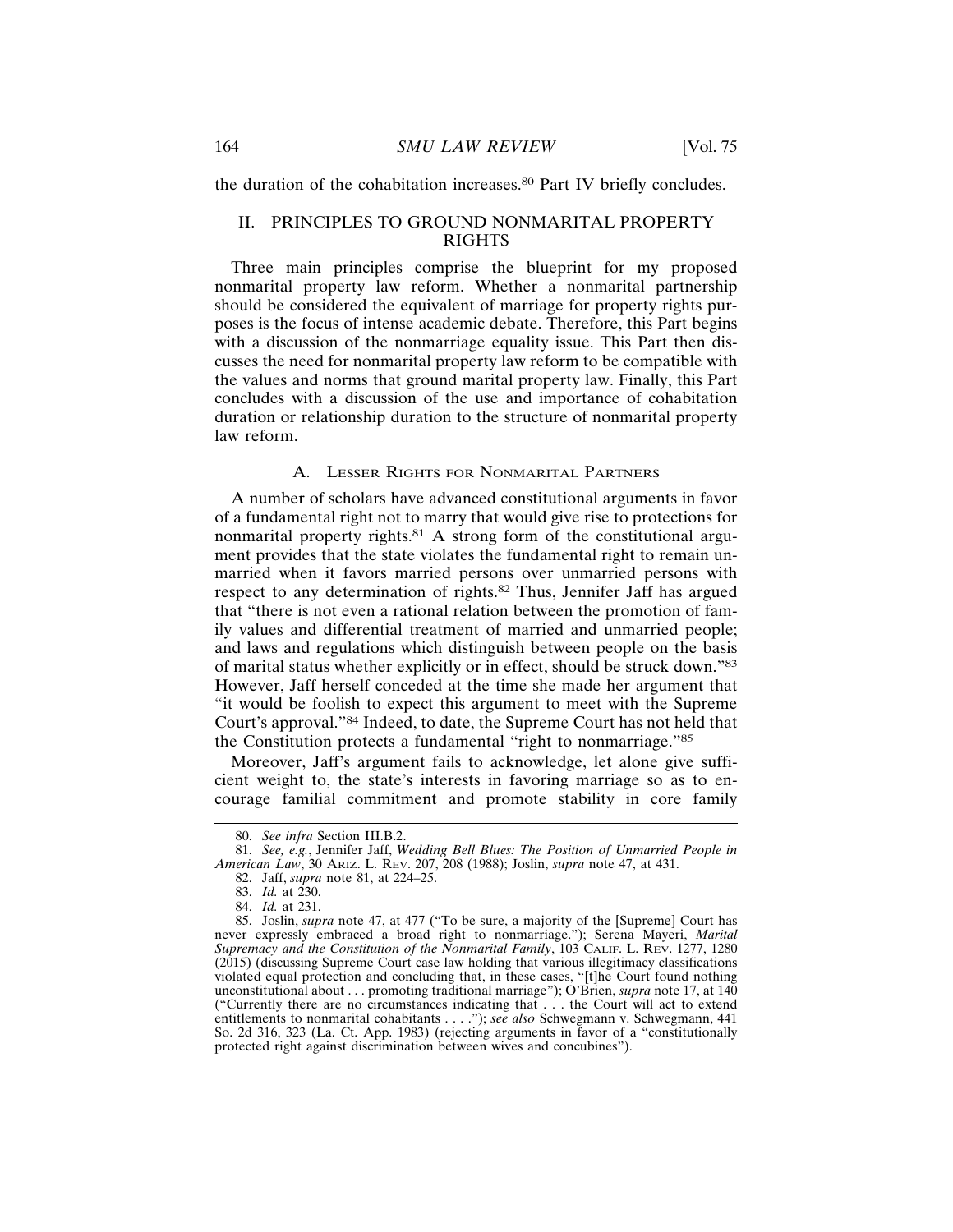the duration of the cohabitation increases.[80] Part IV briefly concludes.

## II. PRINCIPLES TO GROUND NONMARITAL PROPERTY RIGHTS

Three main principles comprise the blueprint for my proposed nonmarital property law reform. Whether a nonmarital partnership should be considered the equivalent of marriage for property rights purposes is the focus of intense academic debate. Therefore, this Part begins with a discussion of the nonmarriage equality issue. This Part then discusses the need for nonmarital property law reform to be compatible with the values and norms that ground marital property law. Finally, this Part concludes with a discussion of the use and importance of cohabitation duration or relationship duration to the structure of nonmarital property law reform.

### A. Lesser Rights for Nonmarital Partners

A number of scholars have advanced constitutional arguments in favor of a fundamental right not to marry that would give rise to protections for nonmarital property rights.[81] A strong form of the constitutional argument provides that the state violates the fundamental right to remain unmarried when it favors married persons over unmarried persons with respect to any determination of rights.[82] Thus, Jennifer Jaff has argued that "there is not even a rational relation between the promotion of family values and differential treatment of married and unmarried people; and laws and regulations which distinguish between people on the basis of marital status whether explicitly or in effect, should be struck down."[83] However, Jaff herself conceded at the time she made her argument that "it would be foolish to expect this argument to meet with the Supreme Court's approval."[84] Indeed, to date, the Supreme Court has not held that the Constitution protects a fundamental "right to nonmarriage."[85]

Moreover, Jaff's argument fails to acknowledge, let alone give sufficient weight to, the state's interests in favoring marriage so as to encourage familial commitment and promote stability in core family

---

80. *See infra* Section III.B.2.

81. *See, e.g.*, Jennifer Jaff, *Wedding Bell Blues: The Position of Unmarried People in American Law*, 30 Ariz. L. Rev. 207, 208 (1988); Joslin, *supra* note 47, at 431.

82. Jaff, *supra* note 81, at 224–25.

83. *Id.* at 230.

84. *Id.* at 231.

85. Joslin, *supra* note 47, at 477 ("To be sure, a majority of the [Supreme] Court has never expressly embraced a broad right to nonmarriage."); Serena Mayeri, *Marital Supremacy and the Constitution of the Nonmarital Family*, 103 Calif. L. Rev. 1277, 1280 (2015) (discussing Supreme Court case law holding that various illegitimacy classifications violated equal protection and concluding that, in these cases, "[t]he Court found nothing unconstitutional about . . . promoting traditional marriage"); O'Brien, *supra* note 17, at 140 ("Currently there are no circumstances indicating that . . . the Court will act to extend entitlements to nonmarital cohabitants . . . ."); *see also* Schwegmann v. Schwegmann, 441 So. 2d 316, 323 (La. Ct. App. 1983) (rejecting arguments in favor of a "constitutionally protected right against discrimination between wives and concubines").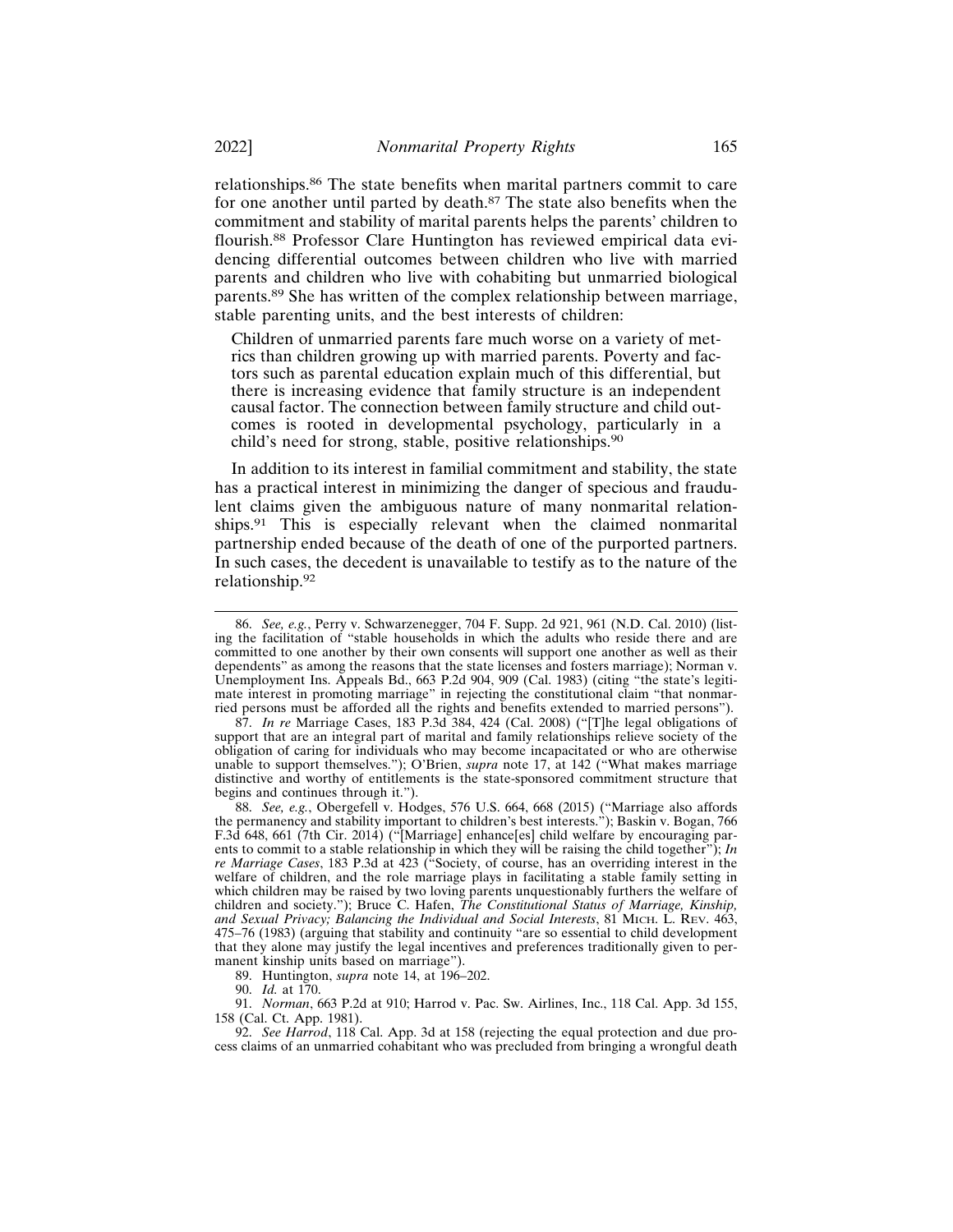relationships.[86] The state benefits when marital partners commit to care for one another until parted by death.[87] The state also benefits when the commitment and stability of marital parents helps the parents' children to flourish.[88] Professor Clare Huntington has reviewed empirical data evidencing differential outcomes between children who live with married parents and children who live with cohabiting but unmarried biological parents.[89] She has written of the complex relationship between marriage, stable parenting units, and the best interests of children:

> Children of unmarried parents fare much worse on a variety of metrics than children growing up with married parents. Poverty and factors such as parental education explain much of this differential, but there is increasing evidence that family structure is an independent causal factor. The connection between family structure and child outcomes is rooted in developmental psychology, particularly in a child's need for strong, stable, positive relationships.[90]

In addition to its interest in familial commitment and stability, the state has a practical interest in minimizing the danger of specious and fraudulent claims given the ambiguous nature of many nonmarital relationships.[91] This is especially relevant when the claimed nonmarital partnership ended because of the death of one of the purported partners. In such cases, the decedent is unavailable to testify as to the nature of the relationship.[92]

---

86. *See, e.g.*, Perry v. Schwarzenegger, 704 F. Supp. 2d 921, 961 (N.D. Cal. 2010) (listing the facilitation of "stable households in which the adults who reside there and are committed to one another by their own consents will support one another as well as their dependents" as among the reasons that the state licenses and fosters marriage); Norman v. Unemployment Ins. Appeals Bd., 663 P.2d 904, 909 (Cal. 1983) (citing "the state's legitimate interest in promoting marriage" in rejecting the constitutional claim "that nonmarried persons must be afforded all the rights and benefits extended to married persons").

87. *In re* Marriage Cases, 183 P.3d 384, 424 (Cal. 2008) ("[T]he legal obligations of support that are an integral part of marital and family relationships relieve society of the obligation of caring for individuals who may become incapacitated or who are otherwise unable to support themselves."); O'Brien, *supra* note 17, at 142 ("What makes marriage distinctive and worthy of entitlements is the state-sponsored commitment structure that begins and continues through it.").

88. *See, e.g.*, Obergefell v. Hodges, 576 U.S. 664, 668 (2015) ("Marriage also affords the permanency and stability important to children's best interests."); Baskin v. Bogan, 766 F.3d 648, 661 (7th Cir. 2014) ("[Marriage] enhance[es] child welfare by encouraging parents to commit to a stable relationship in which they will be raising the child together"); *In re Marriage Cases*, 183 P.3d at 423 ("Society, of course, has an overriding interest in the welfare of children, and the role marriage plays in facilitating a stable family setting in which children may be raised by two loving parents unquestionably furthers the welfare of children and society."); Bruce C. Hafen, *The Constitutional Status of Marriage, Kinship, and Sexual Privacy; Balancing the Individual and Social Interests*, 81 MICH. L. REV. 463, 475–76 (1983) (arguing that stability and continuity "are so essential to child development that they alone may justify the legal incentives and preferences traditionally given to permanent kinship units based on marriage").

89. Huntington, *supra* note 14, at 196–202.

90. *Id.* at 170.

91. *Norman*, 663 P.2d at 910; Harrod v. Pac. Sw. Airlines, Inc., 118 Cal. App. 3d 155, 158 (Cal. Ct. App. 1981).

92. *See Harrod*, 118 Cal. App. 3d at 158 (rejecting the equal protection and due process claims of an unmarried cohabitant who was precluded from bringing a wrongful death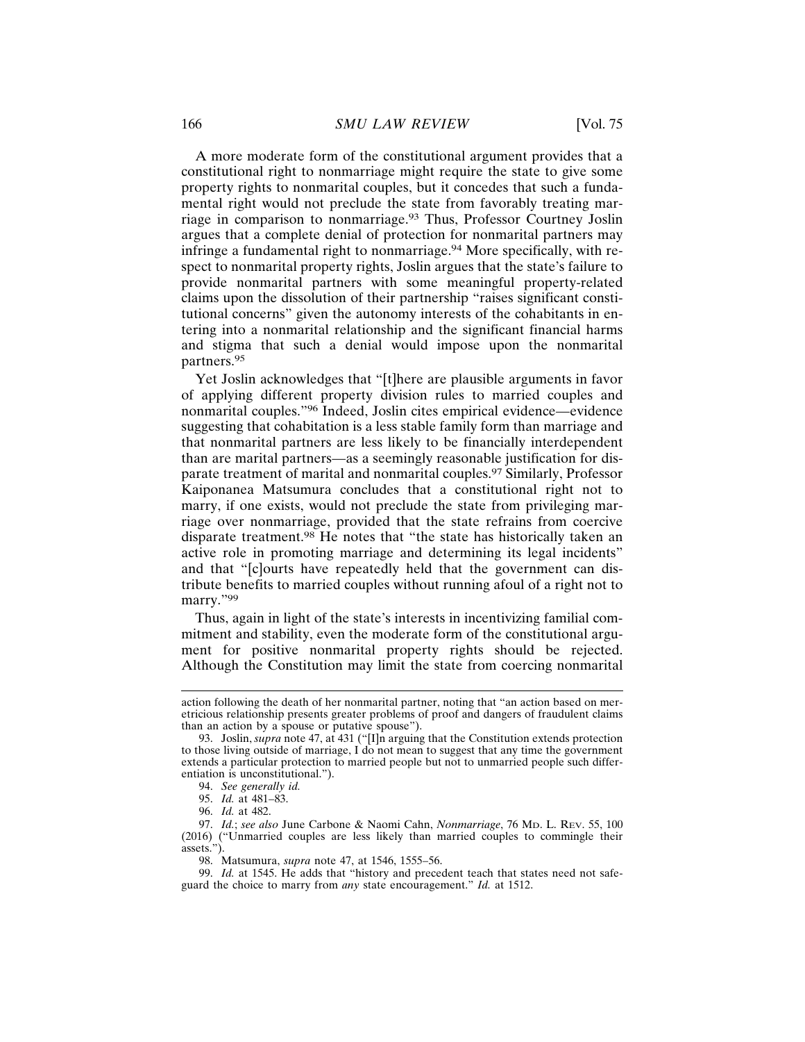A more moderate form of the constitutional argument provides that a constitutional right to nonmarriage might require the state to give some property rights to nonmarital couples, but it concedes that such a fundamental right would not preclude the state from favorably treating marriage in comparison to nonmarriage.[93] Thus, Professor Courtney Joslin argues that a complete denial of protection for nonmarital partners may infringe a fundamental right to nonmarriage.[94] More specifically, with respect to nonmarital property rights, Joslin argues that the state's failure to provide nonmarital partners with some meaningful property-related claims upon the dissolution of their partnership "raises significant constitutional concerns" given the autonomy interests of the cohabitants in entering into a nonmarital relationship and the significant financial harms and stigma that such a denial would impose upon the nonmarital partners.[95]

Yet Joslin acknowledges that "[t]here are plausible arguments in favor of applying different property division rules to married couples and nonmarital couples."[96] Indeed, Joslin cites empirical evidence—evidence suggesting that cohabitation is a less stable family form than marriage and that nonmarital partners are less likely to be financially interdependent than are marital partners—as a seemingly reasonable justification for disparate treatment of marital and nonmarital couples.[97] Similarly, Professor Kaiponanea Matsumura concludes that a constitutional right not to marry, if one exists, would not preclude the state from privileging marriage over nonmarriage, provided that the state refrains from coercive disparate treatment.[98] He notes that "the state has historically taken an active role in promoting marriage and determining its legal incidents" and that "[c]ourts have repeatedly held that the government can distribute benefits to married couples without running afoul of a right not to marry."[99]

Thus, again in light of the state's interests in incentivizing familial commitment and stability, even the moderate form of the constitutional argument for positive nonmarital property rights should be rejected. Although the Constitution may limit the state from coercing nonmarital

---

action following the death of her nonmarital partner, noting that "an action based on meretricious relationship presents greater problems of proof and dangers of fraudulent claims than an action by a spouse or putative spouse").

93. Joslin, *supra* note 47, at 431 ("[I]n arguing that the Constitution extends protection to those living outside of marriage, I do not mean to suggest that any time the government extends a particular protection to married people but not to unmarried people such differentiation is unconstitutional.").

94. *See generally id.*

95. *Id.* at 481–83.

96. *Id.* at 482.

97. *Id.*; *see also* June Carbone & Naomi Cahn, *Nonmarriage*, 76 MD. L. REV. 55, 100 (2016) ("Unmarried couples are less likely than married couples to commingle their assets.").

98. Matsumura, *supra* note 47, at 1546, 1555–56.

99. *Id.* at 1545. He adds that "history and precedent teach that states need not safeguard the choice to marry from *any* state encouragement." *Id.* at 1512.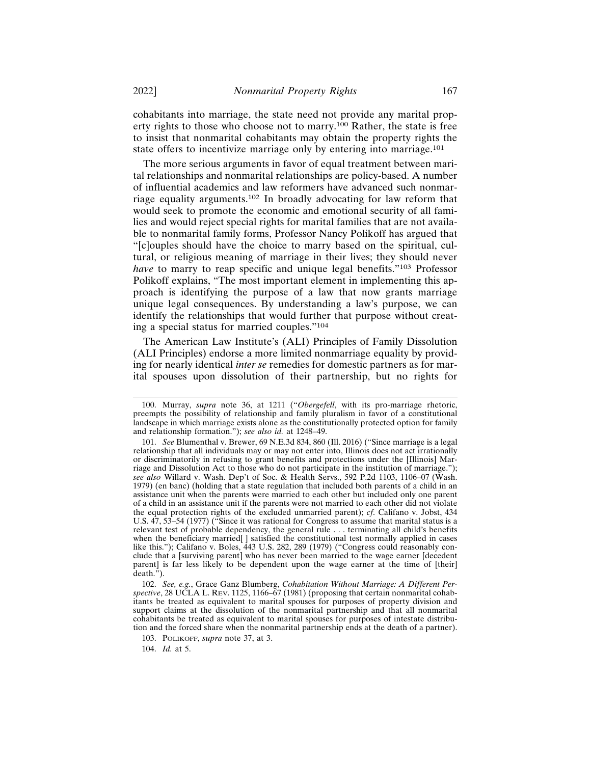cohabitants into marriage, the state need not provide any marital property rights to those who choose not to marry.[100] Rather, the state is free to insist that nonmarital cohabitants may obtain the property rights the state offers to incentivize marriage only by entering into marriage.[101]

The more serious arguments in favor of equal treatment between marital relationships and nonmarital relationships are policy-based. A number of influential academics and law reformers have advanced such nonmarriage equality arguments.[102] In broadly advocating for law reform that would seek to promote the economic and emotional security of all families and would reject special rights for marital families that are not available to nonmarital family forms, Professor Nancy Polikoff has argued that "[c]ouples should have the choice to marry based on the spiritual, cultural, or religious meaning of marriage in their lives; they should never *have* to marry to reap specific and unique legal benefits."[103] Professor Polikoff explains, "The most important element in implementing this approach is identifying the purpose of a law that now grants marriage unique legal consequences. By understanding a law's purpose, we can identify the relationships that would further that purpose without creating a special status for married couples."[104]

The American Law Institute's (ALI) Principles of Family Dissolution (ALI Principles) endorse a more limited nonmarriage equality by providing for nearly identical *inter se* remedies for domestic partners as for marital spouses upon dissolution of their partnership, but no rights for

---

100. Murray, *supra* note 36, at 1211 ("*Obergefell*, with its pro-marriage rhetoric, preempts the possibility of relationship and family pluralism in favor of a constitutional landscape in which marriage exists alone as the constitutionally protected option for family and relationship formation."); *see also id.* at 1248–49.

101. *See* Blumenthal v. Brewer, 69 N.E.3d 834, 860 (Ill. 2016) ("Since marriage is a legal relationship that all individuals may or may not enter into, Illinois does not act irrationally or discriminatorily in refusing to grant benefits and protections under the [Illinois] Marriage and Dissolution Act to those who do not participate in the institution of marriage."); *see also* Willard v. Wash. Dep't of Soc. & Health Servs., 592 P.2d 1103, 1106–07 (Wash. 1979) (en banc) (holding that a state regulation that included both parents of a child in an assistance unit when the parents were married to each other but included only one parent of a child in an assistance unit if the parents were not married to each other did not violate the equal protection rights of the excluded unmarried parent); *cf.* Califano v. Jobst, 434 U.S. 47, 53–54 (1977) ("Since it was rational for Congress to assume that marital status is a relevant test of probable dependency, the general rule . . . terminating all child's benefits when the beneficiary married[ ] satisfied the constitutional test normally applied in cases like this."); Califano v. Boles, 443 U.S. 282, 289 (1979) ("Congress could reasonably conclude that a [surviving parent] who has never been married to the wage earner [decedent parent] is far less likely to be dependent upon the wage earner at the time of [their] death.").

102. *See, e.g.*, Grace Ganz Blumberg, *Cohabitation Without Marriage: A Different Perspective*, 28 UCLA L. REV. 1125, 1166–67 (1981) (proposing that certain nonmarital cohabitants be treated as equivalent to marital spouses for purposes of property division and support claims at the dissolution of the nonmarital partnership and that all nonmarital cohabitants be treated as equivalent to marital spouses for purposes of intestate distribution and the forced share when the nonmarital partnership ends at the death of a partner).

103. POLIKOFF, *supra* note 37, at 3.

104. *Id.* at 5.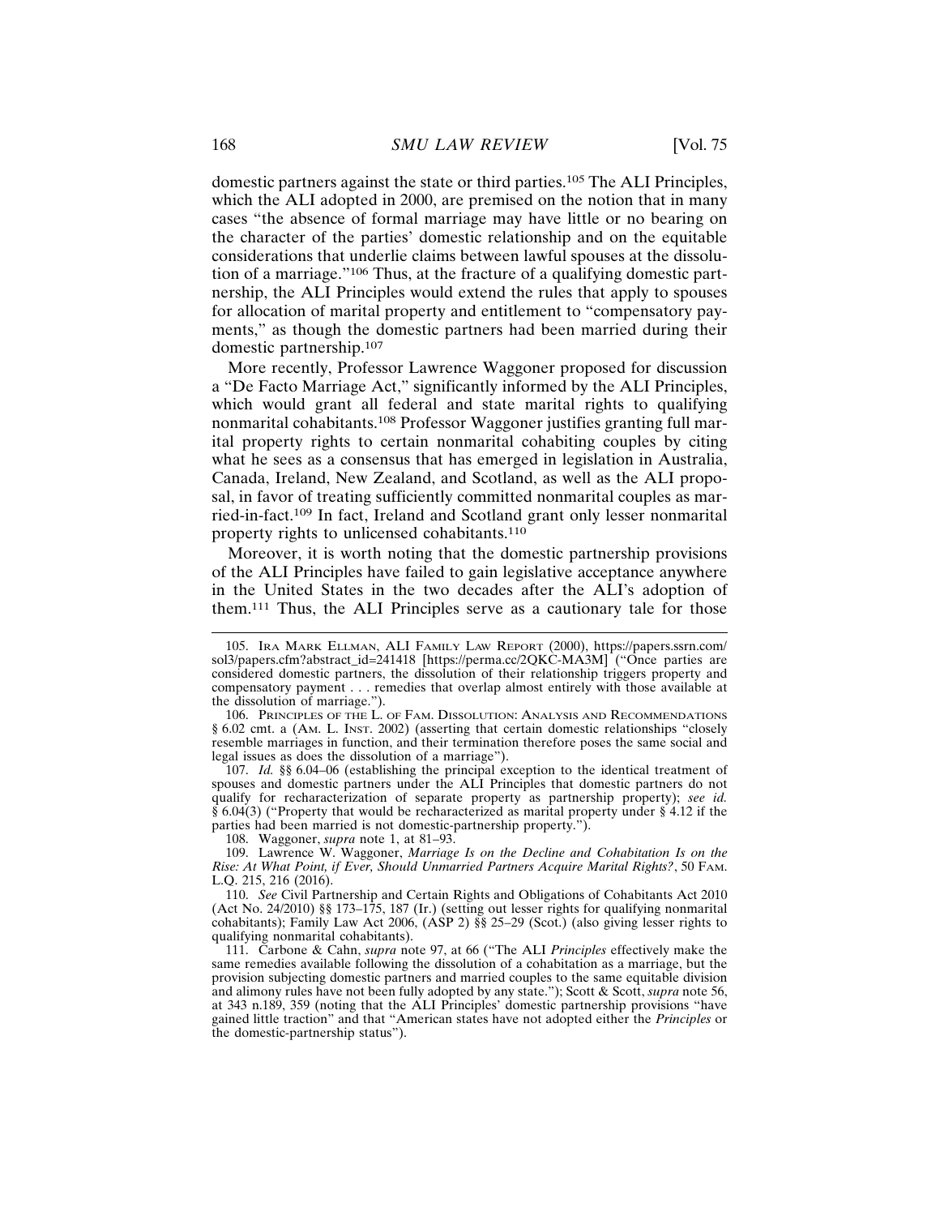domestic partners against the state or third parties.[105] The ALI Principles, which the ALI adopted in 2000, are premised on the notion that in many cases "the absence of formal marriage may have little or no bearing on the character of the parties' domestic relationship and on the equitable considerations that underlie claims between lawful spouses at the dissolution of a marriage."[106] Thus, at the fracture of a qualifying domestic partnership, the ALI Principles would extend the rules that apply to spouses for allocation of marital property and entitlement to "compensatory payments," as though the domestic partners had been married during their domestic partnership.[107]

More recently, Professor Lawrence Waggoner proposed for discussion a "De Facto Marriage Act," significantly informed by the ALI Principles, which would grant all federal and state marital rights to qualifying nonmarital cohabitants.[108] Professor Waggoner justifies granting full marital property rights to certain nonmarital cohabiting couples by citing what he sees as a consensus that has emerged in legislation in Australia, Canada, Ireland, New Zealand, and Scotland, as well as the ALI proposal, in favor of treating sufficiently committed nonmarital couples as married-in-fact.[109] In fact, Ireland and Scotland grant only lesser nonmarital property rights to unlicensed cohabitants.[110]

Moreover, it is worth noting that the domestic partnership provisions of the ALI Principles have failed to gain legislative acceptance anywhere in the United States in the two decades after the ALI's adoption of them.[111] Thus, the ALI Principles serve as a cautionary tale for those

105. IRA MARK ELLMAN, ALI FAMILY LAW REPORT (2000), https://papers.ssrn.com/sol3/papers.cfm?abstract_id=241418 [https://perma.cc/2QKC-MA3M] ("Once parties are considered domestic partners, the dissolution of their relationship triggers property and compensatory payment . . . remedies that overlap almost entirely with those available at the dissolution of marriage.").

106. PRINCIPLES OF THE L. OF FAM. DISSOLUTION: ANALYSIS AND RECOMMENDATIONS § 6.02 cmt. a (AM. L. INST. 2002) (asserting that certain domestic relationships "closely resemble marriages in function, and their termination therefore poses the same social and legal issues as does the dissolution of a marriage").

107. *Id.* §§ 6.04–06 (establishing the principal exception to the identical treatment of spouses and domestic partners under the ALI Principles that domestic partners do not qualify for recharacterization of separate property as partnership property); *see id.* § 6.04(3) ("Property that would be recharacterized as marital property under § 4.12 if the parties had been married is not domestic-partnership property.").

108. Waggoner, *supra* note 1, at 81–93.

109. Lawrence W. Waggoner, *Marriage Is on the Decline and Cohabitation Is on the Rise: At What Point, if Ever, Should Unmarried Partners Acquire Marital Rights?*, 50 FAM. L.Q. 215, 216 (2016).

110. *See* Civil Partnership and Certain Rights and Obligations of Cohabitants Act 2010 (Act No. 24/2010) §§ 173–175, 187 (Ir.) (setting out lesser rights for qualifying nonmarital cohabitants); Family Law Act 2006, (ASP 2) §§ 25–29 (Scot.) (also giving lesser rights to qualifying nonmarital cohabitants).

111. Carbone & Cahn, *supra* note 97, at 66 ("The ALI *Principles* effectively make the same remedies available following the dissolution of a cohabitation as a marriage, but the provision subjecting domestic partners and married couples to the same equitable division and alimony rules have not been fully adopted by any state."); Scott & Scott, *supra* note 56, at 343 n.189, 359 (noting that the ALI Principles' domestic partnership provisions "have gained little traction" and that "American states have not adopted either the *Principles* or the domestic-partnership status").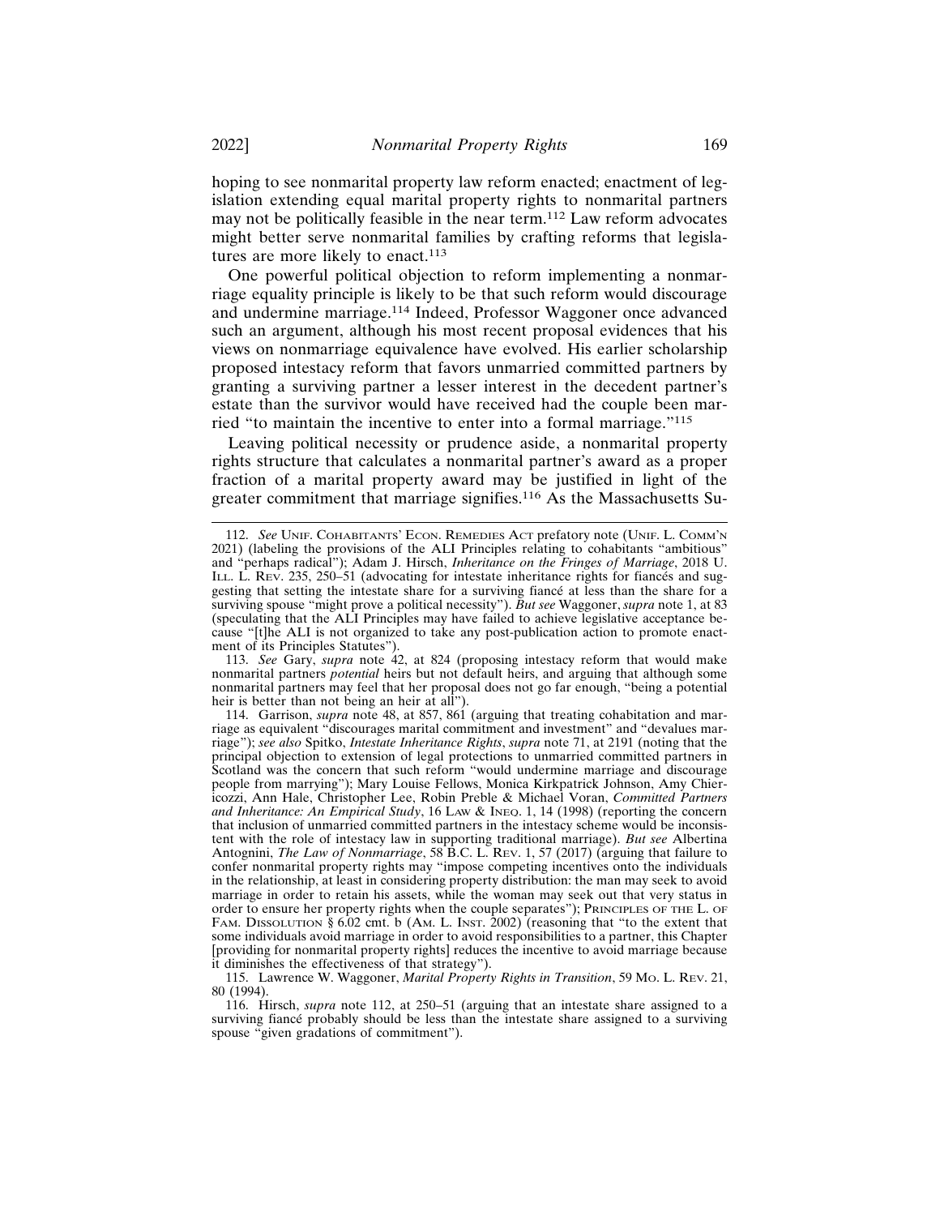hoping to see nonmarital property law reform enacted; enactment of legislation extending equal marital property rights to nonmarital partners may not be politically feasible in the near term.[112] Law reform advocates might better serve nonmarital families by crafting reforms that legislatures are more likely to enact.[113]

One powerful political objection to reform implementing a nonmarriage equality principle is likely to be that such reform would discourage and undermine marriage.[114] Indeed, Professor Waggoner once advanced such an argument, although his most recent proposal evidences that his views on nonmarriage equivalence have evolved. His earlier scholarship proposed intestacy reform that favors unmarried committed partners by granting a surviving partner a lesser interest in the decedent partner's estate than the survivor would have received had the couple been married "to maintain the incentive to enter into a formal marriage."[115]

Leaving political necessity or prudence aside, a nonmarital property rights structure that calculates a nonmarital partner's award as a proper fraction of a marital property award may be justified in light of the greater commitment that marriage signifies.[116] As the Massachusetts Su-

---

112. *See* UNIF. COHABITANTS' ECON. REMEDIES ACT prefatory note (UNIF. L. COMM'N 2021) (labeling the provisions of the ALI Principles relating to cohabitants "ambitious" and "perhaps radical"); Adam J. Hirsch, *Inheritance on the Fringes of Marriage*, 2018 U. ILL. L. REV. 235, 250–51 (advocating for intestate inheritance rights for fiancés and suggesting that setting the intestate share for a surviving fiancé at less than the share for a surviving spouse "might prove a political necessity"). *But see* Waggoner, *supra* note 1, at 83 (speculating that the ALI Principles may have failed to achieve legislative acceptance because "[t]he ALI is not organized to take any post-publication action to promote enactment of its Principles Statutes").

113. *See* Gary, *supra* note 42, at 824 (proposing intestacy reform that would make nonmarital partners *potential* heirs but not default heirs, and arguing that although some nonmarital partners may feel that her proposal does not go far enough, "being a potential heir is better than not being an heir at all").

114. Garrison, *supra* note 48, at 857, 861 (arguing that treating cohabitation and marriage as equivalent "discourages marital commitment and investment" and "devalues marriage"); *see also* Spitko, *Intestate Inheritance Rights*, *supra* note 71, at 2191 (noting that the principal objection to extension of legal protections to unmarried committed partners in Scotland was the concern that such reform "would undermine marriage and discourage people from marrying"); Mary Louise Fellows, Monica Kirkpatrick Johnson, Amy Chiericozzi, Ann Hale, Christopher Lee, Robin Preble & Michael Voran, *Committed Partners and Inheritance: An Empirical Study*, 16 LAW & INEQ. 1, 14 (1998) (reporting the concern that inclusion of unmarried committed partners in the intestacy scheme would be inconsistent with the role of intestacy law in supporting traditional marriage). *But see* Albertina Antognini, *The Law of Nonmarriage*, 58 B.C. L. REV. 1, 57 (2017) (arguing that failure to confer nonmarital property rights may "impose competing incentives onto the individuals in the relationship, at least in considering property distribution: the man may seek to avoid marriage in order to retain his assets, while the woman may seek out that very status in order to ensure her property rights when the couple separates"); PRINCIPLES OF THE L. OF FAM. DISSOLUTION § 6.02 cmt. b (AM. L. INST. 2002) (reasoning that "to the extent that some individuals avoid marriage in order to avoid responsibilities to a partner, this Chapter [providing for nonmarital property rights] reduces the incentive to avoid marriage because it diminishes the effectiveness of that strategy").

115. Lawrence W. Waggoner, *Marital Property Rights in Transition*, 59 MO. L. REV. 21, 80 (1994).

116. Hirsch, *supra* note 112, at 250–51 (arguing that an intestate share assigned to a surviving fiancé probably should be less than the intestate share assigned to a surviving spouse "given gradations of commitment").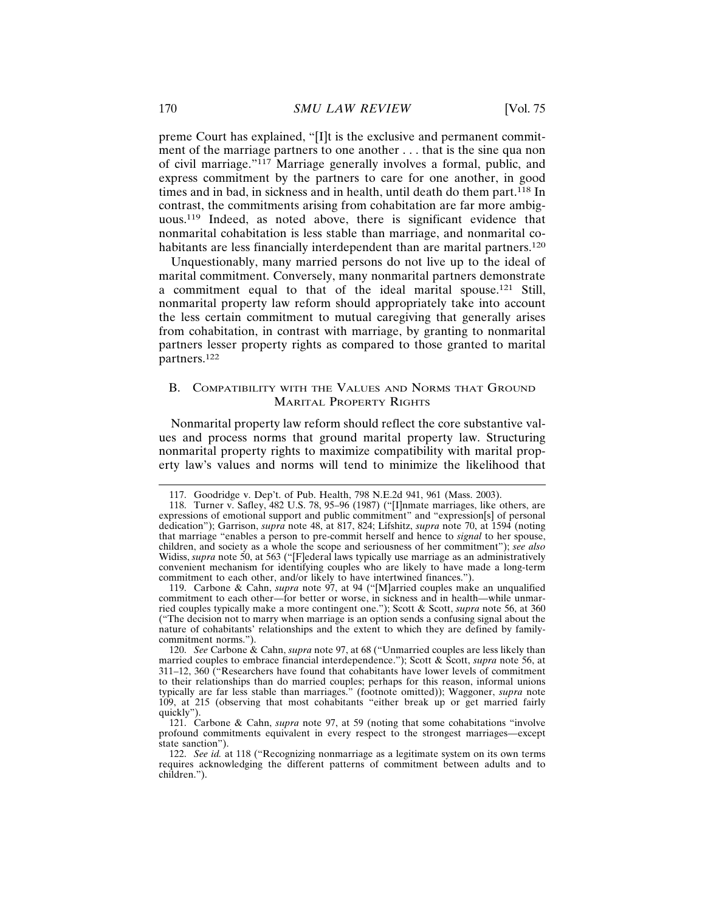preme Court has explained, "[I]t is the exclusive and permanent commitment of the marriage partners to one another . . . that is the sine qua non of civil marriage."[117] Marriage generally involves a formal, public, and express commitment by the partners to care for one another, in good times and in bad, in sickness and in health, until death do them part.[118] In contrast, the commitments arising from cohabitation are far more ambiguous.[119] Indeed, as noted above, there is significant evidence that nonmarital cohabitation is less stable than marriage, and nonmarital cohabitants are less financially interdependent than are marital partners.[120]

Unquestionably, many married persons do not live up to the ideal of marital commitment. Conversely, many nonmarital partners demonstrate a commitment equal to that of the ideal marital spouse.[121] Still, nonmarital property law reform should appropriately take into account the less certain commitment to mutual caregiving that generally arises from cohabitation, in contrast with marriage, by granting to nonmarital partners lesser property rights as compared to those granted to marital partners.[122]

### B. Compatibility with the Values and Norms that Ground Marital Property Rights

Nonmarital property law reform should reflect the core substantive values and process norms that ground marital property law. Structuring nonmarital property rights to maximize compatibility with marital property law's values and norms will tend to minimize the likelihood that

---

117. Goodridge v. Dep't. of Pub. Health, 798 N.E.2d 941, 961 (Mass. 2003).

118. Turner v. Safley, 482 U.S. 78, 95–96 (1987) ("[I]nmate marriages, like others, are expressions of emotional support and public commitment" and "expression[s] of personal dedication"); Garrison, *supra* note 48, at 817, 824; Lifshitz, *supra* note 70, at 1594 (noting that marriage "enables a person to pre-commit herself and hence to *signal* to her spouse, children, and society as a whole the scope and seriousness of her commitment"); *see also* Widiss, *supra* note 50, at 563 ("[F]ederal laws typically use marriage as an administratively convenient mechanism for identifying couples who are likely to have made a long-term commitment to each other, and/or likely to have intertwined finances.").

119. Carbone & Cahn, *supra* note 97, at 94 ("[M]arried couples make an unqualified commitment to each other—for better or worse, in sickness and in health—while unmarried couples typically make a more contingent one."); Scott & Scott, *supra* note 56, at 360 ("The decision not to marry when marriage is an option sends a confusing signal about the nature of cohabitants' relationships and the extent to which they are defined by family-commitment norms.").

120. *See* Carbone & Cahn, *supra* note 97, at 68 ("Unmarried couples are less likely than married couples to embrace financial interdependence."); Scott & Scott, *supra* note 56, at 311–12, 360 ("Researchers have found that cohabitants have lower levels of commitment to their relationships than do married couples; perhaps for this reason, informal unions typically are far less stable than marriages." (footnote omitted)); Waggoner, *supra* note 109, at 215 (observing that most cohabitants "either break up or get married fairly quickly").

121. Carbone & Cahn, *supra* note 97, at 59 (noting that some cohabitations "involve profound commitments equivalent in every respect to the strongest marriages—except state sanction").

122. *See id.* at 118 ("Recognizing nonmarriage as a legitimate system on its own terms requires acknowledging the different patterns of commitment between adults and to children.").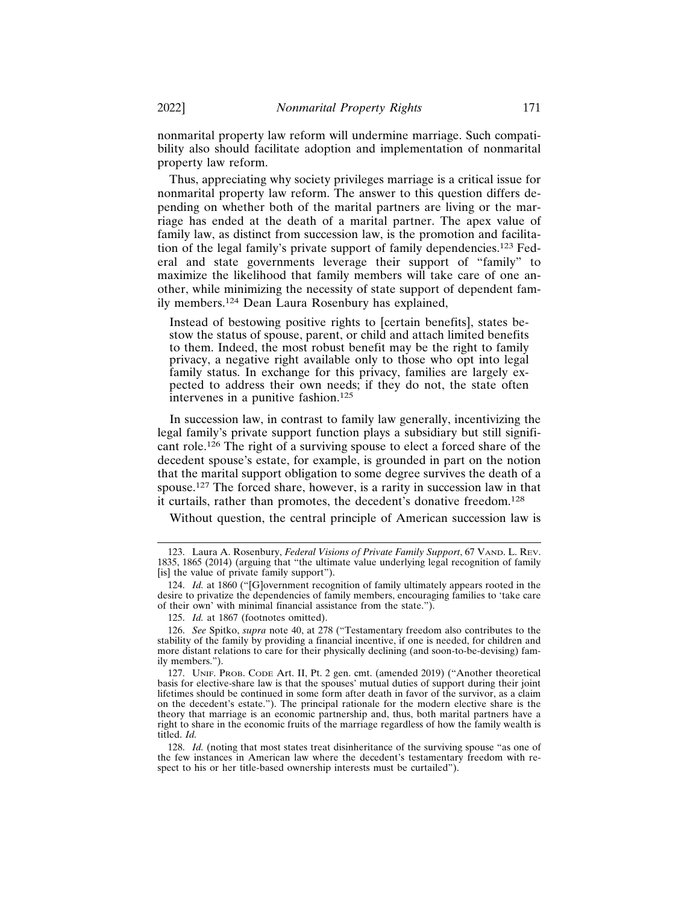nonmarital property law reform will undermine marriage. Such compatibility also should facilitate adoption and implementation of nonmarital property law reform.

Thus, appreciating why society privileges marriage is a critical issue for nonmarital property law reform. The answer to this question differs depending on whether both of the marital partners are living or the marriage has ended at the death of a marital partner. The apex value of family law, as distinct from succession law, is the promotion and facilitation of the legal family's private support of family dependencies.[123] Federal and state governments leverage their support of "family" to maximize the likelihood that family members will take care of one another, while minimizing the necessity of state support of dependent family members.[124] Dean Laura Rosenbury has explained,

> Instead of bestowing positive rights to [certain benefits], states bestow the status of spouse, parent, or child and attach limited benefits to them. Indeed, the most robust benefit may be the right to family privacy, a negative right available only to those who opt into legal family status. In exchange for this privacy, families are largely expected to address their own needs; if they do not, the state often intervenes in a punitive fashion.[125]

In succession law, in contrast to family law generally, incentivizing the legal family's private support function plays a subsidiary but still significant role.[126] The right of a surviving spouse to elect a forced share of the decedent spouse's estate, for example, is grounded in part on the notion that the marital support obligation to some degree survives the death of a spouse.[127] The forced share, however, is a rarity in succession law in that it curtails, rather than promotes, the decedent's donative freedom.[128]

Without question, the central principle of American succession law is

---

123. Laura A. Rosenbury, *Federal Visions of Private Family Support*, 67 VAND. L. REV. 1835, 1865 (2014) (arguing that "the ultimate value underlying legal recognition of family [is] the value of private family support").

124. *Id.* at 1860 ("[G]overnment recognition of family ultimately appears rooted in the desire to privatize the dependencies of family members, encouraging families to 'take care of their own' with minimal financial assistance from the state.").

125. *Id.* at 1867 (footnotes omitted).

126. *See* Spitko, *supra* note 40, at 278 ("Testamentary freedom also contributes to the stability of the family by providing a financial incentive, if one is needed, for children and more distant relations to care for their physically declining (and soon-to-be-devising) family members.").

127. UNIF. PROB. CODE Art. II, Pt. 2 gen. cmt. (amended 2019) ("Another theoretical basis for elective-share law is that the spouses' mutual duties of support during their joint lifetimes should be continued in some form after death in favor of the survivor, as a claim on the decedent's estate."). The principal rationale for the modern elective share is the theory that marriage is an economic partnership and, thus, both marital partners have a right to share in the economic fruits of the marriage regardless of how the family wealth is titled. *Id.*

128. *Id.* (noting that most states treat disinheritance of the surviving spouse "as one of the few instances in American law where the decedent's testamentary freedom with respect to his or her title-based ownership interests must be curtailed").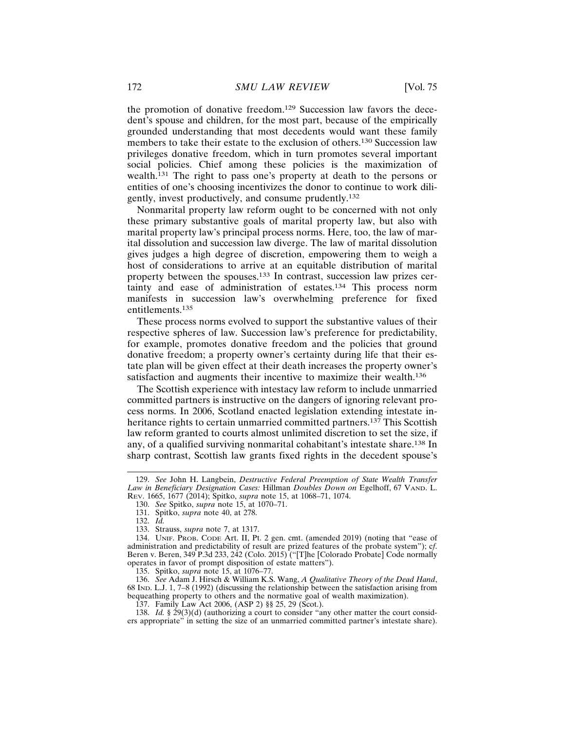the promotion of donative freedom.[129] Succession law favors the decedent's spouse and children, for the most part, because of the empirically grounded understanding that most decedents would want these family members to take their estate to the exclusion of others.[130] Succession law privileges donative freedom, which in turn promotes several important social policies. Chief among these policies is the maximization of wealth.[131] The right to pass one's property at death to the persons or entities of one's choosing incentivizes the donor to continue to work diligently, invest productively, and consume prudently.[132]

Nonmarital property law reform ought to be concerned with not only these primary substantive goals of marital property law, but also with marital property law's principal process norms. Here, too, the law of marital dissolution and succession law diverge. The law of marital dissolution gives judges a high degree of discretion, empowering them to weigh a host of considerations to arrive at an equitable distribution of marital property between the spouses.[133] In contrast, succession law prizes certainty and ease of administration of estates.[134] This process norm manifests in succession law's overwhelming preference for fixed entitlements.[135]

These process norms evolved to support the substantive values of their respective spheres of law. Succession law's preference for predictability, for example, promotes donative freedom and the policies that ground donative freedom; a property owner's certainty during life that their estate plan will be given effect at their death increases the property owner's satisfaction and augments their incentive to maximize their wealth.[136]

The Scottish experience with intestacy law reform to include unmarried committed partners is instructive on the dangers of ignoring relevant process norms. In 2006, Scotland enacted legislation extending intestate inheritance rights to certain unmarried committed partners.[137] This Scottish law reform granted to courts almost unlimited discretion to set the size, if any, of a qualified surviving nonmarital cohabitant's intestate share.[138] In sharp contrast, Scottish law grants fixed rights in the decedent spouse's

---

129. *See* John H. Langbein, *Destructive Federal Preemption of State Wealth Transfer Law in Beneficiary Designation Cases:* Hillman *Doubles Down on* Egelhoff, 67 VAND. L. REV. 1665, 1677 (2014); Spitko, *supra* note 15, at 1068–71, 1074.

130. *See* Spitko, *supra* note 15, at 1070–71.

131. Spitko, *supra* note 40, at 278.

132. *Id.*

133. Strauss, *supra* note 7, at 1317.

134. UNIF. PROB. CODE Art. II, Pt. 2 gen. cmt. (amended 2019) (noting that "ease of administration and predictability of result are prized features of the probate system"); *cf.* Beren v. Beren, 349 P.3d 233, 242 (Colo. 2015) ("[T]he [Colorado Probate] Code normally operates in favor of prompt disposition of estate matters").

135. Spitko, *supra* note 15, at 1076–77.

136. *See* Adam J. Hirsch & William K.S. Wang, *A Qualitative Theory of the Dead Hand*, 68 IND. L.J. 1, 7–8 (1992) (discussing the relationship between the satisfaction arising from bequeathing property to others and the normative goal of wealth maximization).

137. Family Law Act 2006, (ASP 2) §§ 25, 29 (Scot.).

138. *Id.* § 29(3)(d) (authorizing a court to consider "any other matter the court considers appropriate" in setting the size of an unmarried committed partner's intestate share).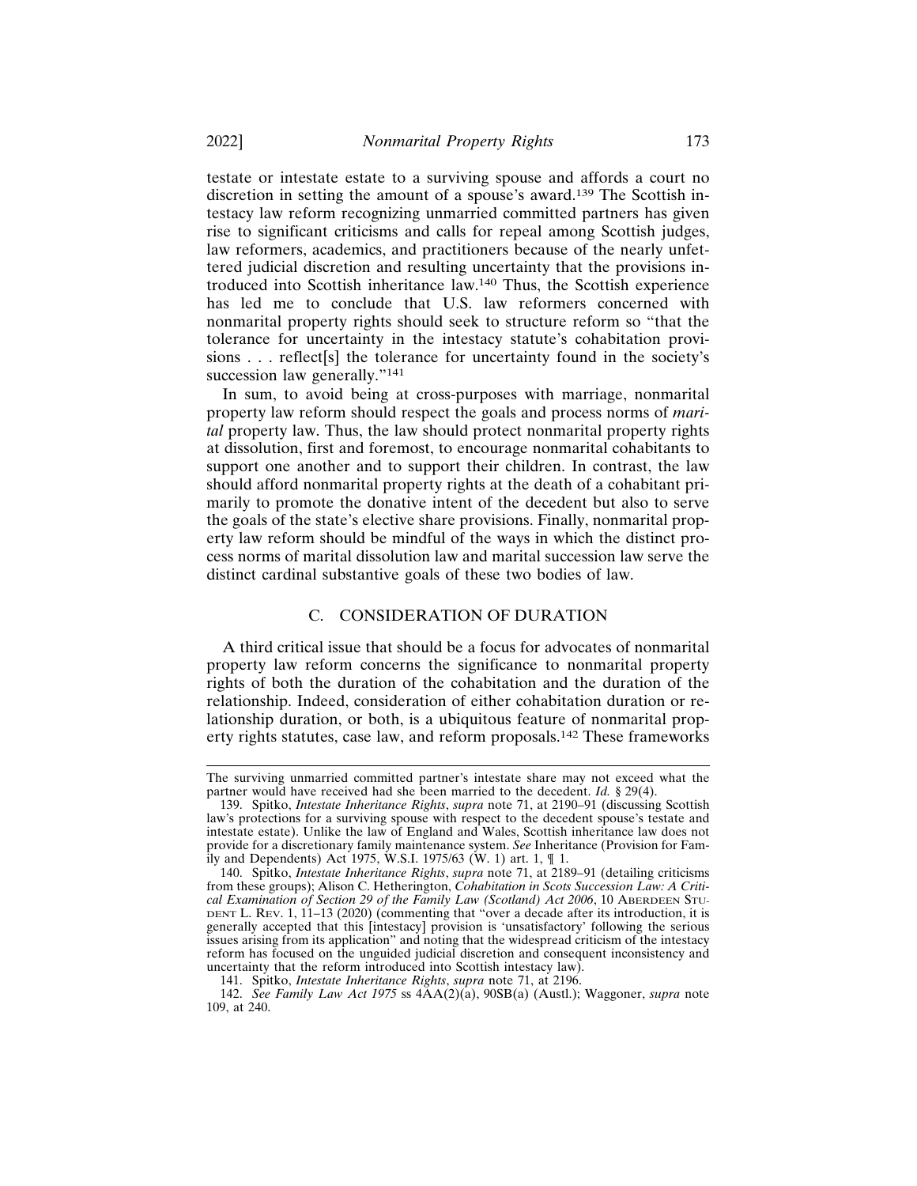testate or intestate estate to a surviving spouse and affords a court no discretion in setting the amount of a spouse's award.[139] The Scottish intestacy law reform recognizing unmarried committed partners has given rise to significant criticisms and calls for repeal among Scottish judges, law reformers, academics, and practitioners because of the nearly unfettered judicial discretion and resulting uncertainty that the provisions introduced into Scottish inheritance law.[140] Thus, the Scottish experience has led me to conclude that U.S. law reformers concerned with nonmarital property rights should seek to structure reform so "that the tolerance for uncertainty in the intestacy statute's cohabitation provisions . . . reflect[s] the tolerance for uncertainty found in the society's succession law generally."[141]

In sum, to avoid being at cross-purposes with marriage, nonmarital property law reform should respect the goals and process norms of *marital* property law. Thus, the law should protect nonmarital property rights at dissolution, first and foremost, to encourage nonmarital cohabitants to support one another and to support their children. In contrast, the law should afford nonmarital property rights at the death of a cohabitant primarily to promote the donative intent of the decedent but also to serve the goals of the state's elective share provisions. Finally, nonmarital property law reform should be mindful of the ways in which the distinct process norms of marital dissolution law and marital succession law serve the distinct cardinal substantive goals of these two bodies of law.

### C. CONSIDERATION OF DURATION

A third critical issue that should be a focus for advocates of nonmarital property law reform concerns the significance to nonmarital property rights of both the duration of the cohabitation and the duration of the relationship. Indeed, consideration of either cohabitation duration or relationship duration, or both, is a ubiquitous feature of nonmarital property rights statutes, case law, and reform proposals.[142] These frameworks

---

The surviving unmarried committed partner's intestate share may not exceed what the partner would have received had she been married to the decedent. *Id.* § 29(4).

139. Spitko, *Intestate Inheritance Rights*, *supra* note 71, at 2190–91 (discussing Scottish law's protections for a surviving spouse with respect to the decedent spouse's testate and intestate estate). Unlike the law of England and Wales, Scottish inheritance law does not provide for a discretionary family maintenance system. *See* Inheritance (Provision for Family and Dependents) Act 1975, W.S.I. 1975/63 (W. 1) art. 1, ¶ 1.

140. Spitko, *Intestate Inheritance Rights*, *supra* note 71, at 2189–91 (detailing criticisms from these groups); Alison C. Hetherington, *Cohabitation in Scots Succession Law: A Critical Examination of Section 29 of the Family Law (Scotland) Act 2006*, 10 ABERDEEN STUDENT L. REV. 1, 11–13 (2020) (commenting that "over a decade after its introduction, it is generally accepted that this [intestacy] provision is 'unsatisfactory' following the serious issues arising from its application" and noting that the widespread criticism of the intestacy reform has focused on the unguided judicial discretion and consequent inconsistency and uncertainty that the reform introduced into Scottish intestacy law).

141. Spitko, *Intestate Inheritance Rights*, *supra* note 71, at 2196.

142. *See Family Law Act 1975* ss 4AA(2)(a), 90SB(a) (Austl.); Waggoner, *supra* note 109, at 240.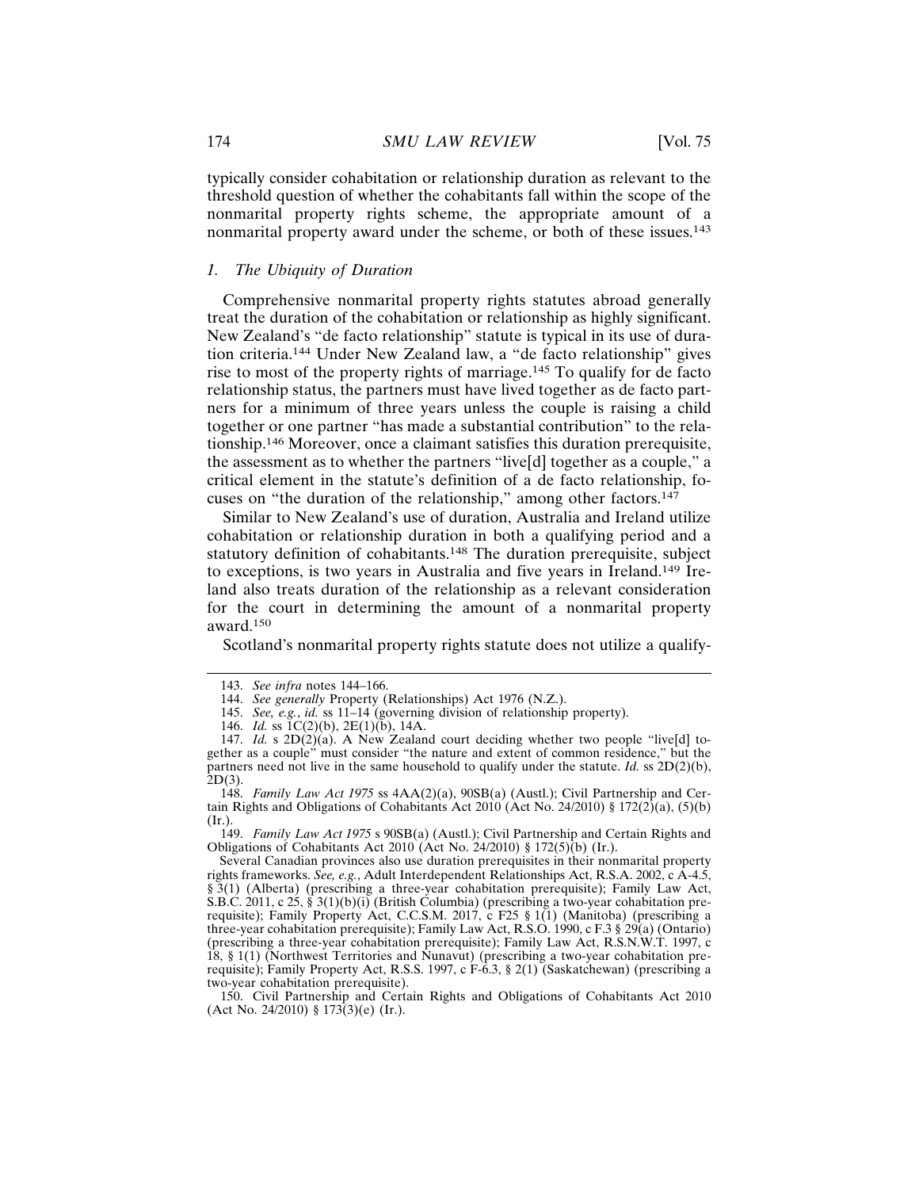typically consider cohabitation or relationship duration as relevant to the threshold question of whether the cohabitants fall within the scope of the nonmarital property rights scheme, the appropriate amount of a nonmarital property award under the scheme, or both of these issues.[143]

### *1. The Ubiquity of Duration*

Comprehensive nonmarital property rights statutes abroad generally treat the duration of the cohabitation or relationship as highly significant. New Zealand's "de facto relationship" statute is typical in its use of duration criteria.[144] Under New Zealand law, a "de facto relationship" gives rise to most of the property rights of marriage.[145] To qualify for de facto relationship status, the partners must have lived together as de facto partners for a minimum of three years unless the couple is raising a child together or one partner "has made a substantial contribution" to the relationship.[146] Moreover, once a claimant satisfies this duration prerequisite, the assessment as to whether the partners "live[d] together as a couple," a critical element in the statute's definition of a de facto relationship, focuses on "the duration of the relationship," among other factors.[147]

Similar to New Zealand's use of duration, Australia and Ireland utilize cohabitation or relationship duration in both a qualifying period and a statutory definition of cohabitants.[148] The duration prerequisite, subject to exceptions, is two years in Australia and five years in Ireland.[149] Ireland also treats duration of the relationship as a relevant consideration for the court in determining the amount of a nonmarital property award.[150]

Scotland's nonmarital property rights statute does not utilize a qualify-

---

143. *See infra* notes 144–166.

144. *See generally* Property (Relationships) Act 1976 (N.Z.).

145. *See, e.g.*, *id.* ss 11–14 (governing division of relationship property).

146. *Id.* ss 1C(2)(b), 2E(1)(b), 14A.

147. *Id.* s 2D(2)(a). A New Zealand court deciding whether two people "live[d] together as a couple" must consider "the nature and extent of common residence," but the partners need not live in the same household to qualify under the statute. *Id.* ss 2D(2)(b), 2D(3).

148. *Family Law Act 1975* ss 4AA(2)(a), 90SB(a) (Austl.); Civil Partnership and Certain Rights and Obligations of Cohabitants Act 2010 (Act No. 24/2010) § 172(2)(a), (5)(b) (Ir.).

149. *Family Law Act 1975* s 90SB(a) (Austl.); Civil Partnership and Certain Rights and Obligations of Cohabitants Act 2010 (Act No. 24/2010) § 172(5)(b) (Ir.).

Several Canadian provinces also use duration prerequisites in their nonmarital property rights frameworks. *See, e.g.*, Adult Interdependent Relationships Act, R.S.A. 2002, c A-4.5, § 3(1) (Alberta) (prescribing a three-year cohabitation prerequisite); Family Law Act, S.B.C. 2011, c 25, § 3(1)(b)(i) (British Columbia) (prescribing a two-year cohabitation prerequisite); Family Property Act, C.C.S.M. 2017, c F25 § 1(1) (Manitoba) (prescribing a three-year cohabitation prerequisite); Family Law Act, R.S.O. 1990, c F.3 § 29(a) (Ontario) (prescribing a three-year cohabitation prerequisite); Family Law Act, R.S.N.W.T. 1997, c 18, § 1(1) (Northwest Territories and Nunavut) (prescribing a two-year cohabitation prerequisite); Family Property Act, R.S.S. 1997, c F-6.3, § 2(1) (Saskatchewan) (prescribing a two-year cohabitation prerequisite).

150. Civil Partnership and Certain Rights and Obligations of Cohabitants Act 2010 (Act No. 24/2010) § 173(3)(e) (Ir.).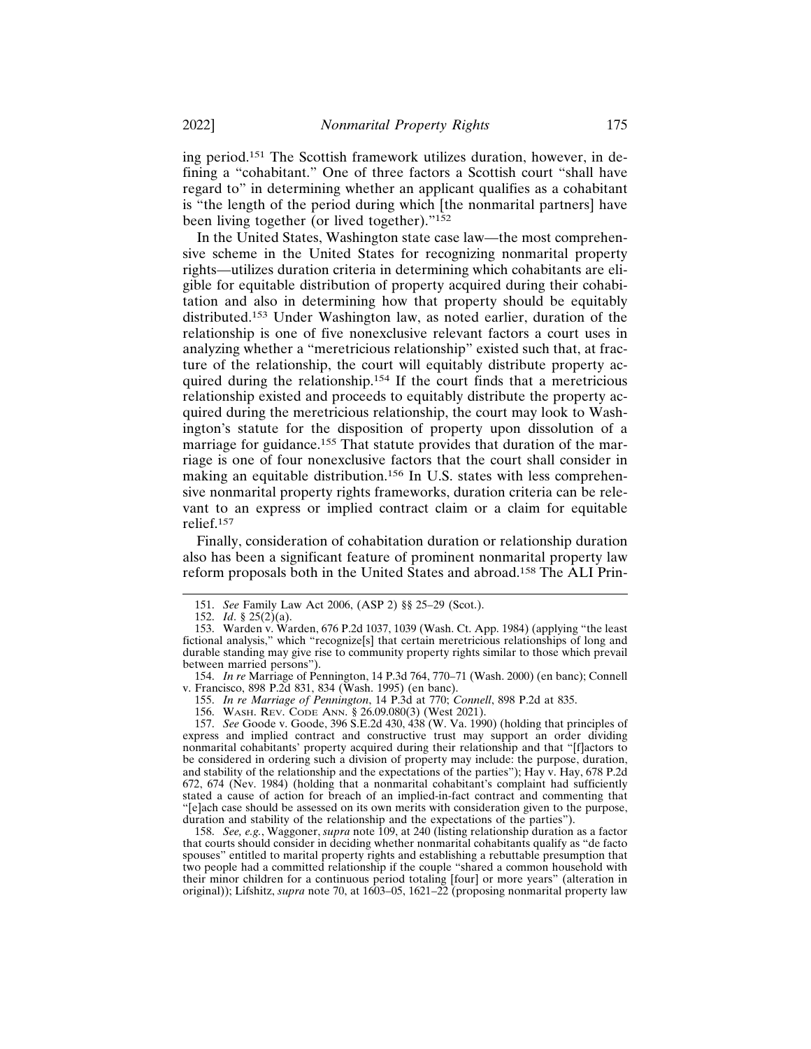ing period.[151] The Scottish framework utilizes duration, however, in defining a "cohabitant." One of three factors a Scottish court "shall have regard to" in determining whether an applicant qualifies as a cohabitant is "the length of the period during which [the nonmarital partners] have been living together (or lived together)."[152]

In the United States, Washington state case law—the most comprehensive scheme in the United States for recognizing nonmarital property rights—utilizes duration criteria in determining which cohabitants are eligible for equitable distribution of property acquired during their cohabitation and also in determining how that property should be equitably distributed.[153] Under Washington law, as noted earlier, duration of the relationship is one of five nonexclusive relevant factors a court uses in analyzing whether a "meretricious relationship" existed such that, at fracture of the relationship, the court will equitably distribute property acquired during the relationship.[154] If the court finds that a meretricious relationship existed and proceeds to equitably distribute the property acquired during the meretricious relationship, the court may look to Washington's statute for the disposition of property upon dissolution of a marriage for guidance.[155] That statute provides that duration of the marriage is one of four nonexclusive factors that the court shall consider in making an equitable distribution.[156] In U.S. states with less comprehensive nonmarital property rights frameworks, duration criteria can be relevant to an express or implied contract claim or a claim for equitable relief.[157]

Finally, consideration of cohabitation duration or relationship duration also has been a significant feature of prominent nonmarital property law reform proposals both in the United States and abroad.[158] The ALI Prin-

---

151. *See* Family Law Act 2006, (ASP 2) §§ 25–29 (Scot.).

152. *Id*. § 25(2)(a).

153. Warden v. Warden, 676 P.2d 1037, 1039 (Wash. Ct. App. 1984) (applying "the least fictional analysis," which "recognize[s] that certain meretricious relationships of long and durable standing may give rise to community property rights similar to those which prevail between married persons").

154. *In re* Marriage of Pennington, 14 P.3d 764, 770–71 (Wash. 2000) (en banc); Connell v. Francisco, 898 P.2d 831, 834 (Wash. 1995) (en banc).

155. *In re Marriage of Pennington*, 14 P.3d at 770; *Connell*, 898 P.2d at 835.

156. Wash. Rev. Code Ann. § 26.09.080(3) (West 2021).

157. *See* Goode v. Goode, 396 S.E.2d 430, 438 (W. Va. 1990) (holding that principles of express and implied contract and constructive trust may support an order dividing nonmarital cohabitants' property acquired during their relationship and that "[f]actors to be considered in ordering such a division of property may include: the purpose, duration, and stability of the relationship and the expectations of the parties"); Hay v. Hay, 678 P.2d 672, 674 (Nev. 1984) (holding that a nonmarital cohabitant's complaint had sufficiently stated a cause of action for breach of an implied-in-fact contract and commenting that "[e]ach case should be assessed on its own merits with consideration given to the purpose, duration and stability of the relationship and the expectations of the parties").

158. *See, e.g.*, Waggoner, *supra* note 109, at 240 (listing relationship duration as a factor that courts should consider in deciding whether nonmarital cohabitants qualify as "de facto spouses" entitled to marital property rights and establishing a rebuttable presumption that two people had a committed relationship if the couple "shared a common household with their minor children for a continuous period totaling [four] or more years" (alteration in original)); Lifshitz, *supra* note 70, at 1603–05, 1621–22 (proposing nonmarital property law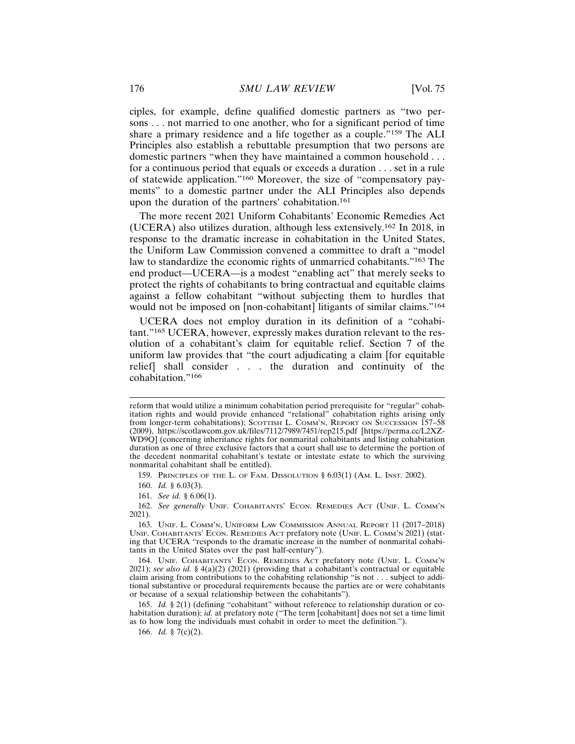ciples, for example, define qualified domestic partners as "two persons . . . not married to one another, who for a significant period of time share a primary residence and a life together as a couple."[159] The ALI Principles also establish a rebuttable presumption that two persons are domestic partners "when they have maintained a common household . . . for a continuous period that equals or exceeds a duration . . . set in a rule of statewide application."[160] Moreover, the size of "compensatory payments" to a domestic partner under the ALI Principles also depends upon the duration of the partners' cohabitation.[161]

The more recent 2021 Uniform Cohabitants' Economic Remedies Act (UCERA) also utilizes duration, although less extensively.[162] In 2018, in response to the dramatic increase in cohabitation in the United States, the Uniform Law Commission convened a committee to draft a "model law to standardize the economic rights of unmarried cohabitants."[163] The end product—UCERA—is a modest "enabling act" that merely seeks to protect the rights of cohabitants to bring contractual and equitable claims against a fellow cohabitant "without subjecting them to hurdles that would not be imposed on [non-cohabitant] litigants of similar claims."[164]

UCERA does not employ duration in its definition of a "cohabitant."[165] UCERA, however, expressly makes duration relevant to the resolution of a cohabitant's claim for equitable relief. Section 7 of the uniform law provides that "the court adjudicating a claim [for equitable relief] shall consider . . . the duration and continuity of the cohabitation."[166]

---

reform that would utilize a minimum cohabitation period prerequisite for "regular" cohabitation rights and would provide enhanced "relational" cohabitation rights arising only from longer-term cohabitations); SCOTTISH L. COMM'N, REPORT ON SUCCESSION 157–58 (2009), https://scotlawcom.gov.uk/files/7112/7989/7451/rep215.pdf [https://perma.cc/L2XZ-WD9Q] (concerning inheritance rights for nonmarital cohabitants and listing cohabitation duration as one of three exclusive factors that a court shall use to determine the portion of the decedent nonmarital cohabitant's testate or intestate estate to which the surviving nonmarital cohabitant shall be entitled).

159. PRINCIPLES OF THE L. OF FAM. DISSOLUTION § 6.03(1) (AM. L. INST. 2002).

160. *Id.* § 6.03(3).

161. *See id.* § 6.06(1).

162. *See generally* UNIF. COHABITANTS' ECON. REMEDIES ACT (UNIF. L. COMM'N 2021).

163. UNIF. L. COMM'N, UNIFORM LAW COMMISSION ANNUAL REPORT 11 (2017–2018) UNIF. COHABITANTS' ECON. REMEDIES ACT prefatory note (UNIF. L. COMM'N 2021) (stating that UCERA "responds to the dramatic increase in the number of nonmarital cohabitants in the United States over the past half-century").

164. UNIF. COHABITANTS' ECON. REMEDIES ACT prefatory note (UNIF. L. COMM'N 2021); *see also id.* § 4(a)(2) (2021) (providing that a cohabitant's contractual or equitable claim arising from contributions to the cohabiting relationship "is not . . . subject to additional substantive or procedural requirements because the parties are or were cohabitants or because of a sexual relationship between the cohabitants").

165. *Id.* § 2(1) (defining "cohabitant" without reference to relationship duration or cohabitation duration); *id.* at prefatory note ("The term [cohabitant] does not set a time limit as to how long the individuals must cohabit in order to meet the definition.").

166. *Id.* § 7(c)(2).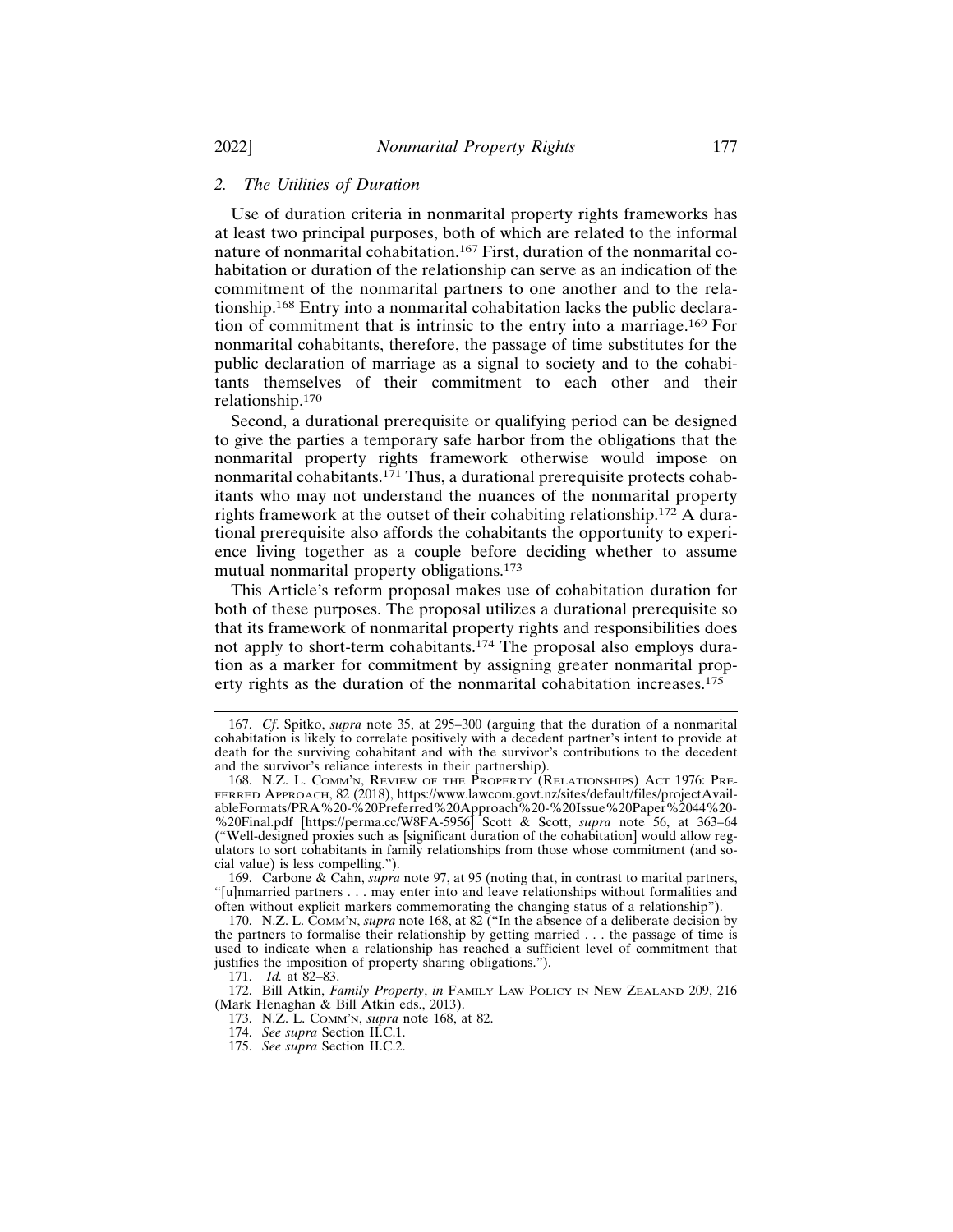### 2. *The Utilities of Duration*

Use of duration criteria in nonmarital property rights frameworks has at least two principal purposes, both of which are related to the informal nature of nonmarital cohabitation.[167] First, duration of the nonmarital cohabitation or duration of the relationship can serve as an indication of the commitment of the nonmarital partners to one another and to the relationship.[168] Entry into a nonmarital cohabitation lacks the public declaration of commitment that is intrinsic to the entry into a marriage.[169] For nonmarital cohabitants, therefore, the passage of time substitutes for the public declaration of marriage as a signal to society and to the cohabitants themselves of their commitment to each other and their relationship.[170]

Second, a durational prerequisite or qualifying period can be designed to give the parties a temporary safe harbor from the obligations that the nonmarital property rights framework otherwise would impose on nonmarital cohabitants.[171] Thus, a durational prerequisite protects cohabitants who may not understand the nuances of the nonmarital property rights framework at the outset of their cohabiting relationship.[172] A durational prerequisite also affords the cohabitants the opportunity to experience living together as a couple before deciding whether to assume mutual nonmarital property obligations.[173]

This Article's reform proposal makes use of cohabitation duration for both of these purposes. The proposal utilizes a durational prerequisite so that its framework of nonmarital property rights and responsibilities does not apply to short-term cohabitants.[174] The proposal also employs duration as a marker for commitment by assigning greater nonmarital property rights as the duration of the nonmarital cohabitation increases.[175]

---

167. *Cf*. Spitko, *supra* note 35, at 295–300 (arguing that the duration of a nonmarital cohabitation is likely to correlate positively with a decedent partner's intent to provide at death for the surviving cohabitant and with the survivor's contributions to the decedent and the survivor's reliance interests in their partnership).

168. N.Z. L. COMM'N, REVIEW OF THE PROPERTY (RELATIONSHIPS) ACT 1976: PREFERRED APPROACH, 82 (2018), https://www.lawcom.govt.nz/sites/default/files/projectAvailableFormats/PRA%20-%20Preferred%20Approach%20-%20Issue%20Paper%2044%20-%20Final.pdf [https://perma.cc/W8FA-5956] Scott & Scott, *supra* note 56, at 363–64 ("Well-designed proxies such as [significant duration of the cohabitation] would allow regulators to sort cohabitants in family relationships from those whose commitment (and social value) is less compelling.").

169. Carbone & Cahn, *supra* note 97, at 95 (noting that, in contrast to marital partners, "[u]nmarried partners . . . may enter into and leave relationships without formalities and often without explicit markers commemorating the changing status of a relationship").

170. N.Z. L. COMM'N, *supra* note 168, at 82 ("In the absence of a deliberate decision by the partners to formalise their relationship by getting married . . . the passage of time is used to indicate when a relationship has reached a sufficient level of commitment that justifies the imposition of property sharing obligations.").

171. *Id.* at 82–83.

172. Bill Atkin, *Family Property*, *in* FAMILY LAW POLICY IN NEW ZEALAND 209, 216 (Mark Henaghan & Bill Atkin eds., 2013).

173. N.Z. L. COMM'N, *supra* note 168, at 82.

174. *See supra* Section II.C.1.

175. *See supra* Section II.C.2.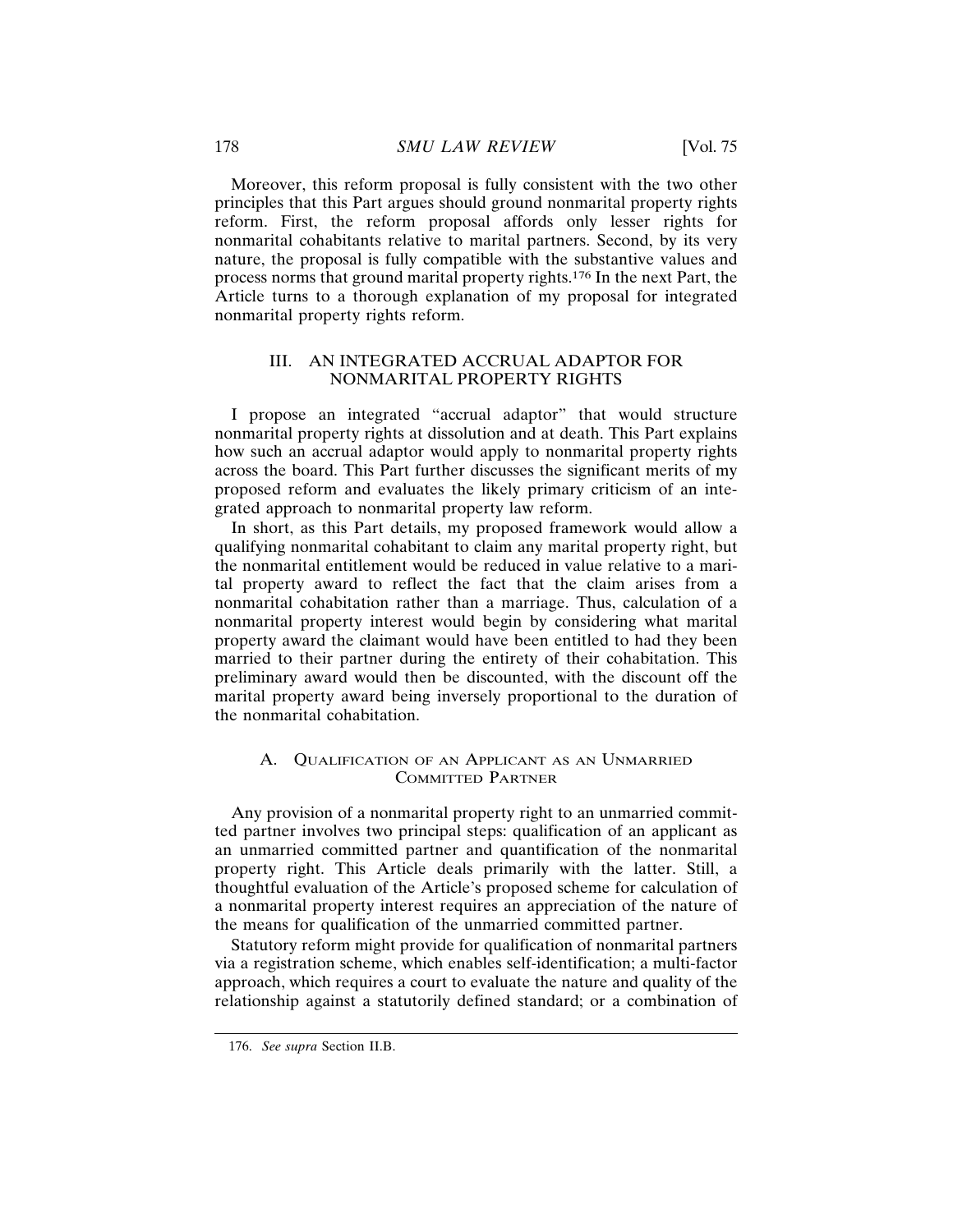Moreover, this reform proposal is fully consistent with the two other principles that this Part argues should ground nonmarital property rights reform. First, the reform proposal affords only lesser rights for nonmarital cohabitants relative to marital partners. Second, by its very nature, the proposal is fully compatible with the substantive values and process norms that ground marital property rights.[176] In the next Part, the Article turns to a thorough explanation of my proposal for integrated nonmarital property rights reform.

## III. AN INTEGRATED ACCRUAL ADAPTOR FOR NONMARITAL PROPERTY RIGHTS

I propose an integrated "accrual adaptor" that would structure nonmarital property rights at dissolution and at death. This Part explains how such an accrual adaptor would apply to nonmarital property rights across the board. This Part further discusses the significant merits of my proposed reform and evaluates the likely primary criticism of an integrated approach to nonmarital property law reform.

In short, as this Part details, my proposed framework would allow a qualifying nonmarital cohabitant to claim any marital property right, but the nonmarital entitlement would be reduced in value relative to a marital property award to reflect the fact that the claim arises from a nonmarital cohabitation rather than a marriage. Thus, calculation of a nonmarital property interest would begin by considering what marital property award the claimant would have been entitled to had they been married to their partner during the entirety of their cohabitation. This preliminary award would then be discounted, with the discount off the marital property award being inversely proportional to the duration of the nonmarital cohabitation.

### A. Qualification of an Applicant as an Unmarried Committed Partner

Any provision of a nonmarital property right to an unmarried committed partner involves two principal steps: qualification of an applicant as an unmarried committed partner and quantification of the nonmarital property right. This Article deals primarily with the latter. Still, a thoughtful evaluation of the Article's proposed scheme for calculation of a nonmarital property interest requires an appreciation of the nature of the means for qualification of the unmarried committed partner.

Statutory reform might provide for qualification of nonmarital partners via a registration scheme, which enables self-identification; a multi-factor approach, which requires a court to evaluate the nature and quality of the relationship against a statutorily defined standard; or a combination of

176. *See supra* Section II.B.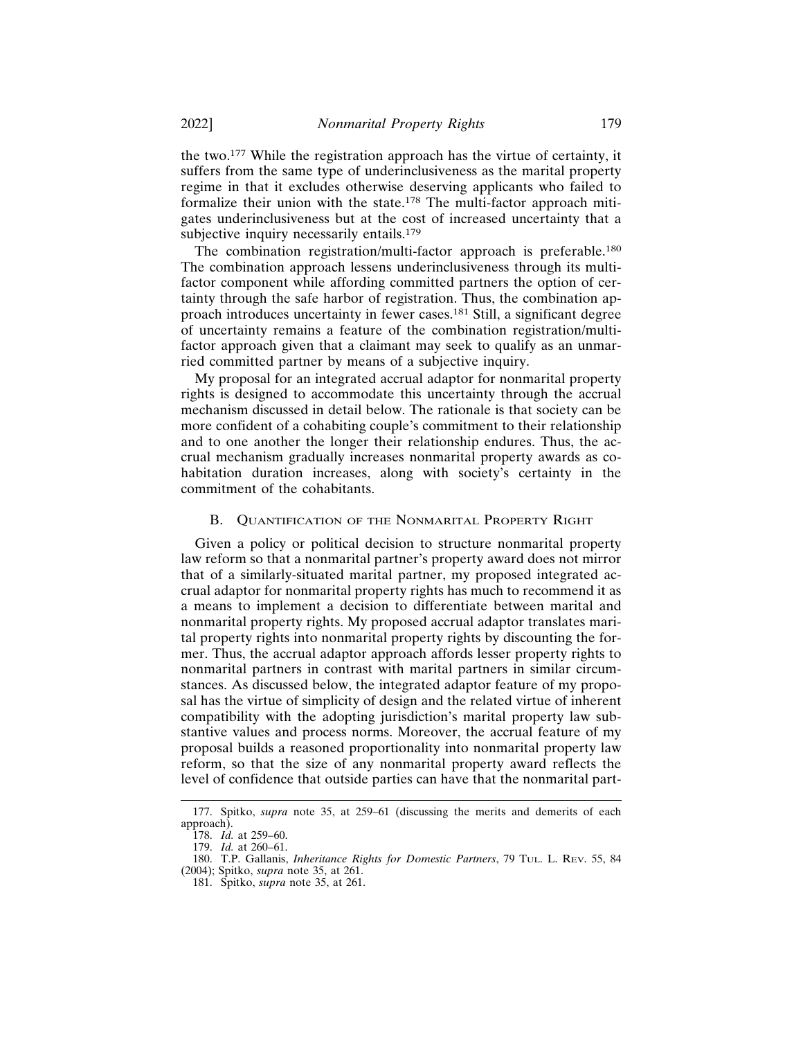the two.[177] While the registration approach has the virtue of certainty, it suffers from the same type of underinclusiveness as the marital property regime in that it excludes otherwise deserving applicants who failed to formalize their union with the state.[178] The multi-factor approach mitigates underinclusiveness but at the cost of increased uncertainty that a subjective inquiry necessarily entails.[179]

The combination registration/multi-factor approach is preferable.[180] The combination approach lessens underinclusiveness through its multi-factor component while affording committed partners the option of certainty through the safe harbor of registration. Thus, the combination approach introduces uncertainty in fewer cases.[181] Still, a significant degree of uncertainty remains a feature of the combination registration/multi-factor approach given that a claimant may seek to qualify as an unmarried committed partner by means of a subjective inquiry.

My proposal for an integrated accrual adaptor for nonmarital property rights is designed to accommodate this uncertainty through the accrual mechanism discussed in detail below. The rationale is that society can be more confident of a cohabiting couple's commitment to their relationship and to one another the longer their relationship endures. Thus, the accrual mechanism gradually increases nonmarital property awards as cohabitation duration increases, along with society's certainty in the commitment of the cohabitants.

### B. Quantification of the Nonmarital Property Right

Given a policy or political decision to structure nonmarital property law reform so that a nonmarital partner's property award does not mirror that of a similarly-situated marital partner, my proposed integrated accrual adaptor for nonmarital property rights has much to recommend it as a means to implement a decision to differentiate between marital and nonmarital property rights. My proposed accrual adaptor translates marital property rights into nonmarital property rights by discounting the former. Thus, the accrual adaptor approach affords lesser property rights to nonmarital partners in contrast with marital partners in similar circumstances. As discussed below, the integrated adaptor feature of my proposal has the virtue of simplicity of design and the related virtue of inherent compatibility with the adopting jurisdiction's marital property law substantive values and process norms. Moreover, the accrual feature of my proposal builds a reasoned proportionality into nonmarital property law reform, so that the size of any nonmarital property award reflects the level of confidence that outside parties can have that the nonmarital part-

---

177. Spitko, *supra* note 35, at 259–61 (discussing the merits and demerits of each approach).

178. *Id.* at 259–60.

179. *Id.* at 260–61.

180. T.P. Gallanis, *Inheritance Rights for Domestic Partners*, 79 Tul. L. Rev. 55, 84 (2004); Spitko, *supra* note 35, at 261.

181. Spitko, *supra* note 35, at 261.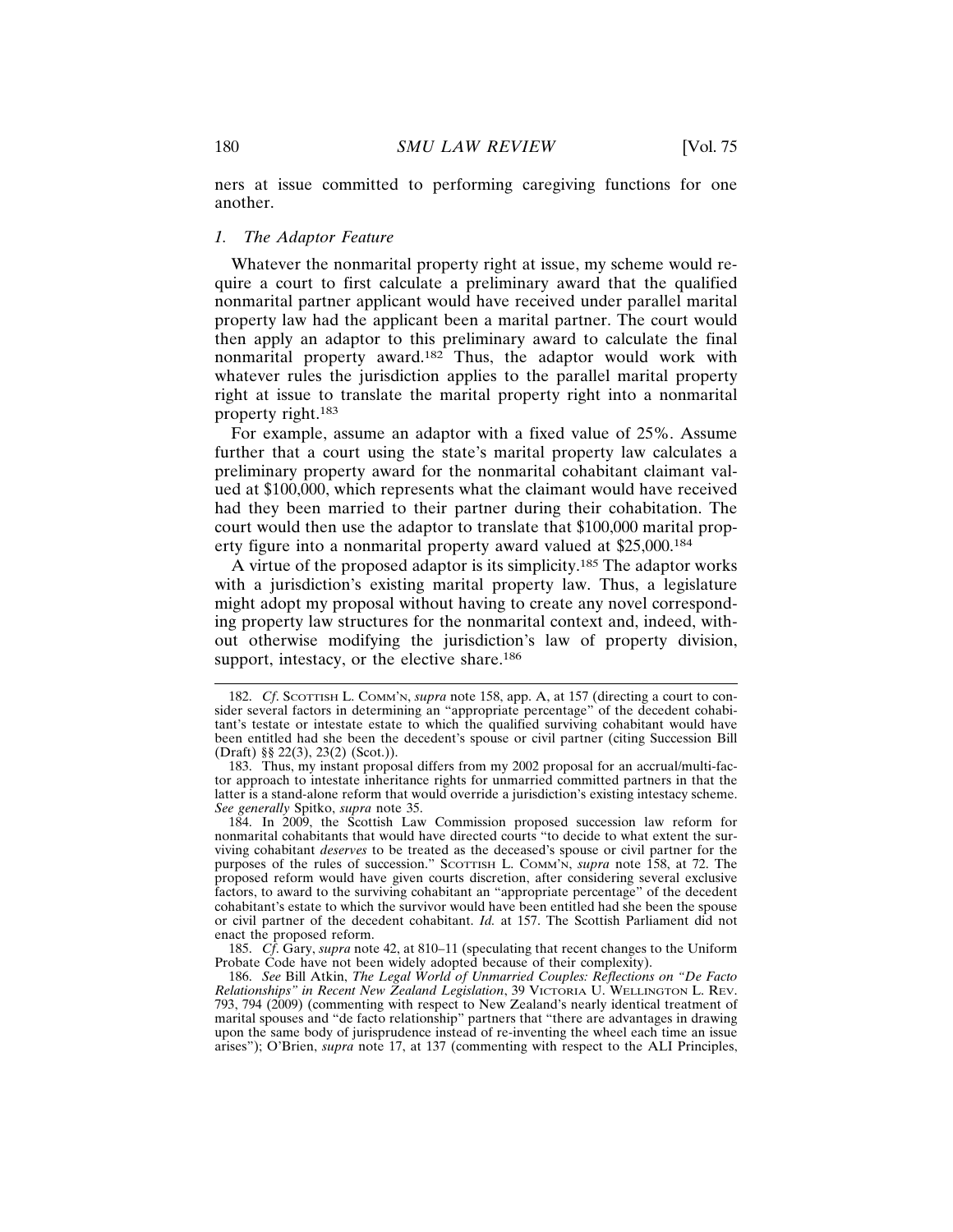ners at issue committed to performing caregiving functions for one another.

### *1. The Adaptor Feature*

Whatever the nonmarital property right at issue, my scheme would require a court to first calculate a preliminary award that the qualified nonmarital partner applicant would have received under parallel marital property law had the applicant been a marital partner. The court would then apply an adaptor to this preliminary award to calculate the final nonmarital property award.[182] Thus, the adaptor would work with whatever rules the jurisdiction applies to the parallel marital property right at issue to translate the marital property right into a nonmarital property right.[183]

For example, assume an adaptor with a fixed value of 25%. Assume further that a court using the state's marital property law calculates a preliminary property award for the nonmarital cohabitant claimant valued at $100,000, which represents what the claimant would have received had they been married to their partner during their cohabitation. The court would then use the adaptor to translate that $100,000 marital property figure into a nonmarital property award valued at $25,000.[184]

A virtue of the proposed adaptor is its simplicity.[185] The adaptor works with a jurisdiction's existing marital property law. Thus, a legislature might adopt my proposal without having to create any novel corresponding property law structures for the nonmarital context and, indeed, without otherwise modifying the jurisdiction's law of property division, support, intestacy, or the elective share.[186]

---

182. *Cf*. Scottish L. Comm'n, *supra* note 158, app. A, at 157 (directing a court to consider several factors in determining an "appropriate percentage" of the decedent cohabitant's testate or intestate estate to which the qualified surviving cohabitant would have been entitled had she been the decedent's spouse or civil partner (citing Succession Bill (Draft) §§ 22(3), 23(2) (Scot.)).

183. Thus, my instant proposal differs from my 2002 proposal for an accrual/multi-factor approach to intestate inheritance rights for unmarried committed partners in that the latter is a stand-alone reform that would override a jurisdiction's existing intestacy scheme. *See generally* Spitko, *supra* note 35.

184. In 2009, the Scottish Law Commission proposed succession law reform for nonmarital cohabitants that would have directed courts "to decide to what extent the surviving cohabitant *deserves* to be treated as the deceased's spouse or civil partner for the purposes of the rules of succession." Scottish L. Comm'n, *supra* note 158, at 72. The proposed reform would have given courts discretion, after considering several exclusive factors, to award to the surviving cohabitant an "appropriate percentage" of the decedent cohabitant's estate to which the survivor would have been entitled had she been the spouse or civil partner of the decedent cohabitant. *Id.* at 157. The Scottish Parliament did not enact the proposed reform.

185. *Cf*. Gary, *supra* note 42, at 810–11 (speculating that recent changes to the Uniform Probate Code have not been widely adopted because of their complexity).

186. *See* Bill Atkin, *The Legal World of Unmarried Couples: Reflections on "De Facto Relationships" in Recent New Zealand Legislation*, 39 Victoria U. Wellington L. Rev. 793, 794 (2009) (commenting with respect to New Zealand's nearly identical treatment of marital spouses and "de facto relationship" partners that "there are advantages in drawing upon the same body of jurisprudence instead of re-inventing the wheel each time an issue arises"); O'Brien, *supra* note 17, at 137 (commenting with respect to the ALI Principles,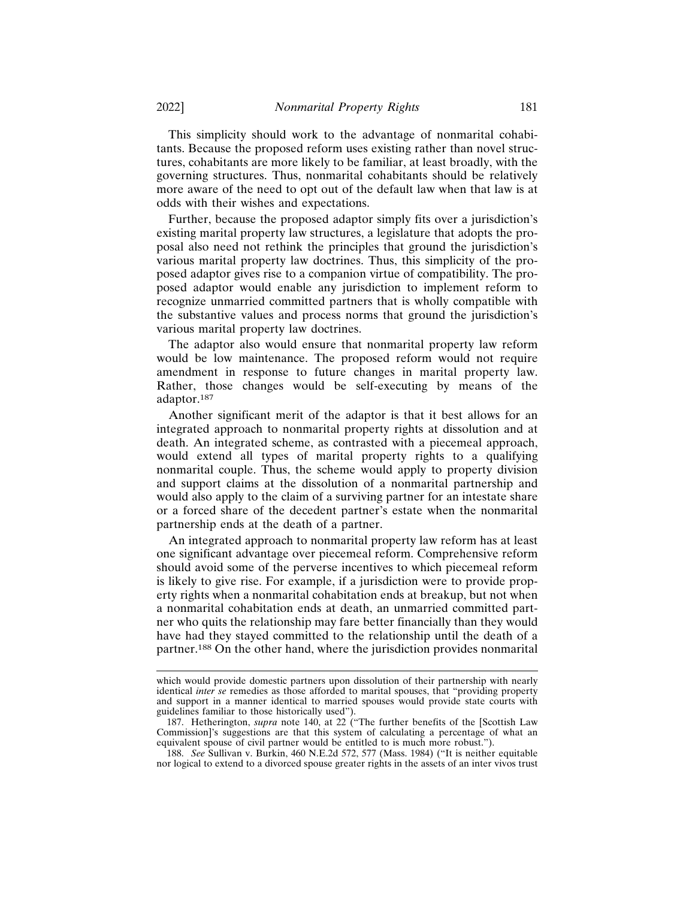This simplicity should work to the advantage of nonmarital cohabitants. Because the proposed reform uses existing rather than novel structures, cohabitants are more likely to be familiar, at least broadly, with the governing structures. Thus, nonmarital cohabitants should be relatively more aware of the need to opt out of the default law when that law is at odds with their wishes and expectations.

Further, because the proposed adaptor simply fits over a jurisdiction's existing marital property law structures, a legislature that adopts the proposal also need not rethink the principles that ground the jurisdiction's various marital property law doctrines. Thus, this simplicity of the proposed adaptor gives rise to a companion virtue of compatibility. The proposed adaptor would enable any jurisdiction to implement reform to recognize unmarried committed partners that is wholly compatible with the substantive values and process norms that ground the jurisdiction's various marital property law doctrines.

The adaptor also would ensure that nonmarital property law reform would be low maintenance. The proposed reform would not require amendment in response to future changes in marital property law. Rather, those changes would be self-executing by means of the adaptor.[187]

Another significant merit of the adaptor is that it best allows for an integrated approach to nonmarital property rights at dissolution and at death. An integrated scheme, as contrasted with a piecemeal approach, would extend all types of marital property rights to a qualifying nonmarital couple. Thus, the scheme would apply to property division and support claims at the dissolution of a nonmarital partnership and would also apply to the claim of a surviving partner for an intestate share or a forced share of the decedent partner's estate when the nonmarital partnership ends at the death of a partner.

An integrated approach to nonmarital property law reform has at least one significant advantage over piecemeal reform. Comprehensive reform should avoid some of the perverse incentives to which piecemeal reform is likely to give rise. For example, if a jurisdiction were to provide property rights when a nonmarital cohabitation ends at breakup, but not when a nonmarital cohabitation ends at death, an unmarried committed partner who quits the relationship may fare better financially than they would have had they stayed committed to the relationship until the death of a partner.[188] On the other hand, where the jurisdiction provides nonmarital

---

which would provide domestic partners upon dissolution of their partnership with nearly identical *inter se* remedies as those afforded to marital spouses, that "providing property and support in a manner identical to married spouses would provide state courts with guidelines familiar to those historically used").

187. Hetherington, *supra* note 140, at 22 ("The further benefits of the [Scottish Law Commission]'s suggestions are that this system of calculating a percentage of what an equivalent spouse of civil partner would be entitled to is much more robust.").

188. *See* Sullivan v. Burkin, 460 N.E.2d 572, 577 (Mass. 1984) ("It is neither equitable nor logical to extend to a divorced spouse greater rights in the assets of an inter vivos trust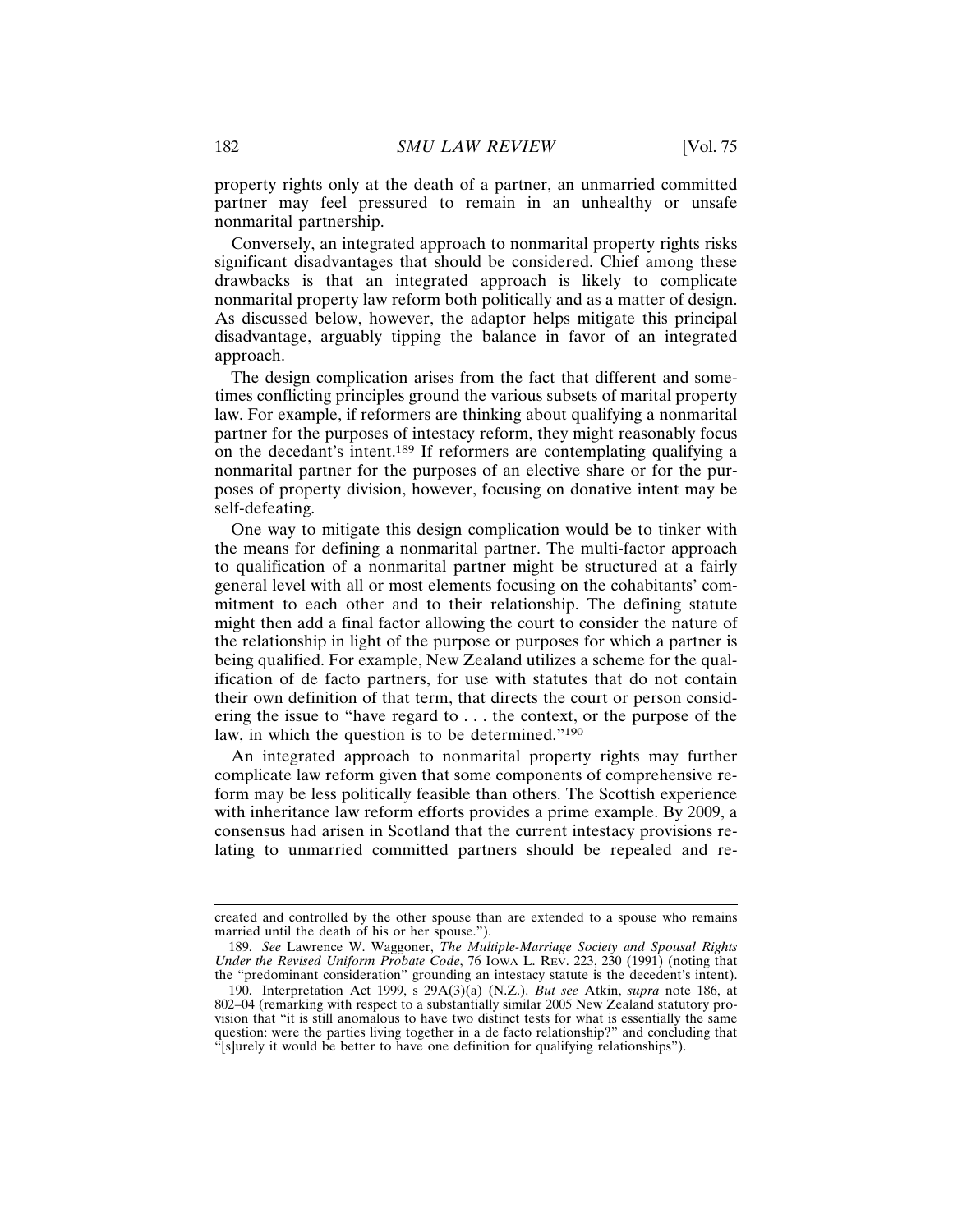property rights only at the death of a partner, an unmarried committed partner may feel pressured to remain in an unhealthy or unsafe nonmarital partnership.

Conversely, an integrated approach to nonmarital property rights risks significant disadvantages that should be considered. Chief among these drawbacks is that an integrated approach is likely to complicate nonmarital property law reform both politically and as a matter of design. As discussed below, however, the adaptor helps mitigate this principal disadvantage, arguably tipping the balance in favor of an integrated approach.

The design complication arises from the fact that different and sometimes conflicting principles ground the various subsets of marital property law. For example, if reformers are thinking about qualifying a nonmarital partner for the purposes of intestacy reform, they might reasonably focus on the decedent's intent.[189] If reformers are contemplating qualifying a nonmarital partner for the purposes of an elective share or for the purposes of property division, however, focusing on donative intent may be self-defeating.

One way to mitigate this design complication would be to tinker with the means for defining a nonmarital partner. The multi-factor approach to qualification of a nonmarital partner might be structured at a fairly general level with all or most elements focusing on the cohabitants' commitment to each other and to their relationship. The defining statute might then add a final factor allowing the court to consider the nature of the relationship in light of the purpose or purposes for which a partner is being qualified. For example, New Zealand utilizes a scheme for the qualification of de facto partners, for use with statutes that do not contain their own definition of that term, that directs the court or person considering the issue to "have regard to . . . the context, or the purpose of the law, in which the question is to be determined."[190]

An integrated approach to nonmarital property rights may further complicate law reform given that some components of comprehensive reform may be less politically feasible than others. The Scottish experience with inheritance law reform efforts provides a prime example. By 2009, a consensus had arisen in Scotland that the current intestacy provisions relating to unmarried committed partners should be repealed and re-

---

created and controlled by the other spouse than are extended to a spouse who remains married until the death of his or her spouse.").

189. *See* Lawrence W. Waggoner, *The Multiple-Marriage Society and Spousal Rights Under the Revised Uniform Probate Code*, 76 IOWA L. REV. 223, 230 (1991) (noting that the "predominant consideration" grounding an intestacy statute is the decedent's intent).

190. Interpretation Act 1999, s 29A(3)(a) (N.Z.). *But see* Atkin, *supra* note 186, at 802–04 (remarking with respect to a substantially similar 2005 New Zealand statutory provision that "it is still anomalous to have two distinct tests for what is essentially the same question: were the parties living together in a de facto relationship?" and concluding that "[s]urely it would be better to have one definition for qualifying relationships").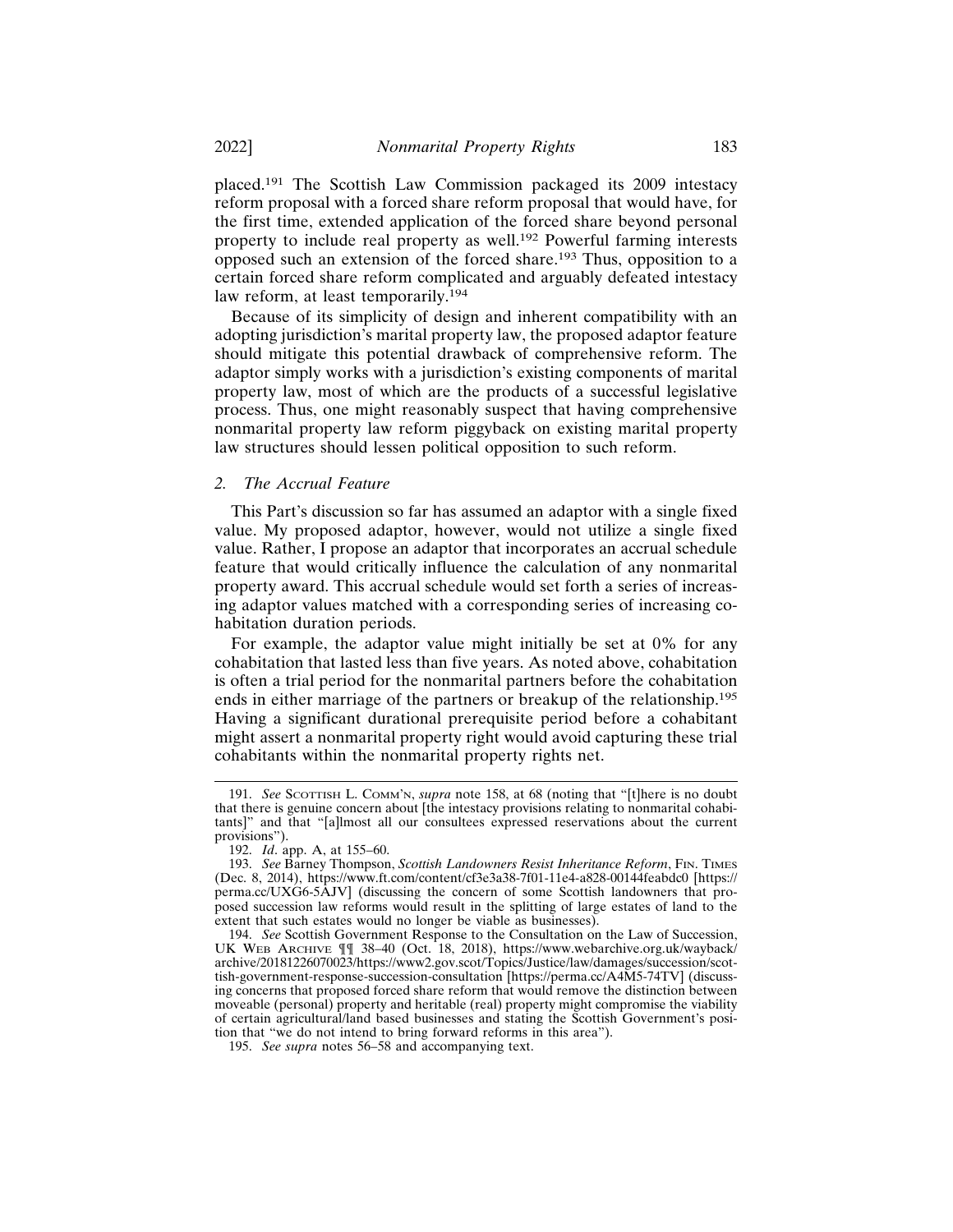placed.[191] The Scottish Law Commission packaged its 2009 intestacy reform proposal with a forced share reform proposal that would have, for the first time, extended application of the forced share beyond personal property to include real property as well.[192] Powerful farming interests opposed such an extension of the forced share.[193] Thus, opposition to a certain forced share reform complicated and arguably defeated intestacy law reform, at least temporarily.[194]

Because of its simplicity of design and inherent compatibility with an adopting jurisdiction's marital property law, the proposed adaptor feature should mitigate this potential drawback of comprehensive reform. The adaptor simply works with a jurisdiction's existing components of marital property law, most of which are the products of a successful legislative process. Thus, one might reasonably suspect that having comprehensive nonmarital property law reform piggyback on existing marital property law structures should lessen political opposition to such reform.

### 2. *The Accrual Feature*

This Part's discussion so far has assumed an adaptor with a single fixed value. My proposed adaptor, however, would not utilize a single fixed value. Rather, I propose an adaptor that incorporates an accrual schedule feature that would critically influence the calculation of any nonmarital property award. This accrual schedule would set forth a series of increasing adaptor values matched with a corresponding series of increasing cohabitation duration periods.

For example, the adaptor value might initially be set at 0% for any cohabitation that lasted less than five years. As noted above, cohabitation is often a trial period for the nonmarital partners before the cohabitation ends in either marriage of the partners or breakup of the relationship.[195] Having a significant durational prerequisite period before a cohabitant might assert a nonmarital property right would avoid capturing these trial cohabitants within the nonmarital property rights net.

---

191. *See* Scottish L. Comm'n, *supra* note 158, at 68 (noting that "[t]here is no doubt that there is genuine concern about [the intestacy provisions relating to nonmarital cohabitants]" and that "[a]lmost all our consultees expressed reservations about the current provisions").

192. *Id*. app. A, at 155–60.

193. *See* Barney Thompson, *Scottish Landowners Resist Inheritance Reform*, Fin. Times (Dec. 8, 2014), https://www.ft.com/content/cf3e3a38-7f01-11e4-a828-00144feabdc0 [https://perma.cc/UXG6-5AJV] (discussing the concern of some Scottish landowners that proposed succession law reforms would result in the splitting of large estates of land to the extent that such estates would no longer be viable as businesses).

194. *See* Scottish Government Response to the Consultation on the Law of Succession, UK Web Archive ¶¶ 38–40 (Oct. 18, 2018), https://www.webarchive.org.uk/wayback/archive/20181226070023/https://www2.gov.scot/Topics/Justice/law/damages/succession/scottish-government-response-succession-consultation [https://perma.cc/A4M5-74TV] (discussing concerns that proposed forced share reform that would remove the distinction between moveable (personal) property and heritable (real) property might compromise the viability of certain agricultural/land based businesses and stating the Scottish Government's position that "we do not intend to bring forward reforms in this area").

195. *See supra* notes 56–58 and accompanying text.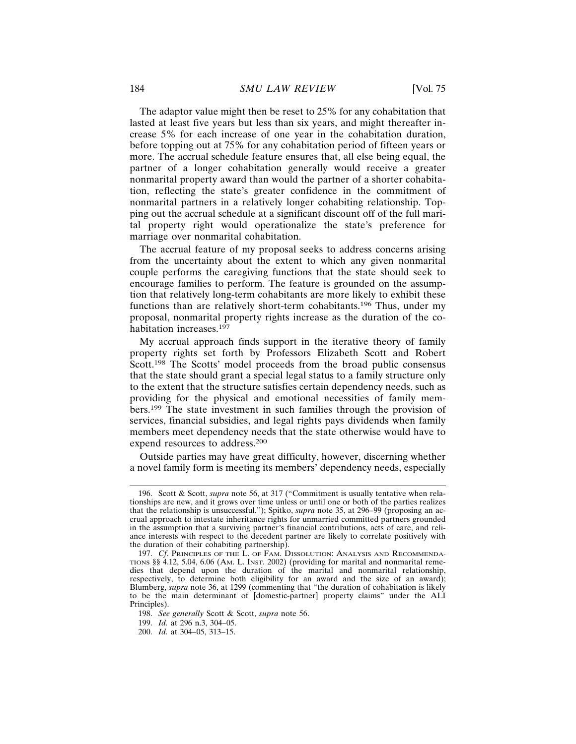The adaptor value might then be reset to 25% for any cohabitation that lasted at least five years but less than six years, and might thereafter increase 5% for each increase of one year in the cohabitation duration, before topping out at 75% for any cohabitation period of fifteen years or more. The accrual schedule feature ensures that, all else being equal, the partner of a longer cohabitation generally would receive a greater nonmarital property award than would the partner of a shorter cohabitation, reflecting the state's greater confidence in the commitment of nonmarital partners in a relatively longer cohabiting relationship. Topping out the accrual schedule at a significant discount off of the full marital property right would operationalize the state's preference for marriage over nonmarital cohabitation.

The accrual feature of my proposal seeks to address concerns arising from the uncertainty about the extent to which any given nonmarital couple performs the caregiving functions that the state should seek to encourage families to perform. The feature is grounded on the assumption that relatively long-term cohabitants are more likely to exhibit these functions than are relatively short-term cohabitants.[196] Thus, under my proposal, nonmarital property rights increase as the duration of the cohabitation increases.[197]

My accrual approach finds support in the iterative theory of family property rights set forth by Professors Elizabeth Scott and Robert Scott.[198] The Scotts' model proceeds from the broad public consensus that the state should grant a special legal status to a family structure only to the extent that the structure satisfies certain dependency needs, such as providing for the physical and emotional necessities of family members.[199] The state investment in such families through the provision of services, financial subsidies, and legal rights pays dividends when family members meet dependency needs that the state otherwise would have to expend resources to address.[200]

Outside parties may have great difficulty, however, discerning whether a novel family form is meeting its members' dependency needs, especially

---

196. Scott & Scott, *supra* note 56, at 317 ("Commitment is usually tentative when relationships are new, and it grows over time unless or until one or both of the parties realizes that the relationship is unsuccessful."); Spitko, *supra* note 35, at 296–99 (proposing an accrual approach to intestate inheritance rights for unmarried committed partners grounded in the assumption that a surviving partner's financial contributions, acts of care, and reliance interests with respect to the decedent partner are likely to correlate positively with the duration of their cohabiting partnership).

197. *Cf*. PRINCIPLES OF THE L. OF FAM. DISSOLUTION: ANALYSIS AND RECOMMENDATIONS §§ 4.12, 5.04, 6.06 (AM. L. INST. 2002) (providing for marital and nonmarital remedies that depend upon the duration of the marital and nonmarital relationship, respectively, to determine both eligibility for an award and the size of an award); Blumberg, *supra* note 36, at 1299 (commenting that "the duration of cohabitation is likely to be the main determinant of [domestic-partner] property claims" under the ALI Principles).

198. *See generally* Scott & Scott, *supra* note 56.

199. *Id.* at 296 n.3, 304–05.

200. *Id.* at 304–05, 313–15.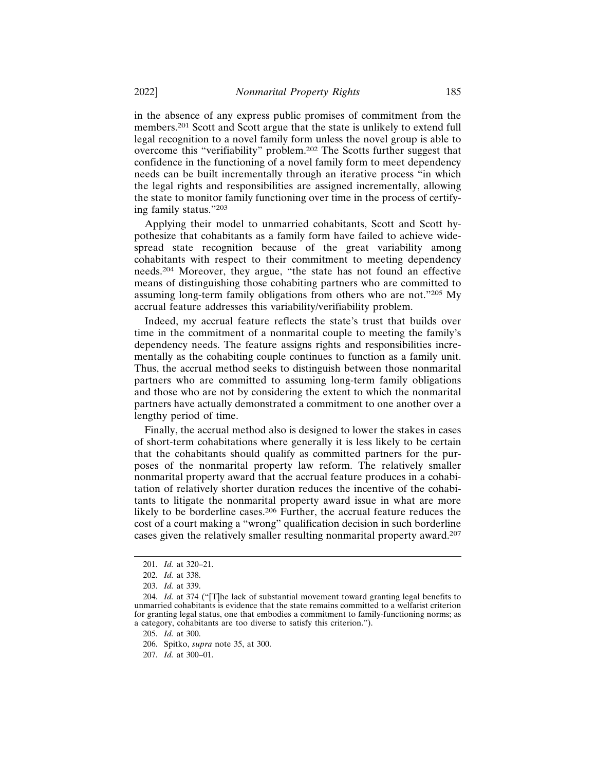in the absence of any express public promises of commitment from the members.[201] Scott and Scott argue that the state is unlikely to extend full legal recognition to a novel family form unless the novel group is able to overcome this "verifiability" problem.[202] The Scotts further suggest that confidence in the functioning of a novel family form to meet dependency needs can be built incrementally through an iterative process "in which the legal rights and responsibilities are assigned incrementally, allowing the state to monitor family functioning over time in the process of certifying family status."[203]

Applying their model to unmarried cohabitants, Scott and Scott hypothesize that cohabitants as a family form have failed to achieve widespread state recognition because of the great variability among cohabitants with respect to their commitment to meeting dependency needs.[204] Moreover, they argue, "the state has not found an effective means of distinguishing those cohabiting partners who are committed to assuming long-term family obligations from others who are not."[205] My accrual feature addresses this variability/verifiability problem.

Indeed, my accrual feature reflects the state's trust that builds over time in the commitment of a nonmarital couple to meeting the family's dependency needs. The feature assigns rights and responsibilities incrementally as the cohabiting couple continues to function as a family unit. Thus, the accrual method seeks to distinguish between those nonmarital partners who are committed to assuming long-term family obligations and those who are not by considering the extent to which the nonmarital partners have actually demonstrated a commitment to one another over a lengthy period of time.

Finally, the accrual method also is designed to lower the stakes in cases of short-term cohabitations where generally it is less likely to be certain that the cohabitants should qualify as committed partners for the purposes of the nonmarital property law reform. The relatively smaller nonmarital property award that the accrual feature produces in a cohabitation of relatively shorter duration reduces the incentive of the cohabitants to litigate the nonmarital property award issue in what are more likely to be borderline cases.[206] Further, the accrual feature reduces the cost of a court making a "wrong" qualification decision in such borderline cases given the relatively smaller resulting nonmarital property award.[207]

---

201. *Id.* at 320–21.

202. *Id.* at 338.

203. *Id.* at 339.

204. *Id.* at 374 ("[T]he lack of substantial movement toward granting legal benefits to unmarried cohabitants is evidence that the state remains committed to a welfarist criterion for granting legal status, one that embodies a commitment to family-functioning norms; as a category, cohabitants are too diverse to satisfy this criterion.").

205. *Id.* at 300.

206. Spitko, *supra* note 35, at 300.

207. *Id.* at 300–01.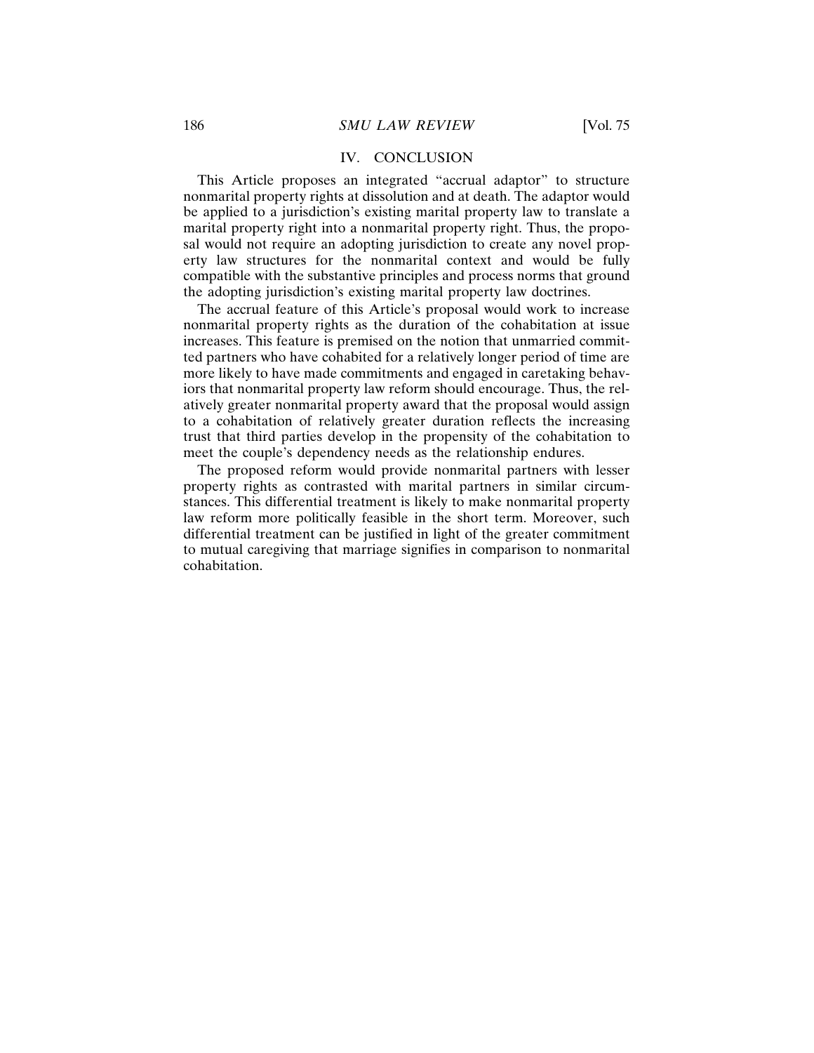## IV. CONCLUSION

This Article proposes an integrated "accrual adaptor" to structure nonmarital property rights at dissolution and at death. The adaptor would be applied to a jurisdiction's existing marital property law to translate a marital property right into a nonmarital property right. Thus, the proposal would not require an adopting jurisdiction to create any novel property law structures for the nonmarital context and would be fully compatible with the substantive principles and process norms that ground the adopting jurisdiction's existing marital property law doctrines.

The accrual feature of this Article's proposal would work to increase nonmarital property rights as the duration of the cohabitation at issue increases. This feature is premised on the notion that unmarried committed partners who have cohabited for a relatively longer period of time are more likely to have made commitments and engaged in caretaking behaviors that nonmarital property law reform should encourage. Thus, the relatively greater nonmarital property award that the proposal would assign to a cohabitation of relatively greater duration reflects the increasing trust that third parties develop in the propensity of the cohabitation to meet the couple's dependency needs as the relationship endures.

The proposed reform would provide nonmarital partners with lesser property rights as contrasted with marital partners in similar circumstances. This differential treatment is likely to make nonmarital property law reform more politically feasible in the short term. Moreover, such differential treatment can be justified in light of the greater commitment to mutual caregiving that marriage signifies in comparison to nonmarital cohabitation.